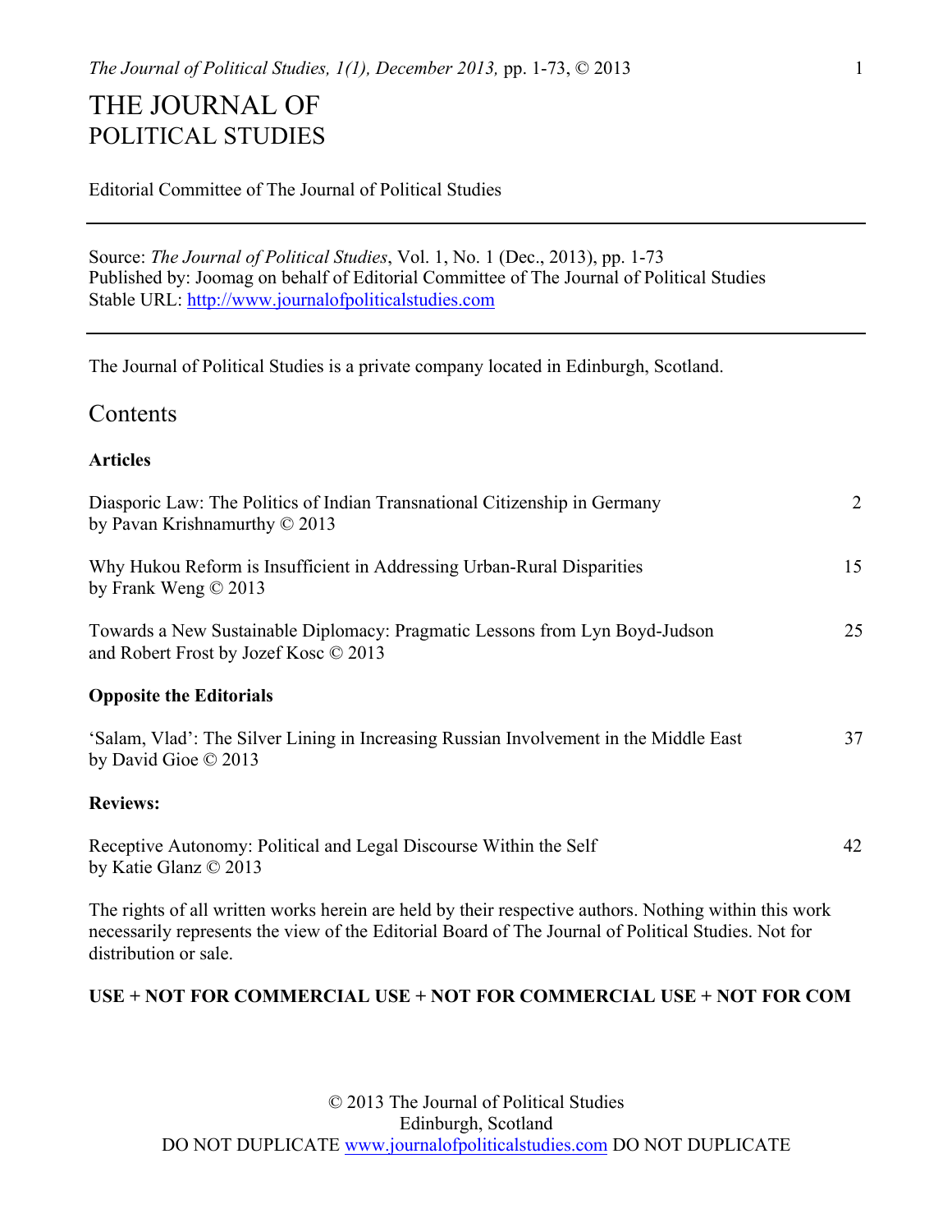# THE JOURNAL OF POLITICAL STUDIES

Editorial Committee of The Journal of Political Studies

---

Source: *The Journal of Political Studies*, Vol. 1, No. 1 (Dec., 2013), pp. 1-73
Published by: Joomag on behalf of Editorial Committee of The Journal of Political Studies
Stable URL: http://www.journalofpoliticalstudies.com

---

The Journal of Political Studies is a private company located in Edinburgh, Scotland.

## Contents

**Articles**

Diasporic Law: The Politics of Indian Transnational Citizenship in Germany by Pavan Krishnamurthy © 2013 — 2

Why Hukou Reform is Insufficient in Addressing Urban-Rural Disparities by Frank Weng © 2013 — 15

Towards a New Sustainable Diplomacy: Pragmatic Lessons from Lyn Boyd-Judson and Robert Frost by Jozef Kosc © 2013 — 25

**Opposite the Editorials**

'Salam, Vlad': The Silver Lining in Increasing Russian Involvement in the Middle East by David Gioe © 2013 — 37

**Reviews:**

Receptive Autonomy: Political and Legal Discourse Within the Self by Katie Glanz © 2013 — 42

The rights of all written works herein are held by their respective authors. Nothing within this work necessarily represents the view of the Editorial Board of The Journal of Political Studies. Not for distribution or sale.

**USE + NOT FOR COMMERCIAL USE + NOT FOR COMMERCIAL USE + NOT FOR COM**

© 2013 The Journal of Political Studies
Edinburgh, Scotland
DO NOT DUPLICATE www.journalofpoliticalstudies.com DO NOT DUPLICATE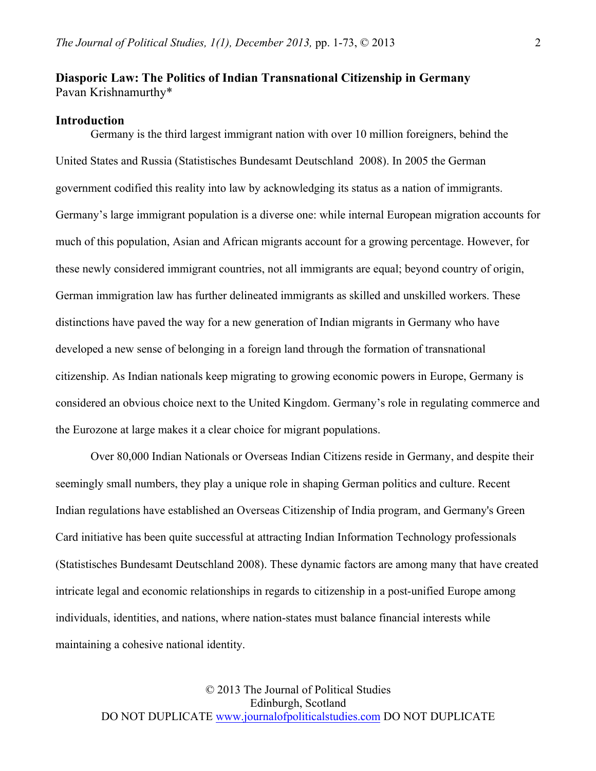## Diasporic Law: The Politics of Indian Transnational Citizenship in Germany

Pavan Krishnamurthy*

### Introduction

Germany is the third largest immigrant nation with over 10 million foreigners, behind the United States and Russia (Statistisches Bundesamt Deutschland 2008). In 2005 the German government codified this reality into law by acknowledging its status as a nation of immigrants. Germany's large immigrant population is a diverse one: while internal European migration accounts for much of this population, Asian and African migrants account for a growing percentage. However, for these newly considered immigrant countries, not all immigrants are equal; beyond country of origin, German immigration law has further delineated immigrants as skilled and unskilled workers. These distinctions have paved the way for a new generation of Indian migrants in Germany who have developed a new sense of belonging in a foreign land through the formation of transnational citizenship. As Indian nationals keep migrating to growing economic powers in Europe, Germany is considered an obvious choice next to the United Kingdom. Germany's role in regulating commerce and the Eurozone at large makes it a clear choice for migrant populations.

Over 80,000 Indian Nationals or Overseas Indian Citizens reside in Germany, and despite their seemingly small numbers, they play a unique role in shaping German politics and culture. Recent Indian regulations have established an Overseas Citizenship of India program, and Germany's Green Card initiative has been quite successful at attracting Indian Information Technology professionals (Statistisches Bundesamt Deutschland 2008). These dynamic factors are among many that have created intricate legal and economic relationships in regards to citizenship in a post-unified Europe among individuals, identities, and nations, where nation-states must balance financial interests while maintaining a cohesive national identity.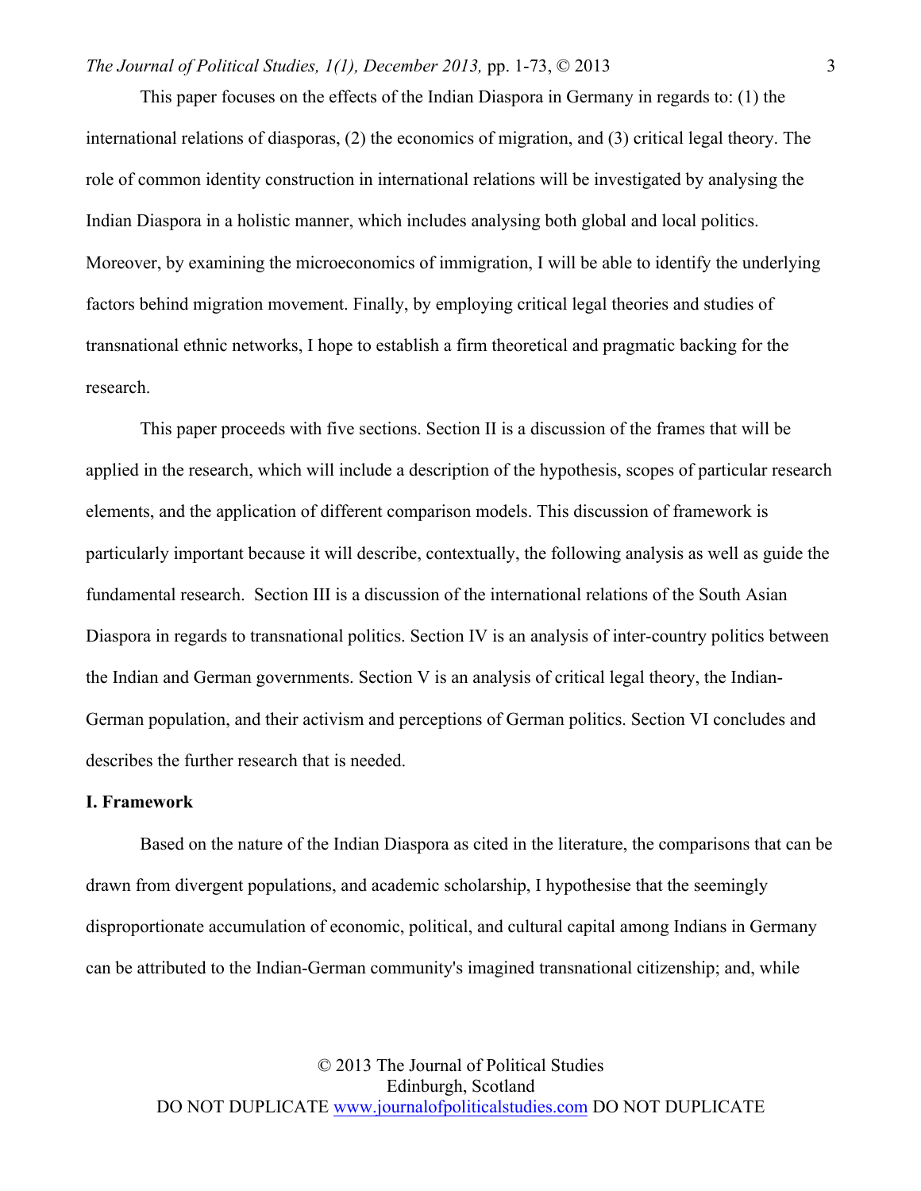This paper focuses on the effects of the Indian Diaspora in Germany in regards to: (1) the international relations of diasporas, (2) the economics of migration, and (3) critical legal theory. The role of common identity construction in international relations will be investigated by analysing the Indian Diaspora in a holistic manner, which includes analysing both global and local politics. Moreover, by examining the microeconomics of immigration, I will be able to identify the underlying factors behind migration movement. Finally, by employing critical legal theories and studies of transnational ethnic networks, I hope to establish a firm theoretical and pragmatic backing for the research.

This paper proceeds with five sections. Section II is a discussion of the frames that will be applied in the research, which will include a description of the hypothesis, scopes of particular research elements, and the application of different comparison models. This discussion of framework is particularly important because it will describe, contextually, the following analysis as well as guide the fundamental research. Section III is a discussion of the international relations of the South Asian Diaspora in regards to transnational politics. Section IV is an analysis of inter-country politics between the Indian and German governments. Section V is an analysis of critical legal theory, the Indian-German population, and their activism and perceptions of German politics. Section VI concludes and describes the further research that is needed.

**I. Framework**

Based on the nature of the Indian Diaspora as cited in the literature, the comparisons that can be drawn from divergent populations, and academic scholarship, I hypothesise that the seemingly disproportionate accumulation of economic, political, and cultural capital among Indians in Germany can be attributed to the Indian-German community's imagined transnational citizenship; and, while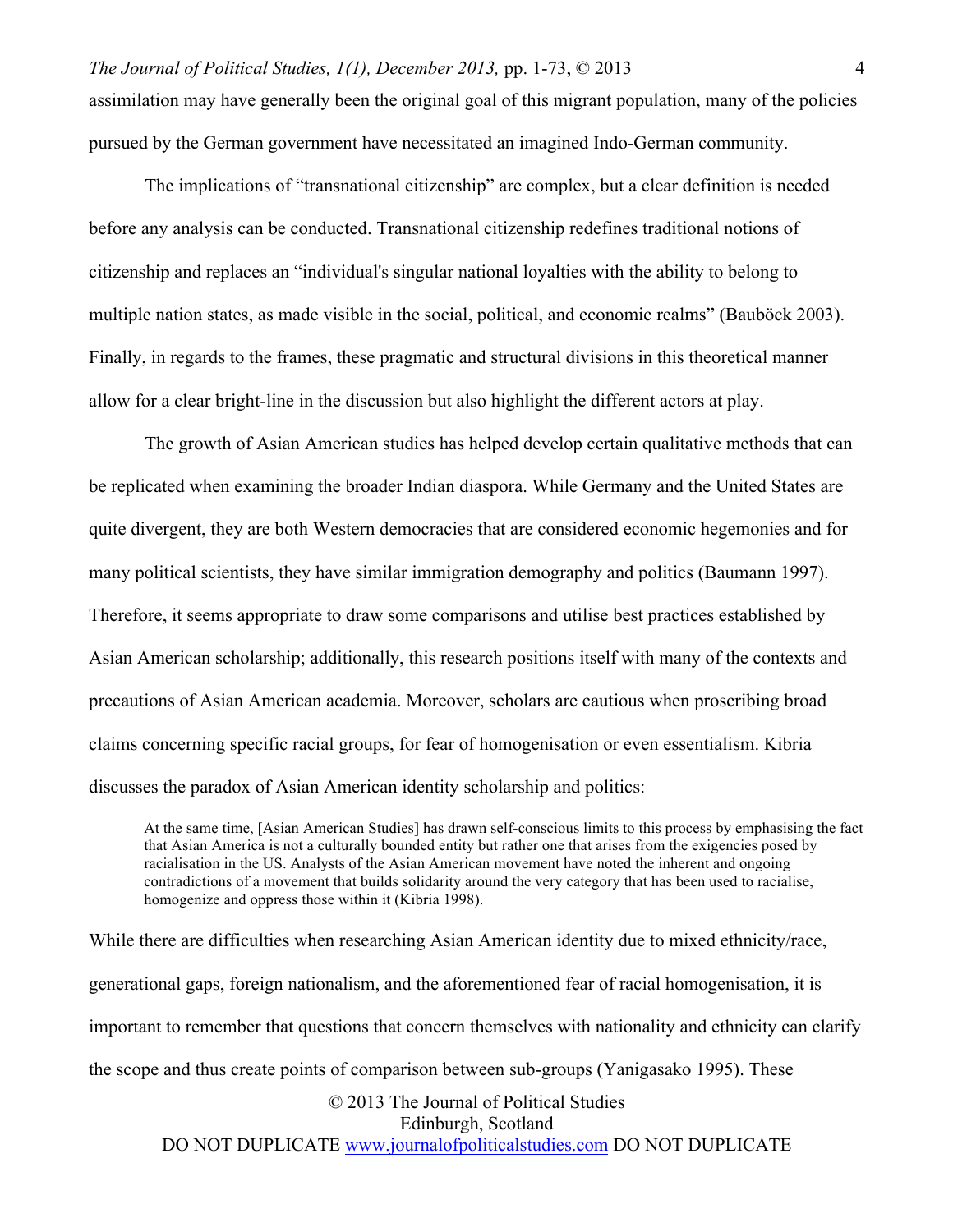assimilation may have generally been the original goal of this migrant population, many of the policies pursued by the German government have necessitated an imagined Indo-German community.

The implications of "transnational citizenship" are complex, but a clear definition is needed before any analysis can be conducted. Transnational citizenship redefines traditional notions of citizenship and replaces an "individual's singular national loyalties with the ability to belong to multiple nation states, as made visible in the social, political, and economic realms" (Bauböck 2003). Finally, in regards to the frames, these pragmatic and structural divisions in this theoretical manner allow for a clear bright-line in the discussion but also highlight the different actors at play.

The growth of Asian American studies has helped develop certain qualitative methods that can be replicated when examining the broader Indian diaspora. While Germany and the United States are quite divergent, they are both Western democracies that are considered economic hegemonies and for many political scientists, they have similar immigration demography and politics (Baumann 1997). Therefore, it seems appropriate to draw some comparisons and utilise best practices established by Asian American scholarship; additionally, this research positions itself with many of the contexts and precautions of Asian American academia. Moreover, scholars are cautious when proscribing broad claims concerning specific racial groups, for fear of homogenisation or even essentialism. Kibria discusses the paradox of Asian American identity scholarship and politics:

> At the same time, [Asian American Studies] has drawn self-conscious limits to this process by emphasising the fact that Asian America is not a culturally bounded entity but rather one that arises from the exigencies posed by racialisation in the US. Analysts of the Asian American movement have noted the inherent and ongoing contradictions of a movement that builds solidarity around the very category that has been used to racialise, homogenize and oppress those within it (Kibria 1998).

While there are difficulties when researching Asian American identity due to mixed ethnicity/race, generational gaps, foreign nationalism, and the aforementioned fear of racial homogenisation, it is important to remember that questions that concern themselves with nationality and ethnicity can clarify the scope and thus create points of comparison between sub-groups (Yanigasako 1995). These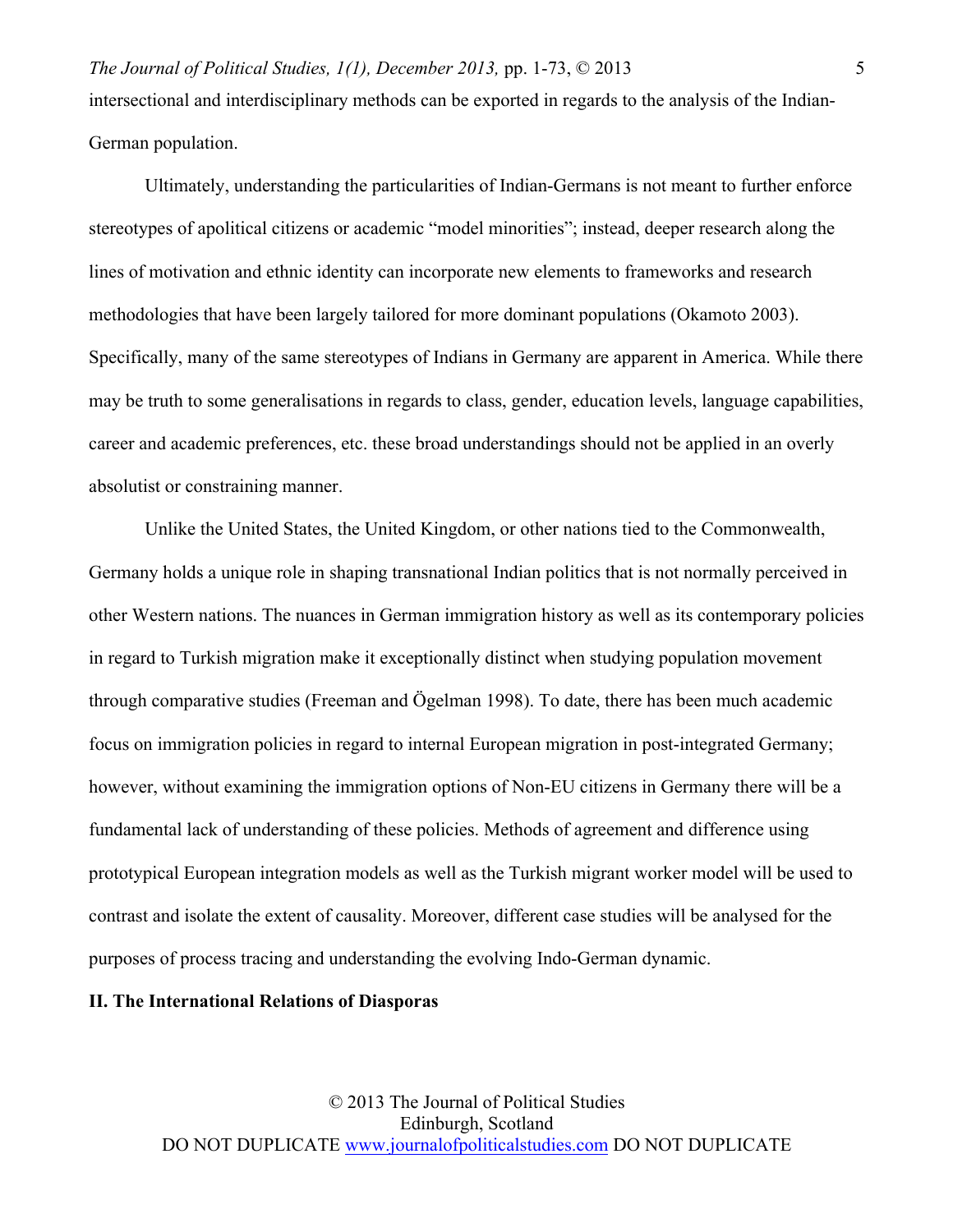intersectional and interdisciplinary methods can be exported in regards to the analysis of the Indian-German population.

Ultimately, understanding the particularities of Indian-Germans is not meant to further enforce stereotypes of apolitical citizens or academic "model minorities"; instead, deeper research along the lines of motivation and ethnic identity can incorporate new elements to frameworks and research methodologies that have been largely tailored for more dominant populations (Okamoto 2003). Specifically, many of the same stereotypes of Indians in Germany are apparent in America. While there may be truth to some generalisations in regards to class, gender, education levels, language capabilities, career and academic preferences, etc. these broad understandings should not be applied in an overly absolutist or constraining manner.

Unlike the United States, the United Kingdom, or other nations tied to the Commonwealth, Germany holds a unique role in shaping transnational Indian politics that is not normally perceived in other Western nations. The nuances in German immigration history as well as its contemporary policies in regard to Turkish migration make it exceptionally distinct when studying population movement through comparative studies (Freeman and Ögelman 1998). To date, there has been much academic focus on immigration policies in regard to internal European migration in post-integrated Germany; however, without examining the immigration options of Non-EU citizens in Germany there will be a fundamental lack of understanding of these policies. Methods of agreement and difference using prototypical European integration models as well as the Turkish migrant worker model will be used to contrast and isolate the extent of causality. Moreover, different case studies will be analysed for the purposes of process tracing and understanding the evolving Indo-German dynamic.

## II. The International Relations of Diasporas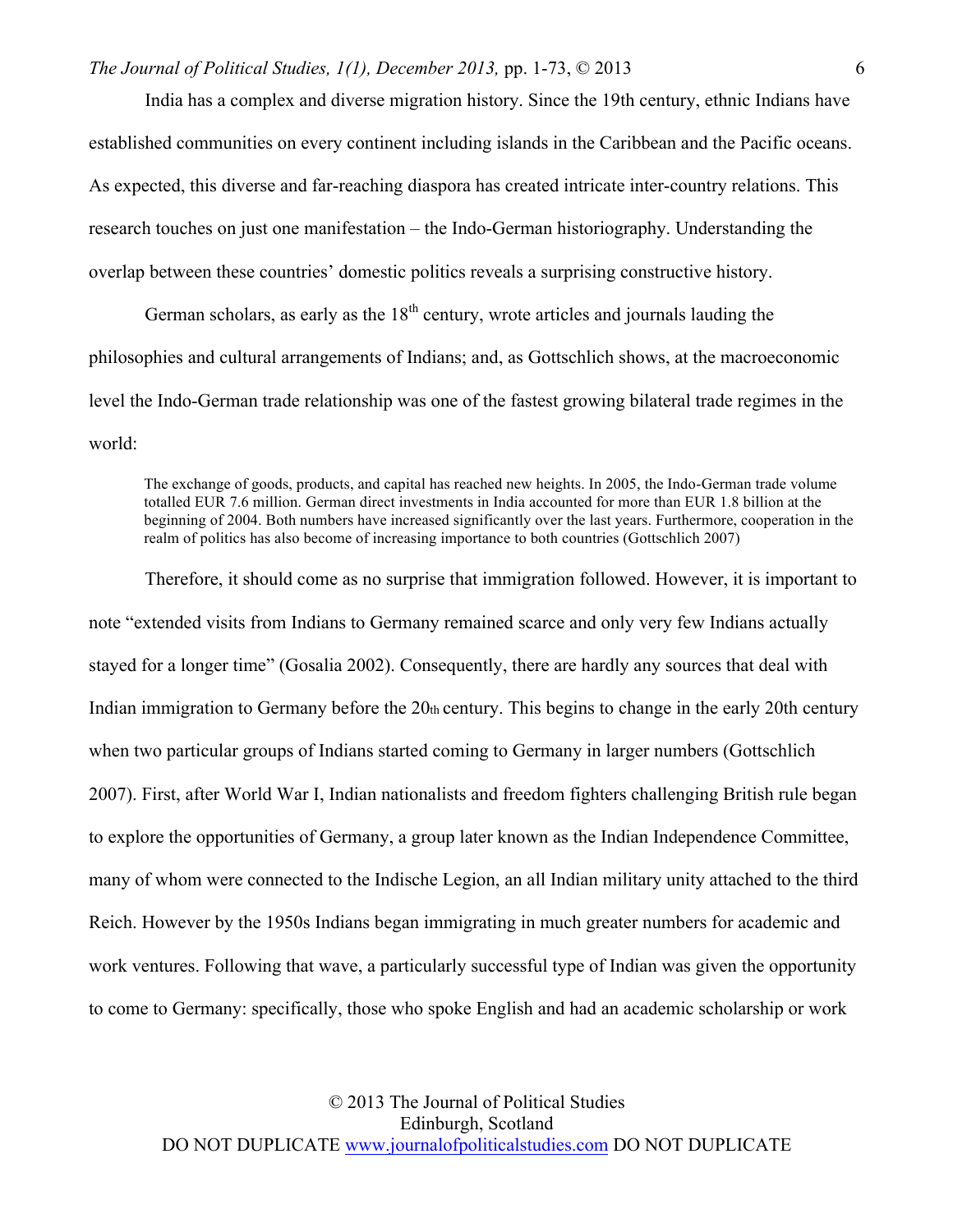India has a complex and diverse migration history. Since the 19th century, ethnic Indians have established communities on every continent including islands in the Caribbean and the Pacific oceans. As expected, this diverse and far-reaching diaspora has created intricate inter-country relations. This research touches on just one manifestation – the Indo-German historiography. Understanding the overlap between these countries' domestic politics reveals a surprising constructive history.

German scholars, as early as the 18th century, wrote articles and journals lauding the philosophies and cultural arrangements of Indians; and, as Gottschlich shows, at the macroeconomic level the Indo-German trade relationship was one of the fastest growing bilateral trade regimes in the world:

> The exchange of goods, products, and capital has reached new heights. In 2005, the Indo-German trade volume totalled EUR 7.6 million. German direct investments in India accounted for more than EUR 1.8 billion at the beginning of 2004. Both numbers have increased significantly over the last years. Furthermore, cooperation in the realm of politics has also become of increasing importance to both countries (Gottschlich 2007)

Therefore, it should come as no surprise that immigration followed. However, it is important to note "extended visits from Indians to Germany remained scarce and only very few Indians actually stayed for a longer time" (Gosalia 2002). Consequently, there are hardly any sources that deal with Indian immigration to Germany before the 20th century. This begins to change in the early 20th century when two particular groups of Indians started coming to Germany in larger numbers (Gottschlich 2007). First, after World War I, Indian nationalists and freedom fighters challenging British rule began to explore the opportunities of Germany, a group later known as the Indian Independence Committee, many of whom were connected to the Indische Legion, an all Indian military unity attached to the third Reich. However by the 1950s Indians began immigrating in much greater numbers for academic and work ventures. Following that wave, a particularly successful type of Indian was given the opportunity to come to Germany: specifically, those who spoke English and had an academic scholarship or work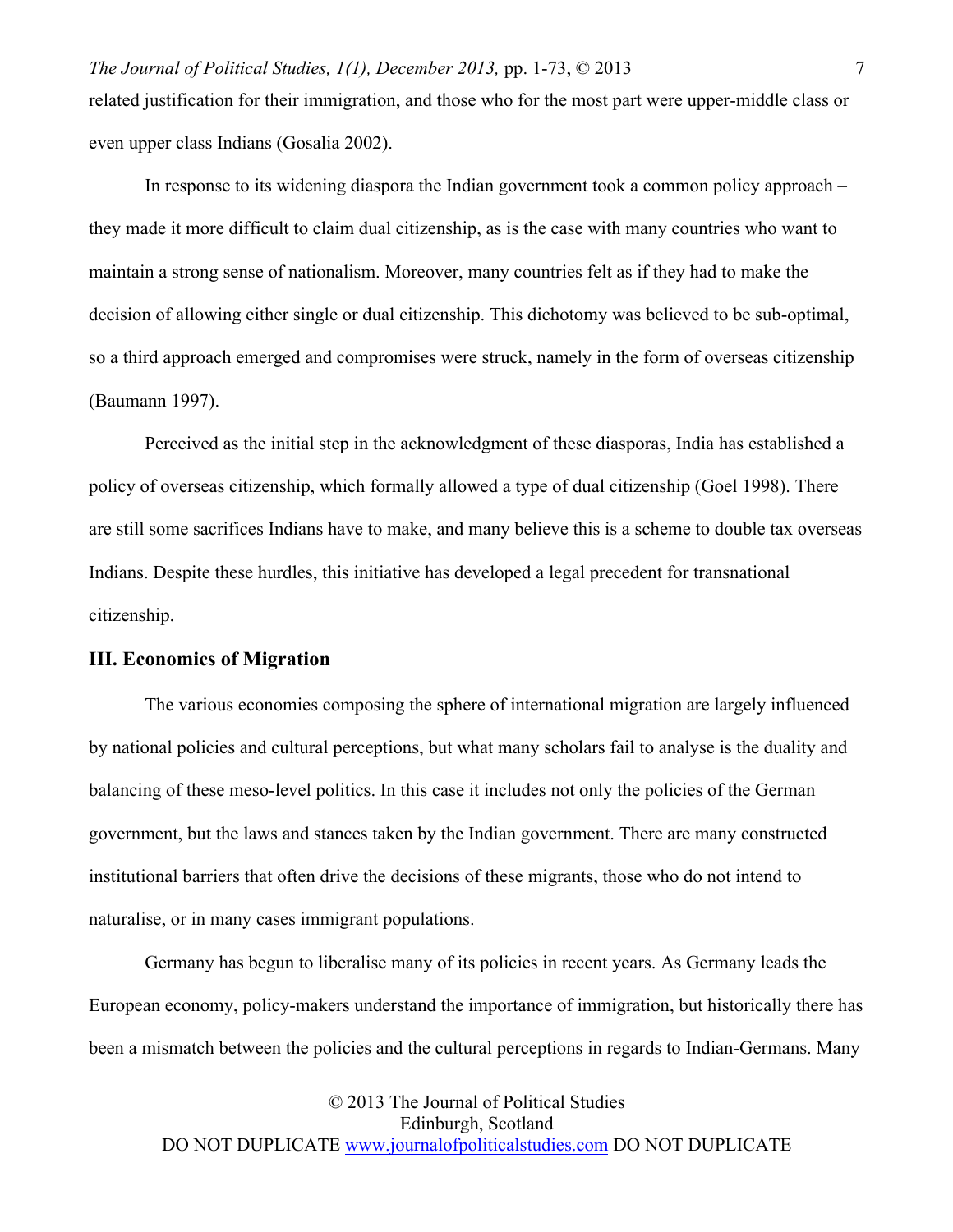related justification for their immigration, and those who for the most part were upper-middle class or even upper class Indians (Gosalia 2002).

In response to its widening diaspora the Indian government took a common policy approach – they made it more difficult to claim dual citizenship, as is the case with many countries who want to maintain a strong sense of nationalism. Moreover, many countries felt as if they had to make the decision of allowing either single or dual citizenship. This dichotomy was believed to be sub-optimal, so a third approach emerged and compromises were struck, namely in the form of overseas citizenship (Baumann 1997).

Perceived as the initial step in the acknowledgment of these diasporas, India has established a policy of overseas citizenship, which formally allowed a type of dual citizenship (Goel 1998). There are still some sacrifices Indians have to make, and many believe this is a scheme to double tax overseas Indians. Despite these hurdles, this initiative has developed a legal precedent for transnational citizenship.

## III. Economics of Migration

The various economies composing the sphere of international migration are largely influenced by national policies and cultural perceptions, but what many scholars fail to analyse is the duality and balancing of these meso-level politics. In this case it includes not only the policies of the German government, but the laws and stances taken by the Indian government. There are many constructed institutional barriers that often drive the decisions of these migrants, those who do not intend to naturalise, or in many cases immigrant populations.

Germany has begun to liberalise many of its policies in recent years. As Germany leads the European economy, policy-makers understand the importance of immigration, but historically there has been a mismatch between the policies and the cultural perceptions in regards to Indian-Germans. Many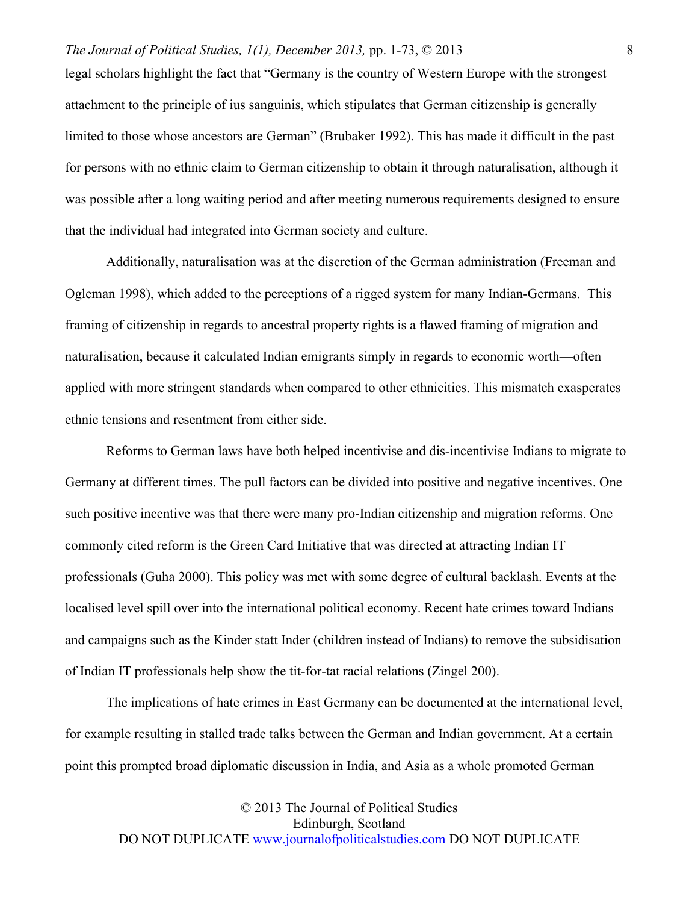legal scholars highlight the fact that "Germany is the country of Western Europe with the strongest attachment to the principle of ius sanguinis, which stipulates that German citizenship is generally limited to those whose ancestors are German" (Brubaker 1992). This has made it difficult in the past for persons with no ethnic claim to German citizenship to obtain it through naturalisation, although it was possible after a long waiting period and after meeting numerous requirements designed to ensure that the individual had integrated into German society and culture.

Additionally, naturalisation was at the discretion of the German administration (Freeman and Ogleman 1998), which added to the perceptions of a rigged system for many Indian-Germans. This framing of citizenship in regards to ancestral property rights is a flawed framing of migration and naturalisation, because it calculated Indian emigrants simply in regards to economic worth—often applied with more stringent standards when compared to other ethnicities. This mismatch exasperates ethnic tensions and resentment from either side.

Reforms to German laws have both helped incentivise and dis-incentivise Indians to migrate to Germany at different times. The pull factors can be divided into positive and negative incentives. One such positive incentive was that there were many pro-Indian citizenship and migration reforms. One commonly cited reform is the Green Card Initiative that was directed at attracting Indian IT professionals (Guha 2000). This policy was met with some degree of cultural backlash. Events at the localised level spill over into the international political economy. Recent hate crimes toward Indians and campaigns such as the Kinder statt Inder (children instead of Indians) to remove the subsidisation of Indian IT professionals help show the tit-for-tat racial relations (Zingel 200).

The implications of hate crimes in East Germany can be documented at the international level, for example resulting in stalled trade talks between the German and Indian government. At a certain point this prompted broad diplomatic discussion in India, and Asia as a whole promoted German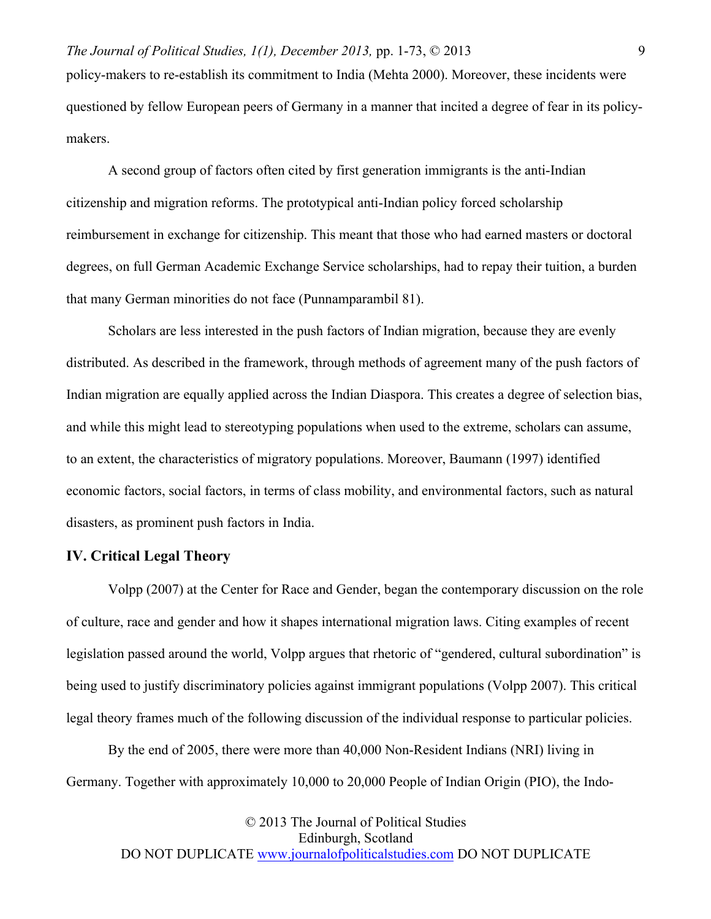policy-makers to re-establish its commitment to India (Mehta 2000). Moreover, these incidents were questioned by fellow European peers of Germany in a manner that incited a degree of fear in its policy-makers.

A second group of factors often cited by first generation immigrants is the anti-Indian citizenship and migration reforms. The prototypical anti-Indian policy forced scholarship reimbursement in exchange for citizenship. This meant that those who had earned masters or doctoral degrees, on full German Academic Exchange Service scholarships, had to repay their tuition, a burden that many German minorities do not face (Punnamparambil 81).

Scholars are less interested in the push factors of Indian migration, because they are evenly distributed. As described in the framework, through methods of agreement many of the push factors of Indian migration are equally applied across the Indian Diaspora. This creates a degree of selection bias, and while this might lead to stereotyping populations when used to the extreme, scholars can assume, to an extent, the characteristics of migratory populations. Moreover, Baumann (1997) identified economic factors, social factors, in terms of class mobility, and environmental factors, such as natural disasters, as prominent push factors in India.

## IV. Critical Legal Theory

Volpp (2007) at the Center for Race and Gender, began the contemporary discussion on the role of culture, race and gender and how it shapes international migration laws. Citing examples of recent legislation passed around the world, Volpp argues that rhetoric of "gendered, cultural subordination" is being used to justify discriminatory policies against immigrant populations (Volpp 2007). This critical legal theory frames much of the following discussion of the individual response to particular policies.

By the end of 2005, there were more than 40,000 Non-Resident Indians (NRI) living in Germany. Together with approximately 10,000 to 20,000 People of Indian Origin (PIO), the Indo-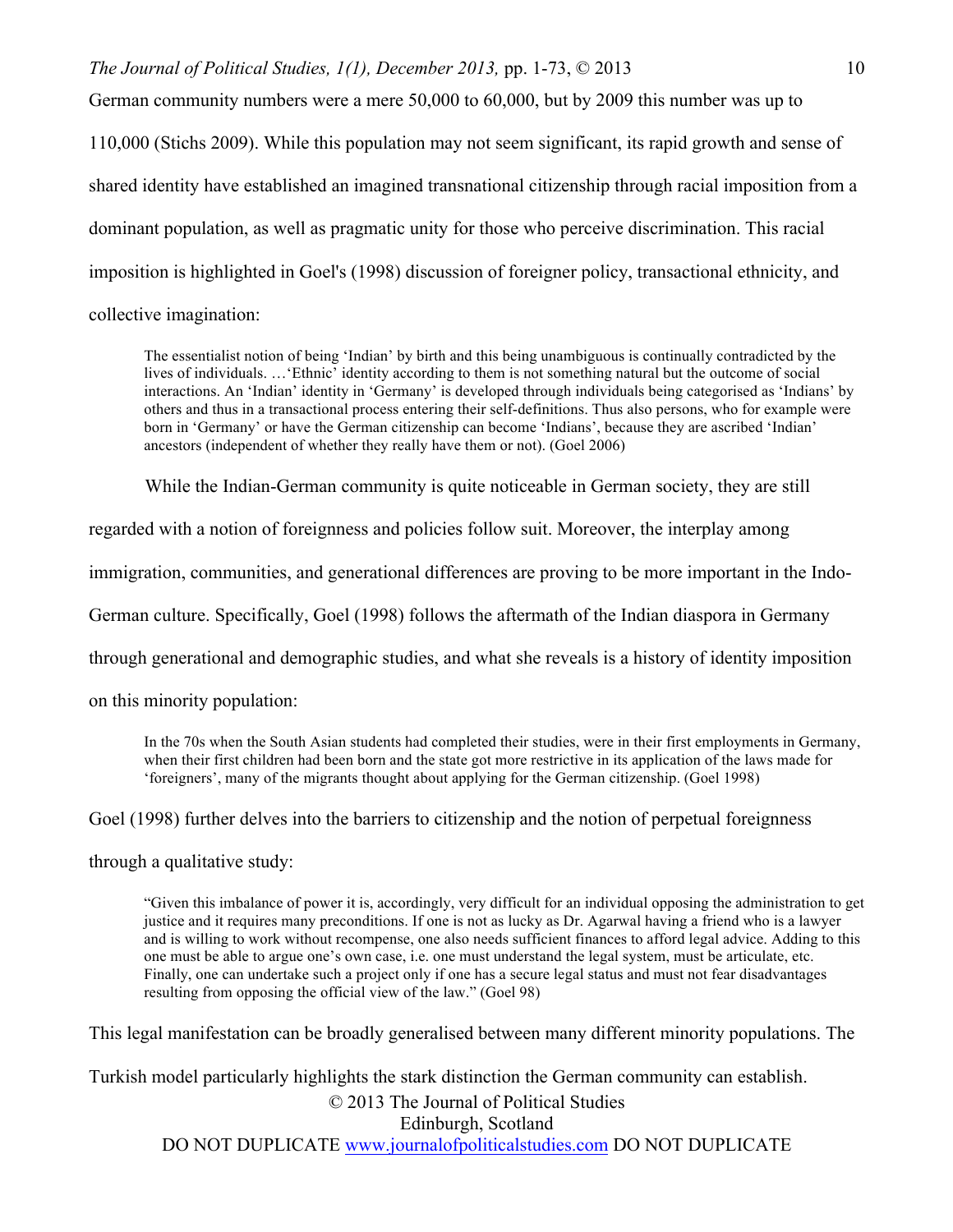German community numbers were a mere 50,000 to 60,000, but by 2009 this number was up to 110,000 (Stichs 2009). While this population may not seem significant, its rapid growth and sense of shared identity have established an imagined transnational citizenship through racial imposition from a dominant population, as well as pragmatic unity for those who perceive discrimination. This racial imposition is highlighted in Goel's (1998) discussion of foreigner policy, transactional ethnicity, and collective imagination:

> The essentialist notion of being 'Indian' by birth and this being unambiguous is continually contradicted by the lives of individuals. …'Ethnic' identity according to them is not something natural but the outcome of social interactions. An 'Indian' identity in 'Germany' is developed through individuals being categorised as 'Indians' by others and thus in a transactional process entering their self-definitions. Thus also persons, who for example were born in 'Germany' or have the German citizenship can become 'Indians', because they are ascribed 'Indian' ancestors (independent of whether they really have them or not). (Goel 2006)

While the Indian-German community is quite noticeable in German society, they are still regarded with a notion of foreignness and policies follow suit. Moreover, the interplay among immigration, communities, and generational differences are proving to be more important in the Indo-German culture. Specifically, Goel (1998) follows the aftermath of the Indian diaspora in Germany through generational and demographic studies, and what she reveals is a history of identity imposition on this minority population:

> In the 70s when the South Asian students had completed their studies, were in their first employments in Germany, when their first children had been born and the state got more restrictive in its application of the laws made for 'foreigners', many of the migrants thought about applying for the German citizenship. (Goel 1998)

Goel (1998) further delves into the barriers to citizenship and the notion of perpetual foreignness through a qualitative study:

> "Given this imbalance of power it is, accordingly, very difficult for an individual opposing the administration to get justice and it requires many preconditions. If one is not as lucky as Dr. Agarwal having a friend who is a lawyer and is willing to work without recompense, one also needs sufficient finances to afford legal advice. Adding to this one must be able to argue one's own case, i.e. one must understand the legal system, must be articulate, etc. Finally, one can undertake such a project only if one has a secure legal status and must not fear disadvantages resulting from opposing the official view of the law." (Goel 98)

This legal manifestation can be broadly generalised between many different minority populations. The Turkish model particularly highlights the stark distinction the German community can establish.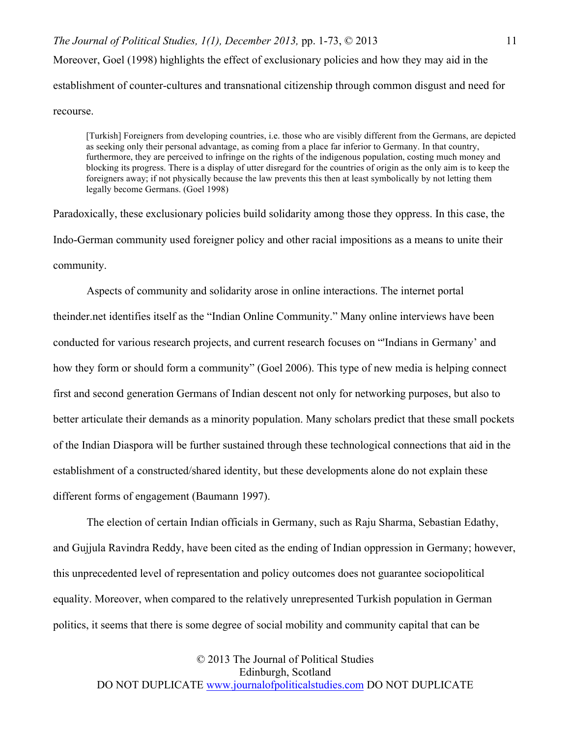Moreover, Goel (1998) highlights the effect of exclusionary policies and how they may aid in the establishment of counter-cultures and transnational citizenship through common disgust and need for recourse.

> [Turkish] Foreigners from developing countries, i.e. those who are visibly different from the Germans, are depicted as seeking only their personal advantage, as coming from a place far inferior to Germany. In that country, furthermore, they are perceived to infringe on the rights of the indigenous population, costing much money and blocking its progress. There is a display of utter disregard for the countries of origin as the only aim is to keep the foreigners away; if not physically because the law prevents this then at least symbolically by not letting them legally become Germans. (Goel 1998)

Paradoxically, these exclusionary policies build solidarity among those they oppress. In this case, the Indo-German community used foreigner policy and other racial impositions as a means to unite their community.

Aspects of community and solidarity arose in online interactions. The internet portal theinder.net identifies itself as the "Indian Online Community." Many online interviews have been conducted for various research projects, and current research focuses on "'Indians in Germany' and how they form or should form a community" (Goel 2006). This type of new media is helping connect first and second generation Germans of Indian descent not only for networking purposes, but also to better articulate their demands as a minority population. Many scholars predict that these small pockets of the Indian Diaspora will be further sustained through these technological connections that aid in the establishment of a constructed/shared identity, but these developments alone do not explain these different forms of engagement (Baumann 1997).

The election of certain Indian officials in Germany, such as Raju Sharma, Sebastian Edathy, and Gujjula Ravindra Reddy, have been cited as the ending of Indian oppression in Germany; however, this unprecedented level of representation and policy outcomes does not guarantee sociopolitical equality. Moreover, when compared to the relatively unrepresented Turkish population in German politics, it seems that there is some degree of social mobility and community capital that can be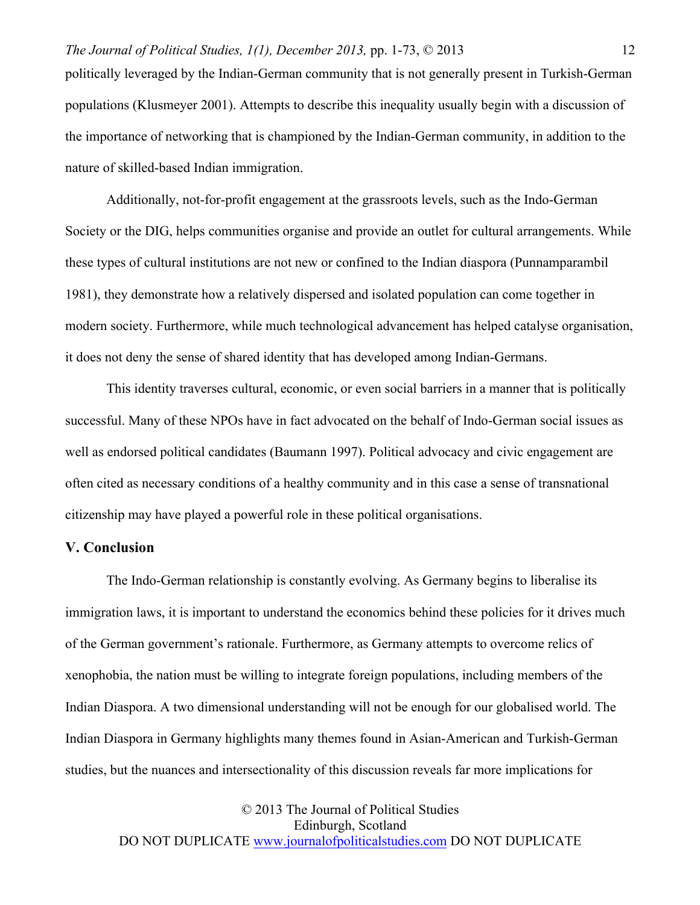politically leveraged by the Indian-German community that is not generally present in Turkish-German populations (Klusmeyer 2001). Attempts to describe this inequality usually begin with a discussion of the importance of networking that is championed by the Indian-German community, in addition to the nature of skilled-based Indian immigration.

Additionally, not-for-profit engagement at the grassroots levels, such as the Indo-German Society or the DIG, helps communities organise and provide an outlet for cultural arrangements. While these types of cultural institutions are not new or confined to the Indian diaspora (Punnamparambil 1981), they demonstrate how a relatively dispersed and isolated population can come together in modern society. Furthermore, while much technological advancement has helped catalyse organisation, it does not deny the sense of shared identity that has developed among Indian-Germans.

This identity traverses cultural, economic, or even social barriers in a manner that is politically successful. Many of these NPOs have in fact advocated on the behalf of Indo-German social issues as well as endorsed political candidates (Baumann 1997). Political advocacy and civic engagement are often cited as necessary conditions of a healthy community and in this case a sense of transnational citizenship may have played a powerful role in these political organisations.

## V. Conclusion

The Indo-German relationship is constantly evolving. As Germany begins to liberalise its immigration laws, it is important to understand the economics behind these policies for it drives much of the German government's rationale. Furthermore, as Germany attempts to overcome relics of xenophobia, the nation must be willing to integrate foreign populations, including members of the Indian Diaspora. A two dimensional understanding will not be enough for our globalised world. The Indian Diaspora in Germany highlights many themes found in Asian-American and Turkish-German studies, but the nuances and intersectionality of this discussion reveals far more implications for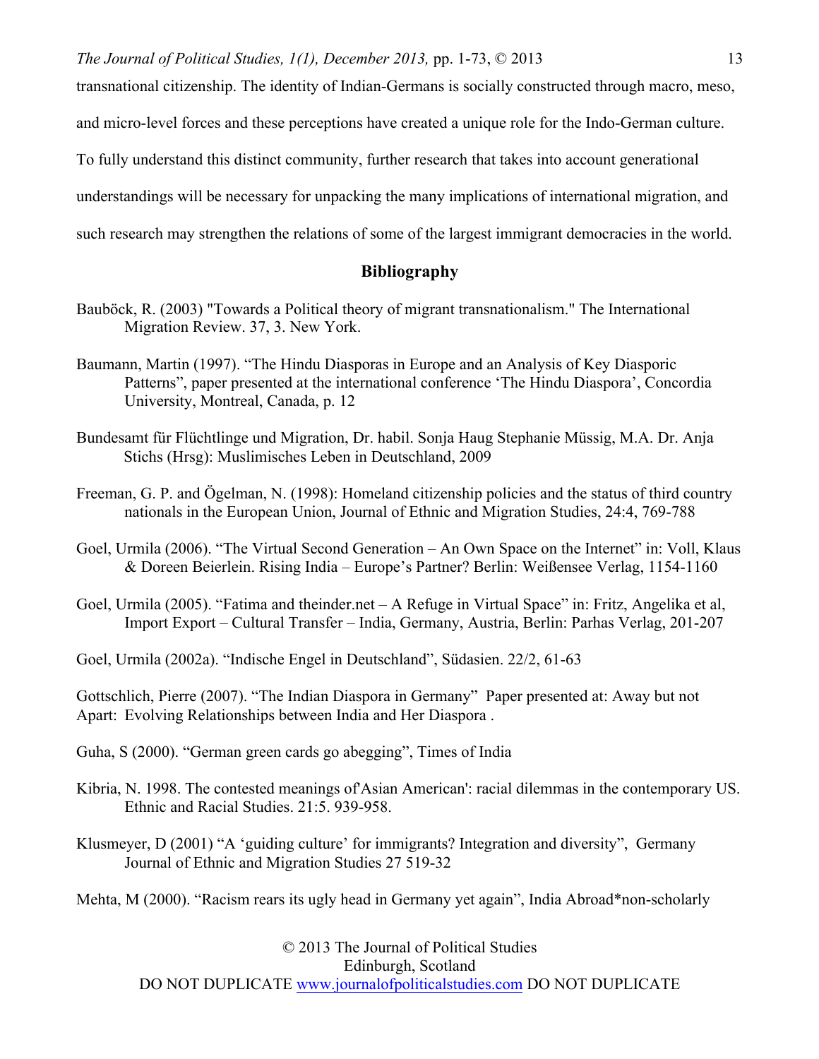transnational citizenship. The identity of Indian-Germans is socially constructed through macro, meso, and micro-level forces and these perceptions have created a unique role for the Indo-German culture. To fully understand this distinct community, further research that takes into account generational understandings will be necessary for unpacking the many implications of international migration, and such research may strengthen the relations of some of the largest immigrant democracies in the world.

## Bibliography

Bauböck, R. (2003) "Towards a Political theory of migrant transnationalism." The International Migration Review. 37, 3. New York.

Baumann, Martin (1997). "The Hindu Diasporas in Europe and an Analysis of Key Diasporic Patterns", paper presented at the international conference 'The Hindu Diaspora', Concordia University, Montreal, Canada, p. 12

Bundesamt für Flüchtlinge und Migration, Dr. habil. Sonja Haug Stephanie Müssig, M.A. Dr. Anja Stichs (Hrsg): Muslimisches Leben in Deutschland, 2009

Freeman, G. P. and Ögelman, N. (1998): Homeland citizenship policies and the status of third country nationals in the European Union, Journal of Ethnic and Migration Studies, 24:4, 769-788

Goel, Urmila (2006). "The Virtual Second Generation – An Own Space on the Internet" in: Voll, Klaus & Doreen Beierlein. Rising India – Europe's Partner? Berlin: Weißensee Verlag, 1154-1160

Goel, Urmila (2005). "Fatima and theinder.net – A Refuge in Virtual Space" in: Fritz, Angelika et al, Import Export – Cultural Transfer – India, Germany, Austria, Berlin: Parhas Verlag, 201-207

Goel, Urmila (2002a). "Indische Engel in Deutschland", Südasien. 22/2, 61-63

Gottschlich, Pierre (2007). "The Indian Diaspora in Germany" Paper presented at: Away but not Apart: Evolving Relationships between India and Her Diaspora .

Guha, S (2000). "German green cards go abegging", Times of India

Kibria, N. 1998. The contested meanings of'Asian American': racial dilemmas in the contemporary US. Ethnic and Racial Studies. 21:5. 939-958.

Klusmeyer, D (2001) "A 'guiding culture' for immigrants? Integration and diversity", Germany Journal of Ethnic and Migration Studies 27 519-32

Mehta, M (2000). "Racism rears its ugly head in Germany yet again", India Abroad*non-scholarly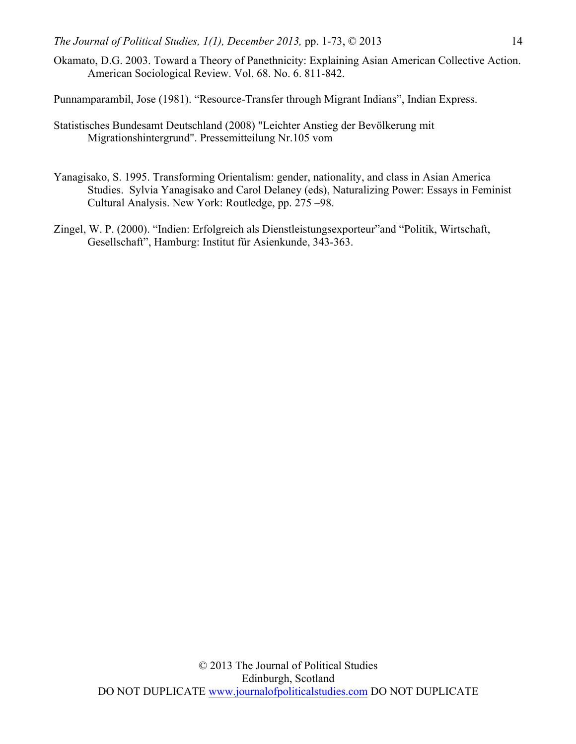Okamato, D.G. 2003. Toward a Theory of Panethnicity: Explaining Asian American Collective Action. American Sociological Review. Vol. 68. No. 6. 811-842.

Punnamparambil, Jose (1981). "Resource-Transfer through Migrant Indians", Indian Express.

Statistisches Bundesamt Deutschland (2008) "Leichter Anstieg der Bevölkerung mit Migrationshintergrund". Pressemitteilung Nr.105 vom

Yanagisako, S. 1995. Transforming Orientalism: gender, nationality, and class in Asian America Studies. Sylvia Yanagisako and Carol Delaney (eds), Naturalizing Power: Essays in Feminist Cultural Analysis. New York: Routledge, pp. 275 –98.

Zingel, W. P. (2000). "Indien: Erfolgreich als Dienstleistungsexporteur"and "Politik, Wirtschaft, Gesellschaft", Hamburg: Institut für Asienkunde, 343-363.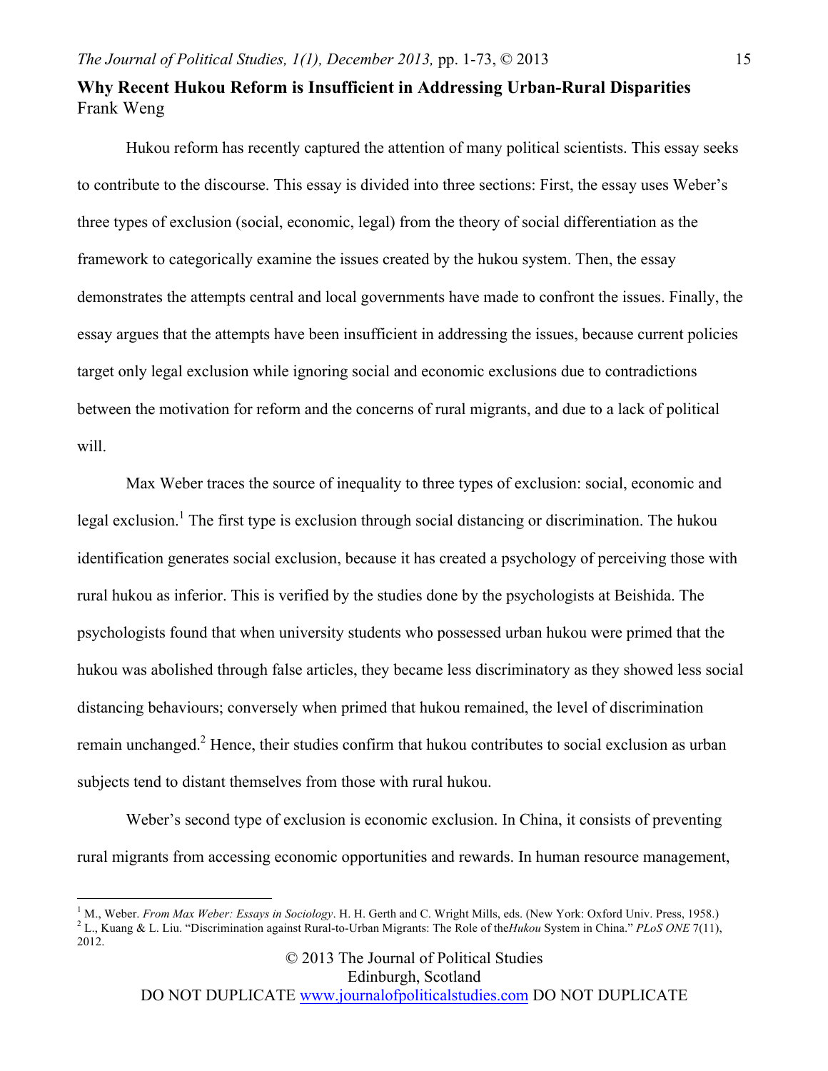## Why Recent Hukou Reform is Insufficient in Addressing Urban-Rural Disparities

Frank Weng

Hukou reform has recently captured the attention of many political scientists. This essay seeks to contribute to the discourse. This essay is divided into three sections: First, the essay uses Weber's three types of exclusion (social, economic, legal) from the theory of social differentiation as the framework to categorically examine the issues created by the hukou system. Then, the essay demonstrates the attempts central and local governments have made to confront the issues. Finally, the essay argues that the attempts have been insufficient in addressing the issues, because current policies target only legal exclusion while ignoring social and economic exclusions due to contradictions between the motivation for reform and the concerns of rural migrants, and due to a lack of political will.

Max Weber traces the source of inequality to three types of exclusion: social, economic and legal exclusion.[1] The first type is exclusion through social distancing or discrimination. The hukou identification generates social exclusion, because it has created a psychology of perceiving those with rural hukou as inferior. This is verified by the studies done by the psychologists at Beishida. The psychologists found that when university students who possessed urban hukou were primed that the hukou was abolished through false articles, they became less discriminatory as they showed less social distancing behaviours; conversely when primed that hukou remained, the level of discrimination remain unchanged.[2] Hence, their studies confirm that hukou contributes to social exclusion as urban subjects tend to distant themselves from those with rural hukou.

Weber's second type of exclusion is economic exclusion. In China, it consists of preventing rural migrants from accessing economic opportunities and rewards. In human resource management,

---

[1] M., Weber. *From Max Weber: Essays in Sociology*. H. H. Gerth and C. Wright Mills, eds. (New York: Oxford Univ. Press, 1958.)

[2] L., Kuang & L. Liu. "Discrimination against Rural-to-Urban Migrants: The Role of the*Hukou* System in China." *PLoS ONE* 7(11), 2012.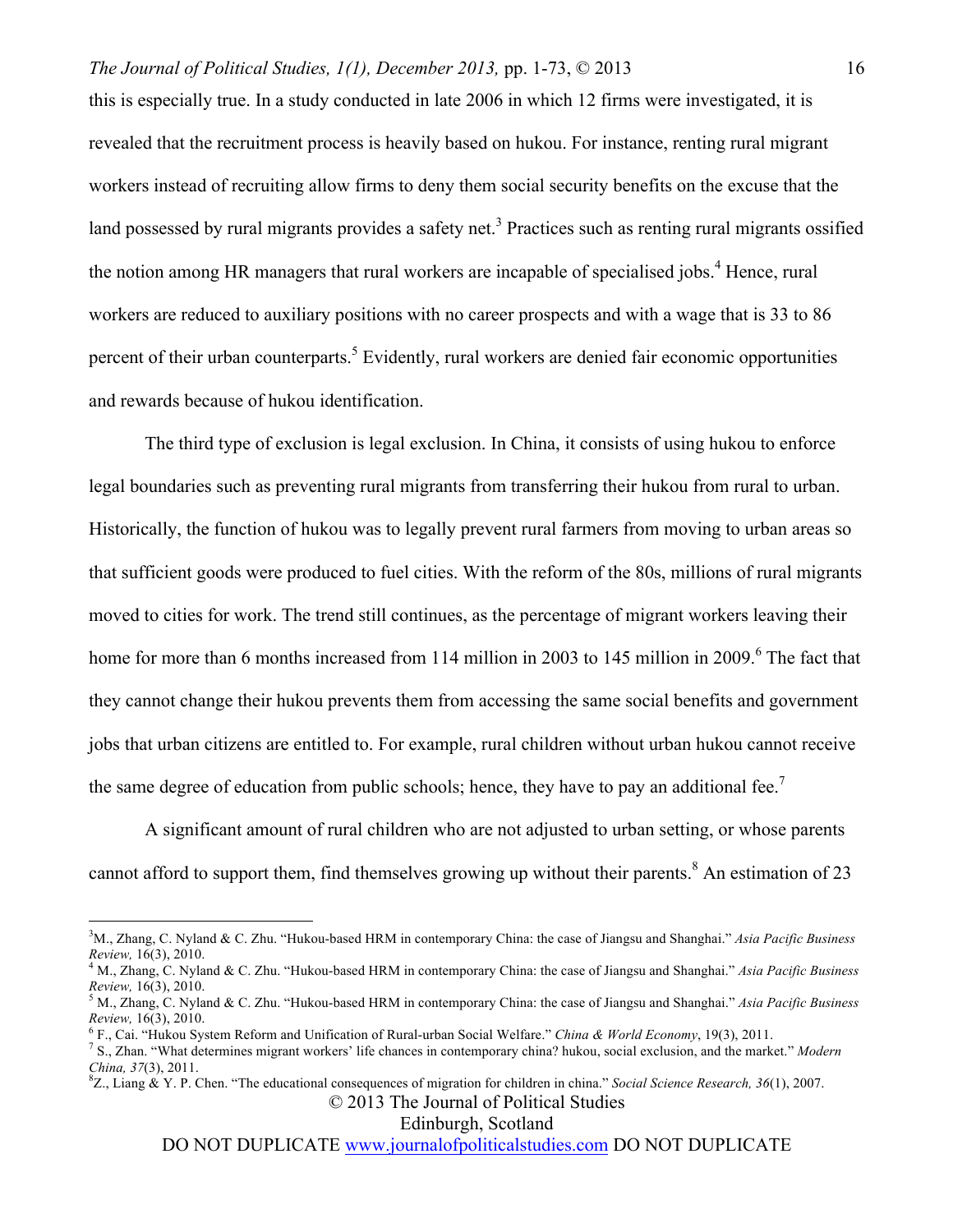this is especially true. In a study conducted in late 2006 in which 12 firms were investigated, it is revealed that the recruitment process is heavily based on hukou. For instance, renting rural migrant workers instead of recruiting allow firms to deny them social security benefits on the excuse that the land possessed by rural migrants provides a safety net.[3] Practices such as renting rural migrants ossified the notion among HR managers that rural workers are incapable of specialised jobs.[4] Hence, rural workers are reduced to auxiliary positions with no career prospects and with a wage that is 33 to 86 percent of their urban counterparts.[5] Evidently, rural workers are denied fair economic opportunities and rewards because of hukou identification.

The third type of exclusion is legal exclusion. In China, it consists of using hukou to enforce legal boundaries such as preventing rural migrants from transferring their hukou from rural to urban. Historically, the function of hukou was to legally prevent rural farmers from moving to urban areas so that sufficient goods were produced to fuel cities. With the reform of the 80s, millions of rural migrants moved to cities for work. The trend still continues, as the percentage of migrant workers leaving their home for more than 6 months increased from 114 million in 2003 to 145 million in 2009.[6] The fact that they cannot change their hukou prevents them from accessing the same social benefits and government jobs that urban citizens are entitled to. For example, rural children without urban hukou cannot receive the same degree of education from public schools; hence, they have to pay an additional fee.[7]

A significant amount of rural children who are not adjusted to urban setting, or whose parents cannot afford to support them, find themselves growing up without their parents.[8] An estimation of 23

---

[3] M., Zhang, C. Nyland & C. Zhu. "Hukou-based HRM in contemporary China: the case of Jiangsu and Shanghai." *Asia Pacific Business Review,* 16(3), 2010.

[4] M., Zhang, C. Nyland & C. Zhu. "Hukou-based HRM in contemporary China: the case of Jiangsu and Shanghai." *Asia Pacific Business Review,* 16(3), 2010.

[5] M., Zhang, C. Nyland & C. Zhu. "Hukou-based HRM in contemporary China: the case of Jiangsu and Shanghai." *Asia Pacific Business Review,* 16(3), 2010.

[6] F., Cai. "Hukou System Reform and Unification of Rural-urban Social Welfare." *China & World Economy*, 19(3), 2011.

[7] S., Zhan. "What determines migrant workers' life chances in contemporary china? hukou, social exclusion, and the market." *Modern China, 37*(3), 2011.

[8] Z., Liang & Y. P. Chen. "The educational consequences of migration for children in china." *Social Science Research, 36*(1), 2007.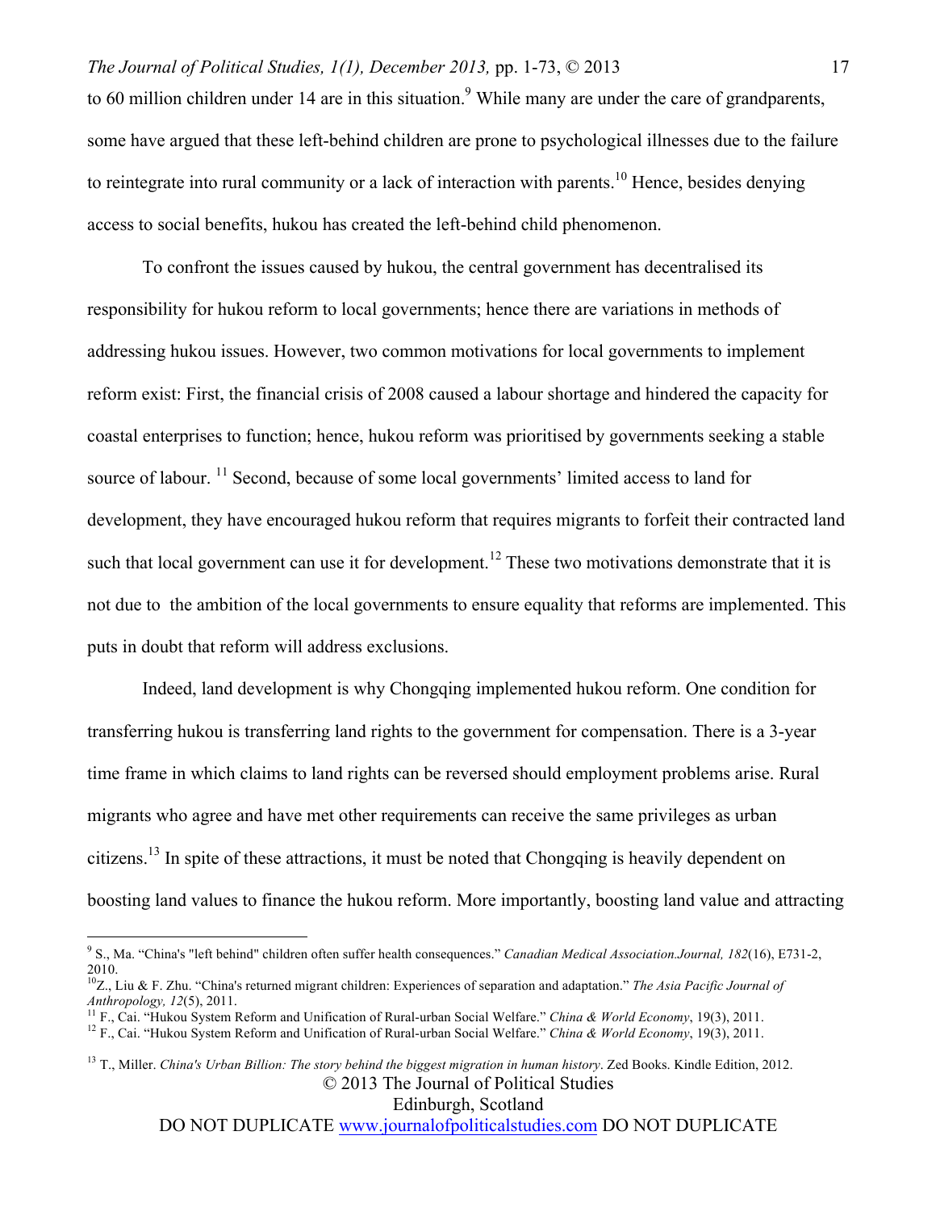to 60 million children under 14 are in this situation.[9] While many are under the care of grandparents, some have argued that these left-behind children are prone to psychological illnesses due to the failure to reintegrate into rural community or a lack of interaction with parents.[10] Hence, besides denying access to social benefits, hukou has created the left-behind child phenomenon.

To confront the issues caused by hukou, the central government has decentralised its responsibility for hukou reform to local governments; hence there are variations in methods of addressing hukou issues. However, two common motivations for local governments to implement reform exist: First, the financial crisis of 2008 caused a labour shortage and hindered the capacity for coastal enterprises to function; hence, hukou reform was prioritised by governments seeking a stable source of labour. [11] Second, because of some local governments' limited access to land for development, they have encouraged hukou reform that requires migrants to forfeit their contracted land such that local government can use it for development.[12] These two motivations demonstrate that it is not due to the ambition of the local governments to ensure equality that reforms are implemented. This puts in doubt that reform will address exclusions.

Indeed, land development is why Chongqing implemented hukou reform. One condition for transferring hukou is transferring land rights to the government for compensation. There is a 3-year time frame in which claims to land rights can be reversed should employment problems arise. Rural migrants who agree and have met other requirements can receive the same privileges as urban citizens.[13] In spite of these attractions, it must be noted that Chongqing is heavily dependent on boosting land values to finance the hukou reform. More importantly, boosting land value and attracting

---

[9] S., Ma. "China's "left behind" children often suffer health consequences." *Canadian Medical Association.Journal, 182*(16), E731-2, 2010.

[10] Z., Liu & F. Zhu. "China's returned migrant children: Experiences of separation and adaptation." *The Asia Pacific Journal of Anthropology, 12*(5), 2011.

[11] F., Cai. "Hukou System Reform and Unification of Rural-urban Social Welfare." *China & World Economy*, 19(3), 2011.

[12] F., Cai. "Hukou System Reform and Unification of Rural-urban Social Welfare." *China & World Economy*, 19(3), 2011.

[13] T., Miller. *China's Urban Billion: The story behind the biggest migration in human history*. Zed Books. Kindle Edition, 2012.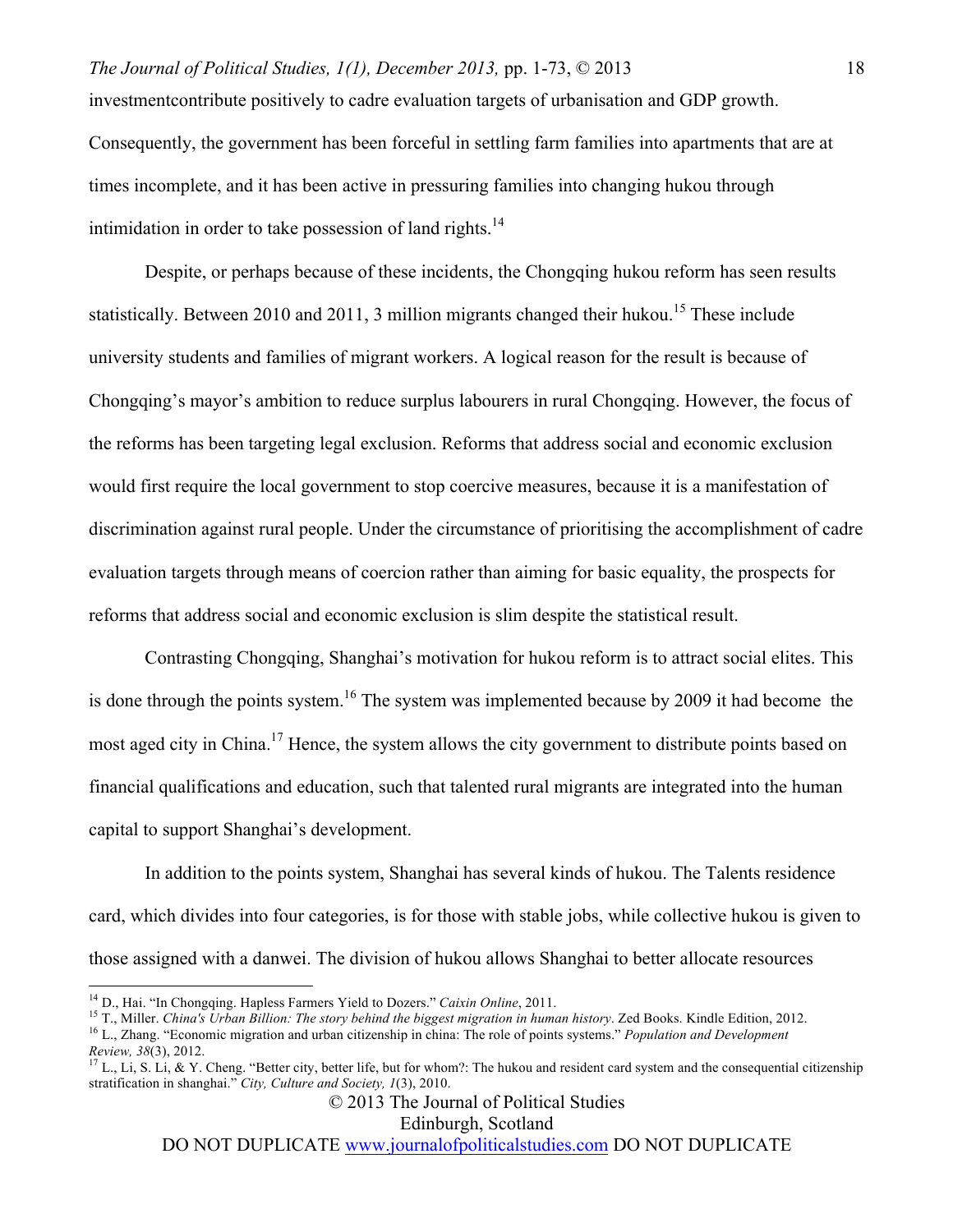investmentcontribute positively to cadre evaluation targets of urbanisation and GDP growth. Consequently, the government has been forceful in settling farm families into apartments that are at times incomplete, and it has been active in pressuring families into changing hukou through intimidation in order to take possession of land rights.[14]

Despite, or perhaps because of these incidents, the Chongqing hukou reform has seen results statistically. Between 2010 and 2011, 3 million migrants changed their hukou.[15] These include university students and families of migrant workers. A logical reason for the result is because of Chongqing's mayor's ambition to reduce surplus labourers in rural Chongqing. However, the focus of the reforms has been targeting legal exclusion. Reforms that address social and economic exclusion would first require the local government to stop coercive measures, because it is a manifestation of discrimination against rural people. Under the circumstance of prioritising the accomplishment of cadre evaluation targets through means of coercion rather than aiming for basic equality, the prospects for reforms that address social and economic exclusion is slim despite the statistical result.

Contrasting Chongqing, Shanghai's motivation for hukou reform is to attract social elites. This is done through the points system.[16] The system was implemented because by 2009 it had become the most aged city in China.[17] Hence, the system allows the city government to distribute points based on financial qualifications and education, such that talented rural migrants are integrated into the human capital to support Shanghai's development.

In addition to the points system, Shanghai has several kinds of hukou. The Talents residence card, which divides into four categories, is for those with stable jobs, while collective hukou is given to those assigned with a danwei. The division of hukou allows Shanghai to better allocate resources

---

[14] D., Hai. "In Chongqing. Hapless Farmers Yield to Dozers." *Caixin Online*, 2011.

[15] T., Miller. *China's Urban Billion: The story behind the biggest migration in human history*. Zed Books. Kindle Edition, 2012.

[16] L., Zhang. "Economic migration and urban citizenship in china: The role of points systems." *Population and Development Review, 38*(3), 2012.

[17] L., Li, S. Li, & Y. Cheng. "Better city, better life, but for whom?: The hukou and resident card system and the consequential citizenship stratification in shanghai." *City, Culture and Society, 1*(3), 2010.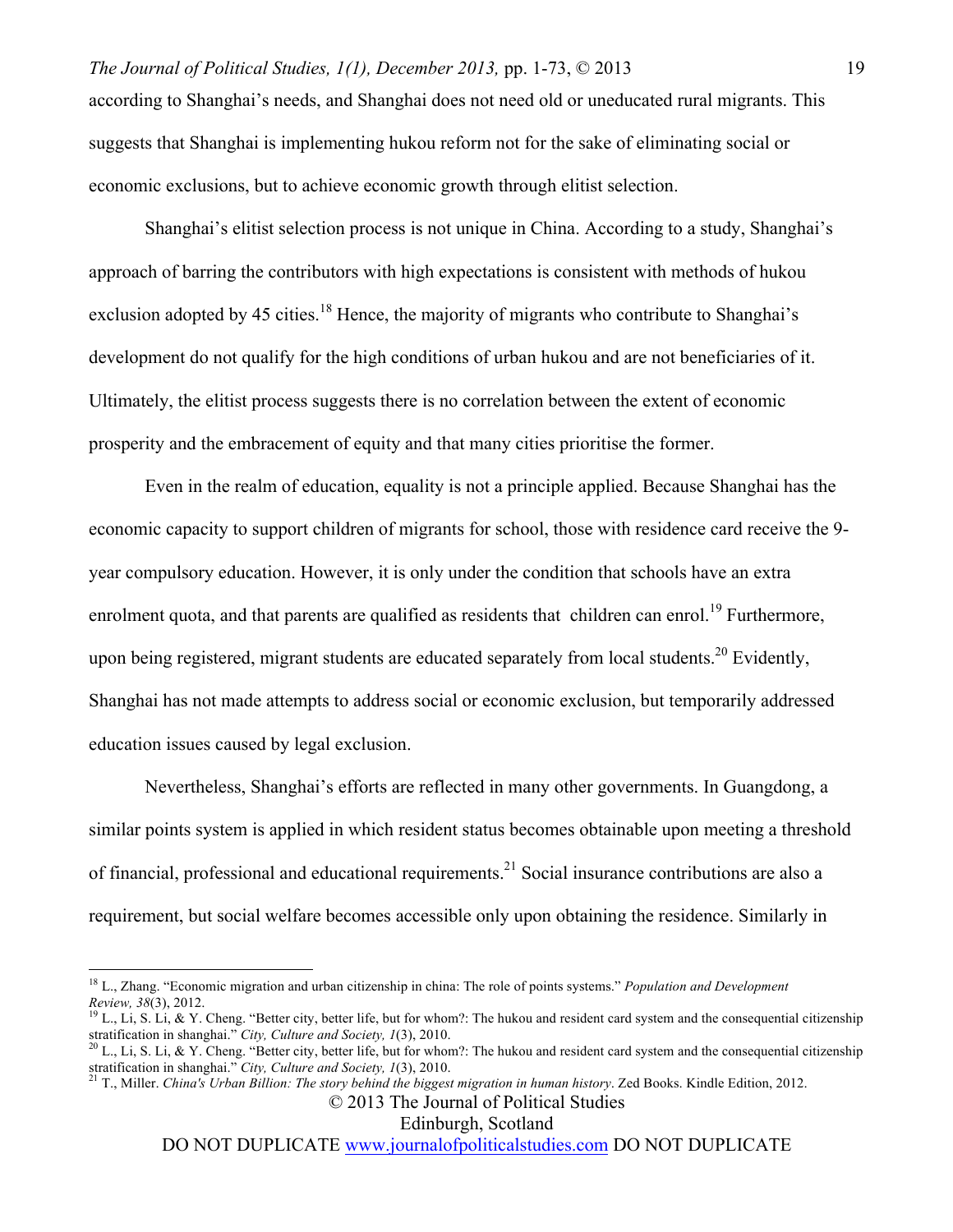according to Shanghai's needs, and Shanghai does not need old or uneducated rural migrants. This suggests that Shanghai is implementing hukou reform not for the sake of eliminating social or economic exclusions, but to achieve economic growth through elitist selection.

Shanghai's elitist selection process is not unique in China. According to a study, Shanghai's approach of barring the contributors with high expectations is consistent with methods of hukou exclusion adopted by 45 cities.[18] Hence, the majority of migrants who contribute to Shanghai's development do not qualify for the high conditions of urban hukou and are not beneficiaries of it. Ultimately, the elitist process suggests there is no correlation between the extent of economic prosperity and the embracement of equity and that many cities prioritise the former.

Even in the realm of education, equality is not a principle applied. Because Shanghai has the economic capacity to support children of migrants for school, those with residence card receive the 9-year compulsory education. However, it is only under the condition that schools have an extra enrolment quota, and that parents are qualified as residents that children can enrol.[19] Furthermore, upon being registered, migrant students are educated separately from local students.[20] Evidently, Shanghai has not made attempts to address social or economic exclusion, but temporarily addressed education issues caused by legal exclusion.

Nevertheless, Shanghai's efforts are reflected in many other governments. In Guangdong, a similar points system is applied in which resident status becomes obtainable upon meeting a threshold of financial, professional and educational requirements.[21] Social insurance contributions are also a requirement, but social welfare becomes accessible only upon obtaining the residence. Similarly in

---

[18] L., Zhang. "Economic migration and urban citizenship in china: The role of points systems." *Population and Development Review, 38*(3), 2012.

[19] L., Li, S. Li, & Y. Cheng. "Better city, better life, but for whom?: The hukou and resident card system and the consequential citizenship stratification in shanghai." *City, Culture and Society, 1*(3), 2010.

[20] L., Li, S. Li, & Y. Cheng. "Better city, better life, but for whom?: The hukou and resident card system and the consequential citizenship stratification in shanghai." *City, Culture and Society, 1*(3), 2010.

[21] T., Miller. *China's Urban Billion: The story behind the biggest migration in human history*. Zed Books. Kindle Edition, 2012.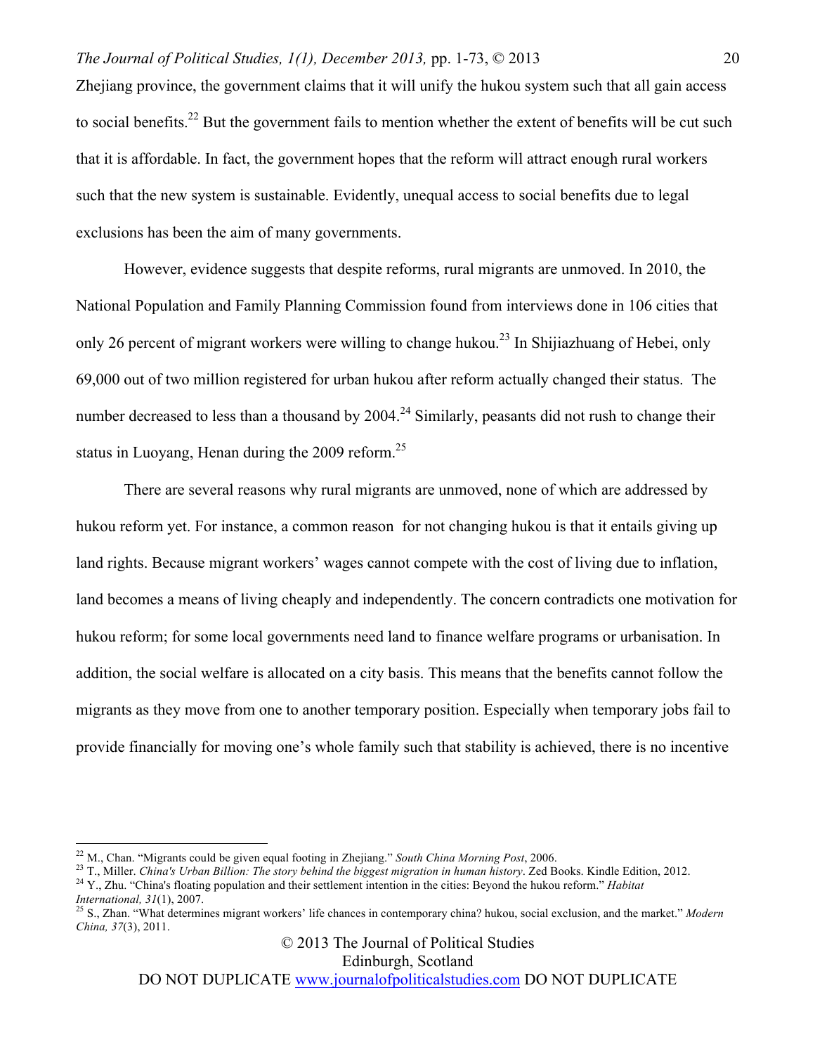Zhejiang province, the government claims that it will unify the hukou system such that all gain access to social benefits.[22] But the government fails to mention whether the extent of benefits will be cut such that it is affordable. In fact, the government hopes that the reform will attract enough rural workers such that the new system is sustainable. Evidently, unequal access to social benefits due to legal exclusions has been the aim of many governments.

However, evidence suggests that despite reforms, rural migrants are unmoved. In 2010, the National Population and Family Planning Commission found from interviews done in 106 cities that only 26 percent of migrant workers were willing to change hukou.[23] In Shijiazhuang of Hebei, only 69,000 out of two million registered for urban hukou after reform actually changed their status. The number decreased to less than a thousand by 2004.[24] Similarly, peasants did not rush to change their status in Luoyang, Henan during the 2009 reform.[25]

There are several reasons why rural migrants are unmoved, none of which are addressed by hukou reform yet. For instance, a common reason for not changing hukou is that it entails giving up land rights. Because migrant workers' wages cannot compete with the cost of living due to inflation, land becomes a means of living cheaply and independently. The concern contradicts one motivation for hukou reform; for some local governments need land to finance welfare programs or urbanisation. In addition, the social welfare is allocated on a city basis. This means that the benefits cannot follow the migrants as they move from one to another temporary position. Especially when temporary jobs fail to provide financially for moving one's whole family such that stability is achieved, there is no incentive

---

[22] M., Chan. "Migrants could be given equal footing in Zhejiang." *South China Morning Post*, 2006.

[23] T., Miller. *China's Urban Billion: The story behind the biggest migration in human history*. Zed Books. Kindle Edition, 2012.

[24] Y., Zhu. "China's floating population and their settlement intention in the cities: Beyond the hukou reform." *Habitat International, 31*(1), 2007.

[25] S., Zhan. "What determines migrant workers' life chances in contemporary china? hukou, social exclusion, and the market." *Modern China, 37*(3), 2011.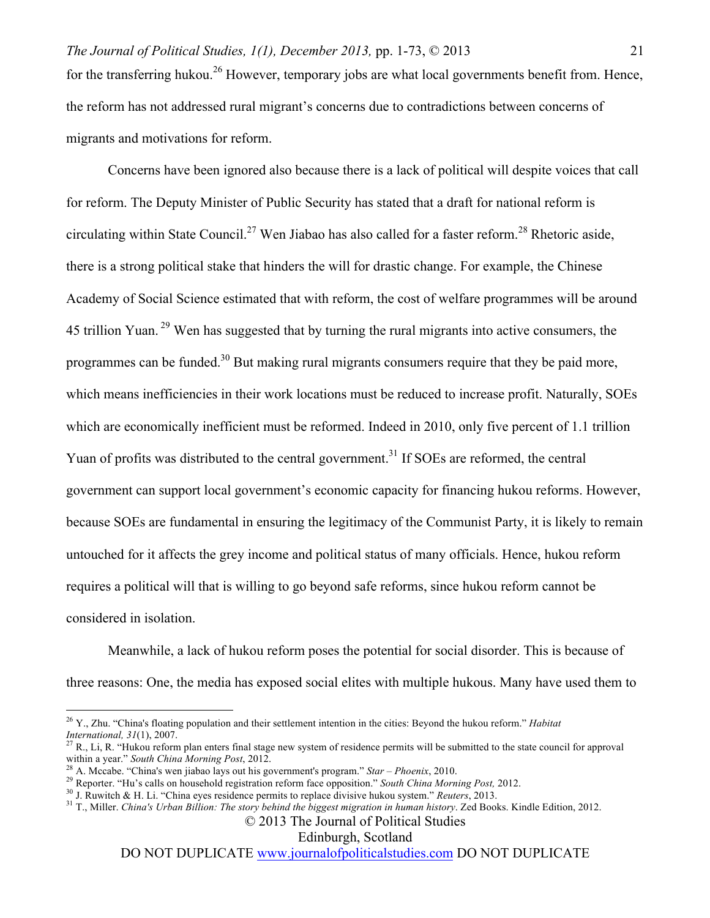for the transferring hukou.[26] However, temporary jobs are what local governments benefit from. Hence, the reform has not addressed rural migrant's concerns due to contradictions between concerns of migrants and motivations for reform.

Concerns have been ignored also because there is a lack of political will despite voices that call for reform. The Deputy Minister of Public Security has stated that a draft for national reform is circulating within State Council.[27] Wen Jiabao has also called for a faster reform.[28] Rhetoric aside, there is a strong political stake that hinders the will for drastic change. For example, the Chinese Academy of Social Science estimated that with reform, the cost of welfare programmes will be around 45 trillion Yuan.[29] Wen has suggested that by turning the rural migrants into active consumers, the programmes can be funded.[30] But making rural migrants consumers require that they be paid more, which means inefficiencies in their work locations must be reduced to increase profit. Naturally, SOEs which are economically inefficient must be reformed. Indeed in 2010, only five percent of 1.1 trillion Yuan of profits was distributed to the central government.[31] If SOEs are reformed, the central government can support local government's economic capacity for financing hukou reforms. However, because SOEs are fundamental in ensuring the legitimacy of the Communist Party, it is likely to remain untouched for it affects the grey income and political status of many officials. Hence, hukou reform requires a political will that is willing to go beyond safe reforms, since hukou reform cannot be considered in isolation.

Meanwhile, a lack of hukou reform poses the potential for social disorder. This is because of three reasons: One, the media has exposed social elites with multiple hukous. Many have used them to

---

[26] Y., Zhu. "China's floating population and their settlement intention in the cities: Beyond the hukou reform." *Habitat International, 31*(1), 2007.

[27] R., Li, R. "Hukou reform plan enters final stage new system of residence permits will be submitted to the state council for approval within a year." *South China Morning Post*, 2012.

[28] A. Mccabe. "China's wen jiabao lays out his government's program." *Star – Phoenix*, 2010.

[29] Reporter. "Hu's calls on household registration reform face opposition." *South China Morning Post,* 2012.

[30] J. Ruwitch & H. Li. "China eyes residence permits to replace divisive hukou system." *Reuters*, 2013.

[31] T., Miller. *China's Urban Billion: The story behind the biggest migration in human history*. Zed Books. Kindle Edition, 2012.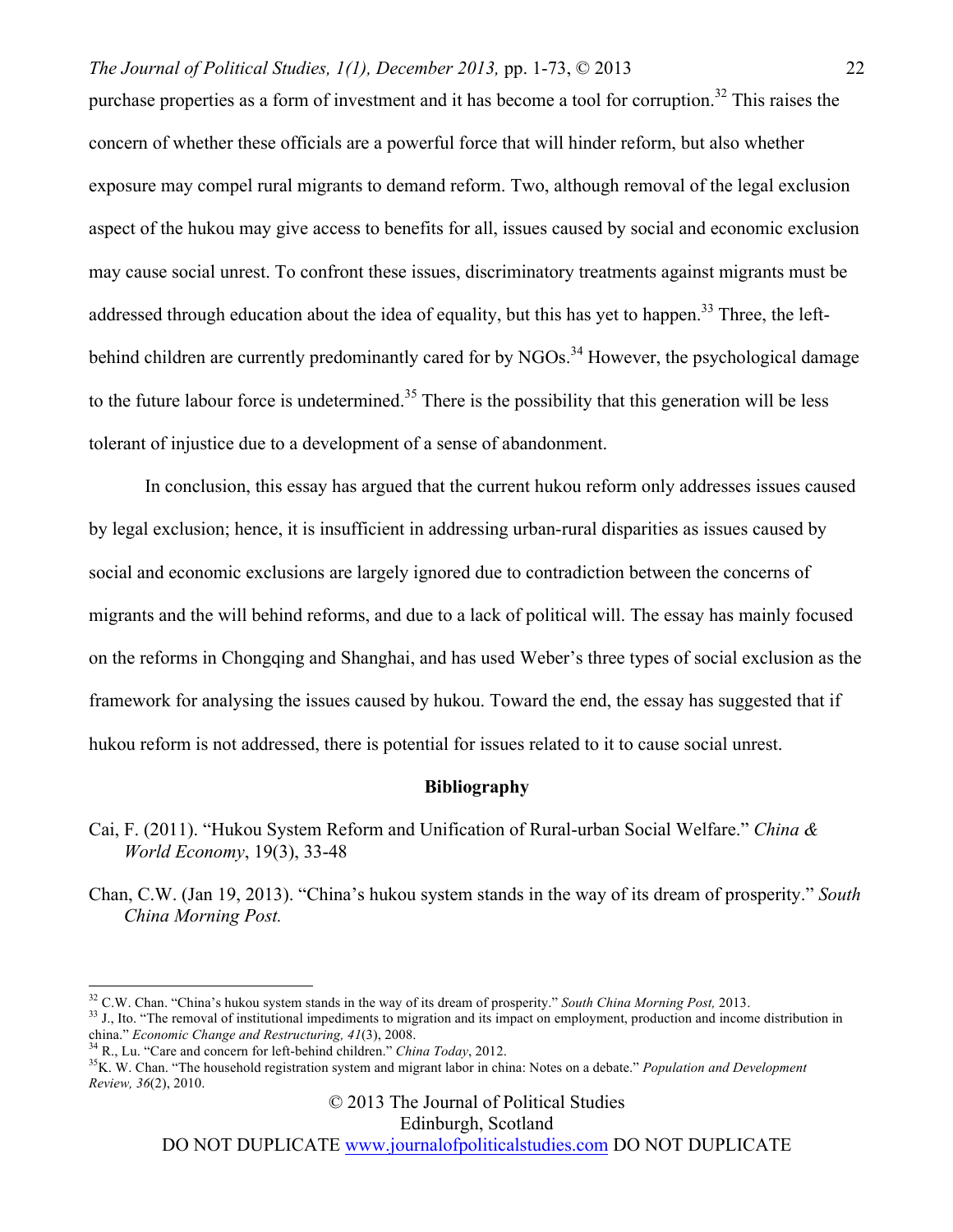purchase properties as a form of investment and it has become a tool for corruption.[32] This raises the concern of whether these officials are a powerful force that will hinder reform, but also whether exposure may compel rural migrants to demand reform. Two, although removal of the legal exclusion aspect of the hukou may give access to benefits for all, issues caused by social and economic exclusion may cause social unrest. To confront these issues, discriminatory treatments against migrants must be addressed through education about the idea of equality, but this has yet to happen.[33] Three, the left-behind children are currently predominantly cared for by NGOs.[34] However, the psychological damage to the future labour force is undetermined.[35] There is the possibility that this generation will be less tolerant of injustice due to a development of a sense of abandonment.

In conclusion, this essay has argued that the current hukou reform only addresses issues caused by legal exclusion; hence, it is insufficient in addressing urban-rural disparities as issues caused by social and economic exclusions are largely ignored due to contradiction between the concerns of migrants and the will behind reforms, and due to a lack of political will. The essay has mainly focused on the reforms in Chongqing and Shanghai, and has used Weber's three types of social exclusion as the framework for analysing the issues caused by hukou. Toward the end, the essay has suggested that if hukou reform is not addressed, there is potential for issues related to it to cause social unrest.

## Bibliography

Cai, F. (2011). "Hukou System Reform and Unification of Rural-urban Social Welfare." *China & World Economy*, 19(3), 33-48

Chan, C.W. (Jan 19, 2013). "China's hukou system stands in the way of its dream of prosperity." *South China Morning Post.*

---

[32] C.W. Chan. "China's hukou system stands in the way of its dream of prosperity." *South China Morning Post,* 2013.

[33] J., Ito. "The removal of institutional impediments to migration and its impact on employment, production and income distribution in china." *Economic Change and Restructuring, 41*(3), 2008.

[34] R., Lu. "Care and concern for left-behind children." *China Today*, 2012.

[35] K. W. Chan. "The household registration system and migrant labor in china: Notes on a debate." *Population and Development Review, 36*(2), 2010.

© 2013 The Journal of Political Studies
Edinburgh, Scotland
DO NOT DUPLICATE www.journalofpoliticalstudies.com DO NOT DUPLICATE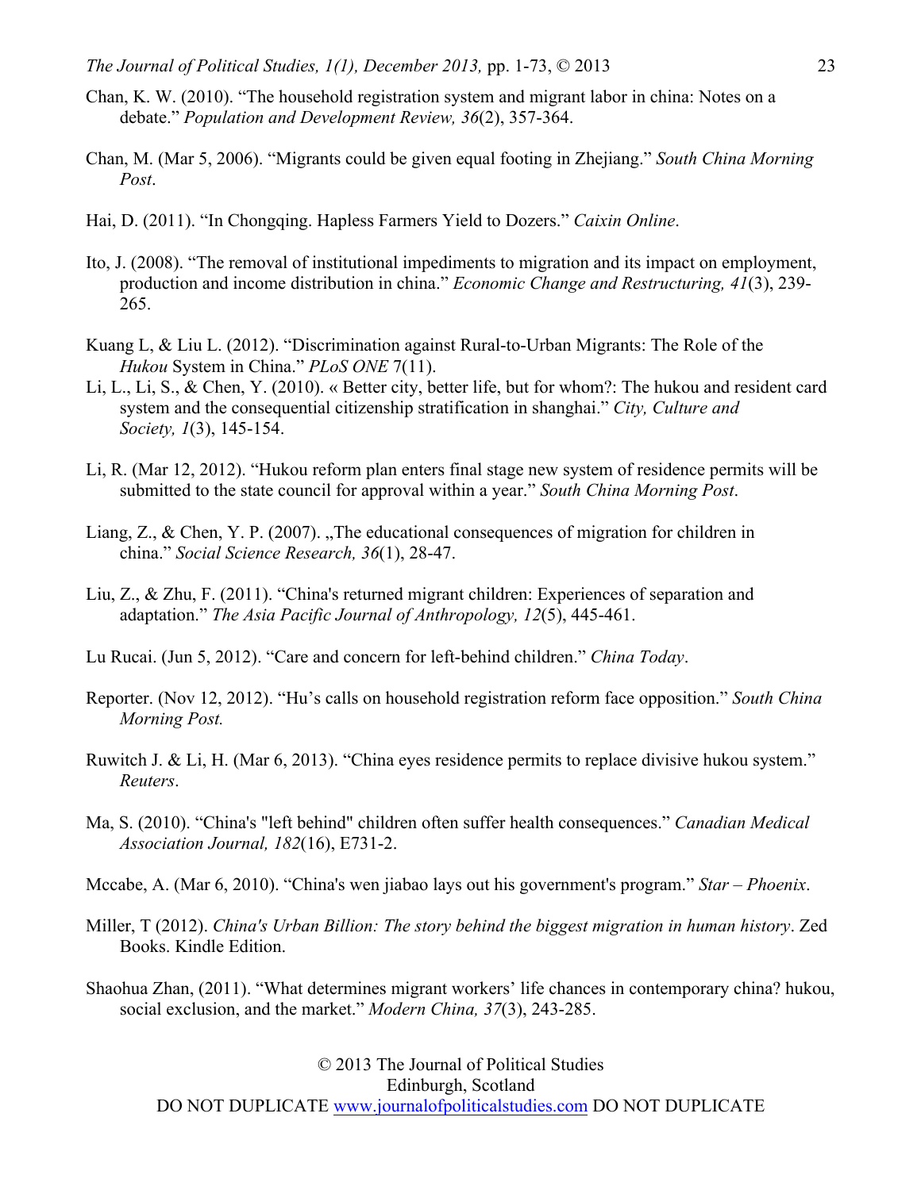Chan, K. W. (2010). “The household registration system and migrant labor in china: Notes on a debate.” *Population and Development Review, 36*(2), 357-364.

Chan, M. (Mar 5, 2006). “Migrants could be given equal footing in Zhejiang.” *South China Morning Post*.

Hai, D. (2011). “In Chongqing. Hapless Farmers Yield to Dozers.” *Caixin Online*.

Ito, J. (2008). “The removal of institutional impediments to migration and its impact on employment, production and income distribution in china.” *Economic Change and Restructuring, 41*(3), 239-265.

Kuang L, & Liu L. (2012). “Discrimination against Rural-to-Urban Migrants: The Role of the *Hukou* System in China.” *PLoS ONE* 7(11).

Li, L., Li, S., & Chen, Y. (2010). « Better city, better life, but for whom?: The hukou and resident card system and the consequential citizenship stratification in shanghai.” *City, Culture and Society, 1*(3), 145-154.

Li, R. (Mar 12, 2012). “Hukou reform plan enters final stage new system of residence permits will be submitted to the state council for approval within a year.” *South China Morning Post*.

Liang, Z., & Chen, Y. P. (2007). „The educational consequences of migration for children in china.” *Social Science Research, 36*(1), 28-47.

Liu, Z., & Zhu, F. (2011). “China's returned migrant children: Experiences of separation and adaptation.” *The Asia Pacific Journal of Anthropology, 12*(5), 445-461.

Lu Rucai. (Jun 5, 2012). “Care and concern for left-behind children.” *China Today*.

Reporter. (Nov 12, 2012). “Hu’s calls on household registration reform face opposition.” *South China Morning Post.*

Ruwitch J. & Li, H. (Mar 6, 2013). “China eyes residence permits to replace divisive hukou system.” *Reuters*.

Ma, S. (2010). “China's "left behind" children often suffer health consequences.” *Canadian Medical Association Journal, 182*(16), E731-2.

Mccabe, A. (Mar 6, 2010). “China's wen jiabao lays out his government's program.” *Star – Phoenix*.

Miller, T (2012). *China's Urban Billion: The story behind the biggest migration in human history*. Zed Books. Kindle Edition.

Shaohua Zhan, (2011). “What determines migrant workers’ life chances in contemporary china? hukou, social exclusion, and the market.” *Modern China, 37*(3), 243-285.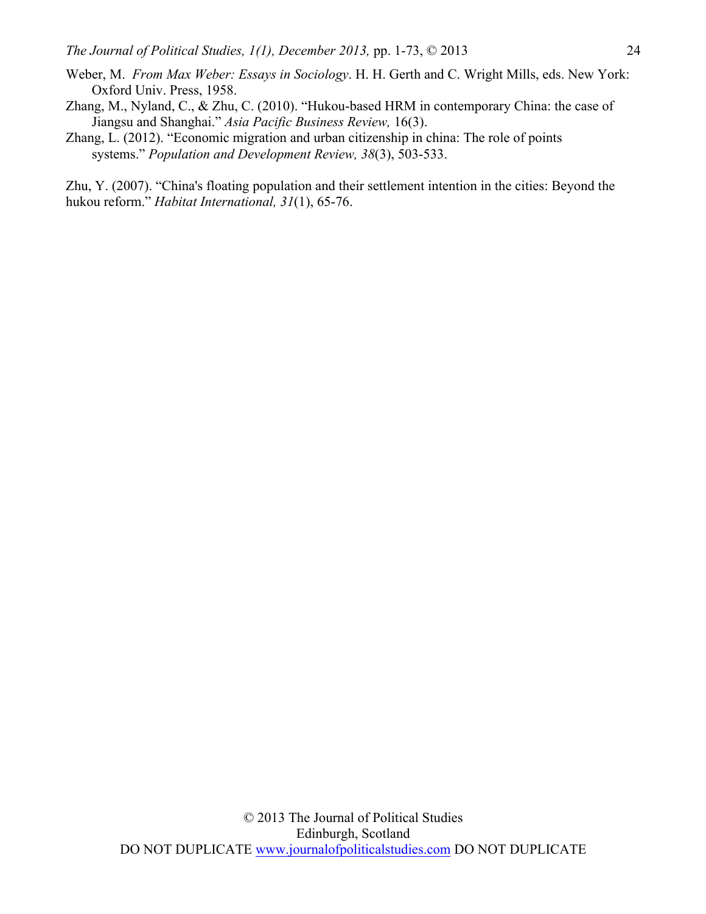Weber, M. *From Max Weber: Essays in Sociology*. H. H. Gerth and C. Wright Mills, eds. New York: Oxford Univ. Press, 1958.

Zhang, M., Nyland, C., & Zhu, C. (2010). "Hukou-based HRM in contemporary China: the case of Jiangsu and Shanghai." *Asia Pacific Business Review,* 16(3).

Zhang, L. (2012). "Economic migration and urban citizenship in china: The role of points systems." *Population and Development Review, 38*(3), 503-533.

Zhu, Y. (2007). "China's floating population and their settlement intention in the cities: Beyond the hukou reform." *Habitat International, 31*(1), 65-76.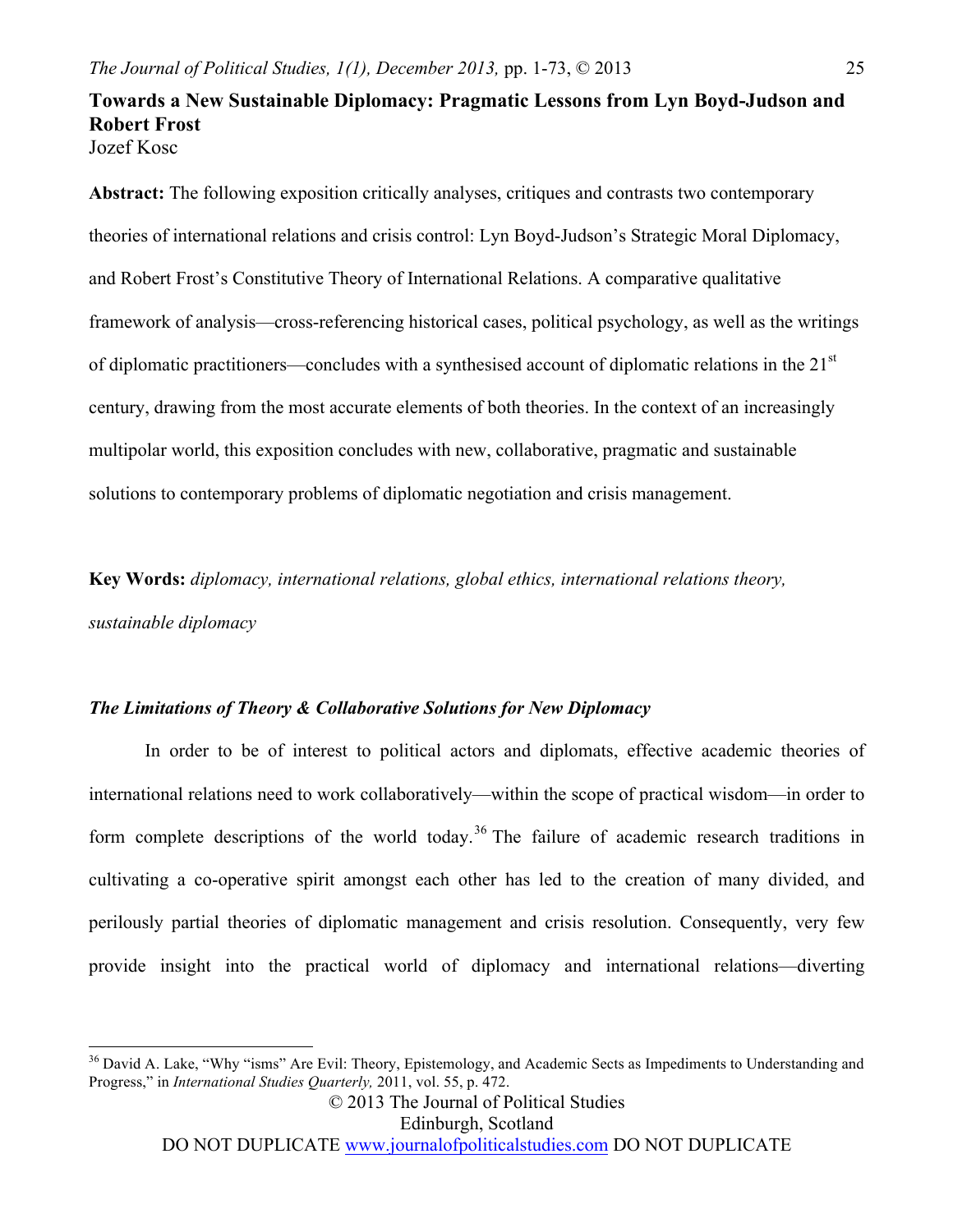**Towards a New Sustainable Diplomacy: Pragmatic Lessons from Lyn Boyd-Judson and Robert Frost**
Jozef Kosc

**Abstract:** The following exposition critically analyses, critiques and contrasts two contemporary theories of international relations and crisis control: Lyn Boyd-Judson's Strategic Moral Diplomacy, and Robert Frost's Constitutive Theory of International Relations. A comparative qualitative framework of analysis—cross-referencing historical cases, political psychology, as well as the writings of diplomatic practitioners—concludes with a synthesised account of diplomatic relations in the 21st century, drawing from the most accurate elements of both theories. In the context of an increasingly multipolar world, this exposition concludes with new, collaborative, pragmatic and sustainable solutions to contemporary problems of diplomatic negotiation and crisis management.

**Key Words:** *diplomacy, international relations, global ethics, international relations theory, sustainable diplomacy*

### *The Limitations of Theory & Collaborative Solutions for New Diplomacy*

In order to be of interest to political actors and diplomats, effective academic theories of international relations need to work collaboratively—within the scope of practical wisdom—in order to form complete descriptions of the world today.[36] The failure of academic research traditions in cultivating a co-operative spirit amongst each other has led to the creation of many divided, and perilously partial theories of diplomatic management and crisis resolution. Consequently, very few provide insight into the practical world of diplomacy and international relations—diverting

[36] David A. Lake, "Why "isms" Are Evil: Theory, Epistemology, and Academic Sects as Impediments to Understanding and Progress," in *International Studies Quarterly,* 2011, vol. 55, p. 472.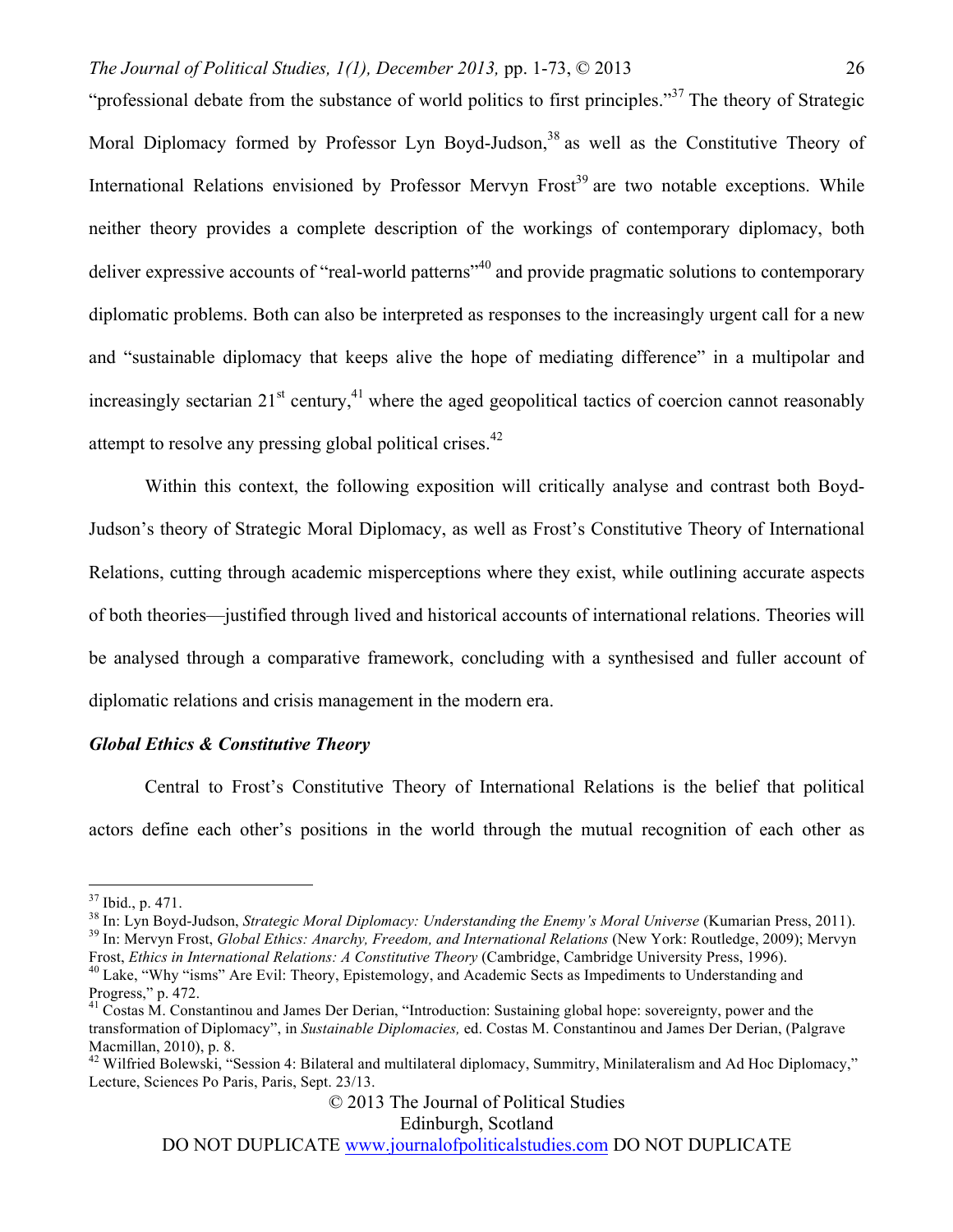"professional debate from the substance of world politics to first principles."[37] The theory of Strategic Moral Diplomacy formed by Professor Lyn Boyd-Judson,[38] as well as the Constitutive Theory of International Relations envisioned by Professor Mervyn Frost[39] are two notable exceptions. While neither theory provides a complete description of the workings of contemporary diplomacy, both deliver expressive accounts of "real-world patterns"[40] and provide pragmatic solutions to contemporary diplomatic problems. Both can also be interpreted as responses to the increasingly urgent call for a new and "sustainable diplomacy that keeps alive the hope of mediating difference" in a multipolar and increasingly sectarian 21st century,[41] where the aged geopolitical tactics of coercion cannot reasonably attempt to resolve any pressing global political crises.[42]

Within this context, the following exposition will critically analyse and contrast both Boyd-Judson's theory of Strategic Moral Diplomacy, as well as Frost's Constitutive Theory of International Relations, cutting through academic misperceptions where they exist, while outlining accurate aspects of both theories—justified through lived and historical accounts of international relations. Theories will be analysed through a comparative framework, concluding with a synthesised and fuller account of diplomatic relations and crisis management in the modern era.

***Global Ethics & Constitutive Theory***

Central to Frost's Constitutive Theory of International Relations is the belief that political actors define each other's positions in the world through the mutual recognition of each other as

---

[37] Ibid., p. 471.

[38] In: Lyn Boyd-Judson, *Strategic Moral Diplomacy: Understanding the Enemy's Moral Universe* (Kumarian Press, 2011).

[39] In: Mervyn Frost, *Global Ethics: Anarchy, Freedom, and International Relations* (New York: Routledge, 2009); Mervyn Frost, *Ethics in International Relations: A Constitutive Theory* (Cambridge, Cambridge University Press, 1996).

[40] Lake, "Why "isms" Are Evil: Theory, Epistemology, and Academic Sects as Impediments to Understanding and Progress," p. 472.

[41] Costas M. Constantinou and James Der Derian, "Introduction: Sustaining global hope: sovereignty, power and the transformation of Diplomacy", in *Sustainable Diplomacies,* ed. Costas M. Constantinou and James Der Derian, (Palgrave Macmillan, 2010), p. 8.

[42] Wilfried Bolewski, "Session 4: Bilateral and multilateral diplomacy, Summitry, Minilateralism and Ad Hoc Diplomacy," Lecture, Sciences Po Paris, Paris, Sept. 23/13.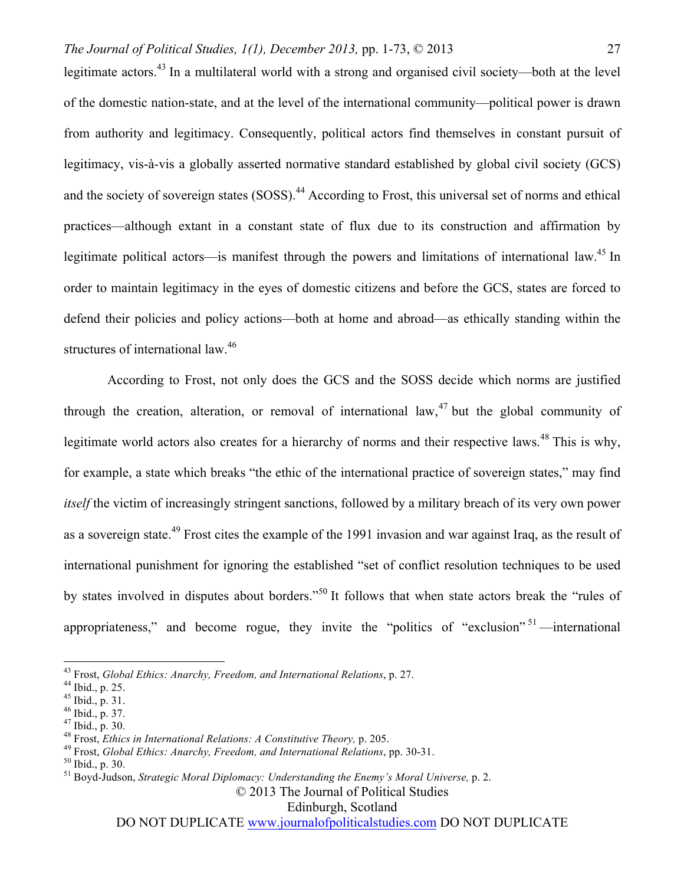legitimate actors.[43] In a multilateral world with a strong and organised civil society—both at the level of the domestic nation-state, and at the level of the international community—political power is drawn from authority and legitimacy. Consequently, political actors find themselves in constant pursuit of legitimacy, vis-à-vis a globally asserted normative standard established by global civil society (GCS) and the society of sovereign states (SOSS).[44] According to Frost, this universal set of norms and ethical practices—although extant in a constant state of flux due to its construction and affirmation by legitimate political actors—is manifest through the powers and limitations of international law.[45] In order to maintain legitimacy in the eyes of domestic citizens and before the GCS, states are forced to defend their policies and policy actions—both at home and abroad—as ethically standing within the structures of international law.[46]

According to Frost, not only does the GCS and the SOSS decide which norms are justified through the creation, alteration, or removal of international law,[47] but the global community of legitimate world actors also creates for a hierarchy of norms and their respective laws.[48] This is why, for example, a state which breaks "the ethic of the international practice of sovereign states," may find *itself* the victim of increasingly stringent sanctions, followed by a military breach of its very own power as a sovereign state.[49] Frost cites the example of the 1991 invasion and war against Iraq, as the result of international punishment for ignoring the established "set of conflict resolution techniques to be used by states involved in disputes about borders."[50] It follows that when state actors break the "rules of appropriateness," and become rogue, they invite the "politics of "exclusion"[51] —international

---

[43] Frost, *Global Ethics: Anarchy, Freedom, and International Relations*, p. 27.
[44] Ibid., p. 25.
[45] Ibid., p. 31.
[46] Ibid., p. 37.
[47] Ibid., p. 30.
[48] Frost, *Ethics in International Relations: A Constitutive Theory,* p. 205.
[49] Frost, *Global Ethics: Anarchy, Freedom, and International Relations*, pp. 30-31.
[50] Ibid., p. 30.
[51] Boyd-Judson, *Strategic Moral Diplomacy: Understanding the Enemy's Moral Universe,* p. 2.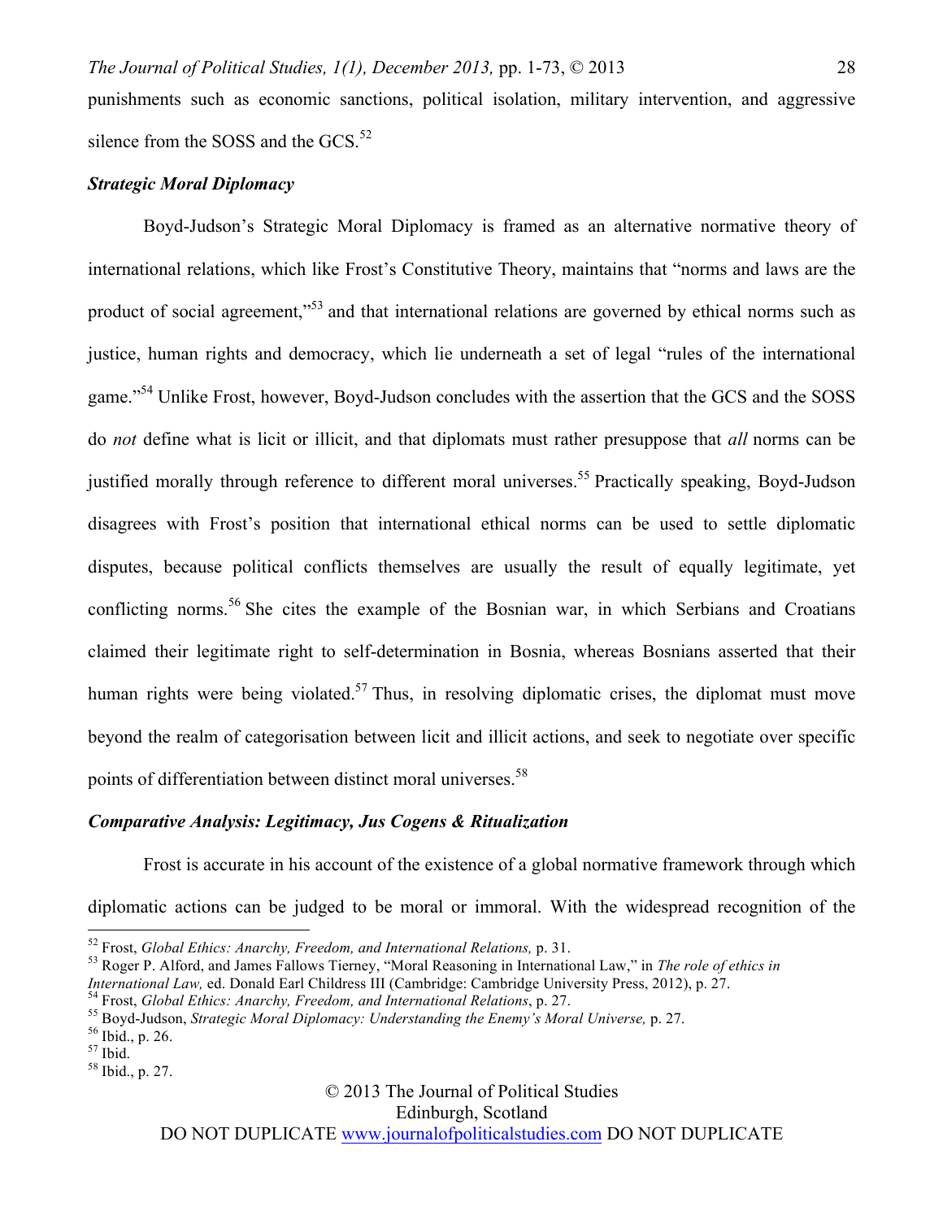punishments such as economic sanctions, political isolation, military intervention, and aggressive silence from the SOSS and the GCS.[52]

***Strategic Moral Diplomacy***

Boyd-Judson's Strategic Moral Diplomacy is framed as an alternative normative theory of international relations, which like Frost's Constitutive Theory, maintains that "norms and laws are the product of social agreement,"[53] and that international relations are governed by ethical norms such as justice, human rights and democracy, which lie underneath a set of legal "rules of the international game."[54] Unlike Frost, however, Boyd-Judson concludes with the assertion that the GCS and the SOSS do *not* define what is licit or illicit, and that diplomats must rather presuppose that *all* norms can be justified morally through reference to different moral universes.[55] Practically speaking, Boyd-Judson disagrees with Frost's position that international ethical norms can be used to settle diplomatic disputes, because political conflicts themselves are usually the result of equally legitimate, yet conflicting norms.[56] She cites the example of the Bosnian war, in which Serbians and Croatians claimed their legitimate right to self-determination in Bosnia, whereas Bosnians asserted that their human rights were being violated.[57] Thus, in resolving diplomatic crises, the diplomat must move beyond the realm of categorisation between licit and illicit actions, and seek to negotiate over specific points of differentiation between distinct moral universes.[58]

***Comparative Analysis: Legitimacy, Jus Cogens & Ritualization***

Frost is accurate in his account of the existence of a global normative framework through which diplomatic actions can be judged to be moral or immoral. With the widespread recognition of the

---

[52] Frost, *Global Ethics: Anarchy, Freedom, and International Relations,* p. 31.

[53] Roger P. Alford, and James Fallows Tierney, "Moral Reasoning in International Law," in *The role of ethics in International Law,* ed. Donald Earl Childress III (Cambridge: Cambridge University Press, 2012), p. 27.

[54] Frost, *Global Ethics: Anarchy, Freedom, and International Relations*, p. 27.

[55] Boyd-Judson, *Strategic Moral Diplomacy: Understanding the Enemy's Moral Universe,* p. 27.

[56] Ibid., p. 26.

[57] Ibid.

[58] Ibid., p. 27.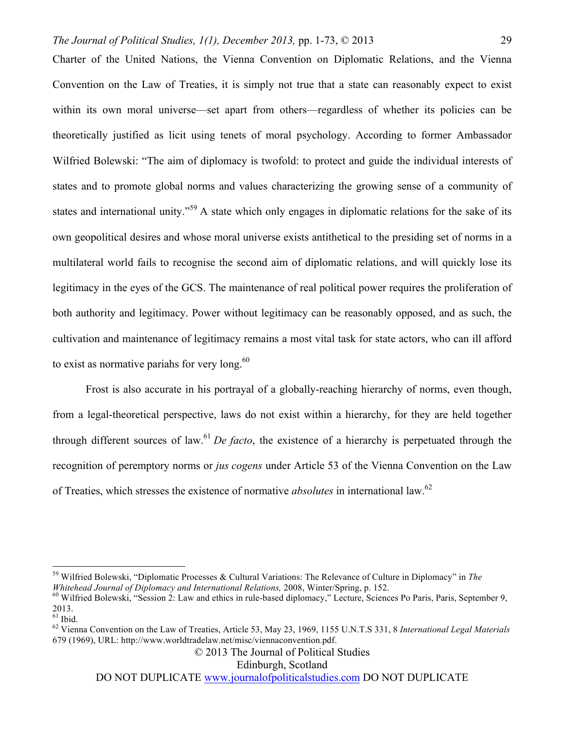Charter of the United Nations, the Vienna Convention on Diplomatic Relations, and the Vienna Convention on the Law of Treaties, it is simply not true that a state can reasonably expect to exist within its own moral universe—set apart from others—regardless of whether its policies can be theoretically justified as licit using tenets of moral psychology. According to former Ambassador Wilfried Bolewski: "The aim of diplomacy is twofold: to protect and guide the individual interests of states and to promote global norms and values characterizing the growing sense of a community of states and international unity."[59] A state which only engages in diplomatic relations for the sake of its own geopolitical desires and whose moral universe exists antithetical to the presiding set of norms in a multilateral world fails to recognise the second aim of diplomatic relations, and will quickly lose its legitimacy in the eyes of the GCS. The maintenance of real political power requires the proliferation of both authority and legitimacy. Power without legitimacy can be reasonably opposed, and as such, the cultivation and maintenance of legitimacy remains a most vital task for state actors, who can ill afford to exist as normative pariahs for very long.[60]

Frost is also accurate in his portrayal of a globally-reaching hierarchy of norms, even though, from a legal-theoretical perspective, laws do not exist within a hierarchy, for they are held together through different sources of law.[61] *De facto*, the existence of a hierarchy is perpetuated through the recognition of peremptory norms or *jus cogens* under Article 53 of the Vienna Convention on the Law of Treaties, which stresses the existence of normative *absolutes* in international law.[62]

---

[59] Wilfried Bolewski, "Diplomatic Processes & Cultural Variations: The Relevance of Culture in Diplomacy" in *The Whitehead Journal of Diplomacy and International Relations,* 2008, Winter/Spring, p. 152.

[60] Wilfried Bolewski, "Session 2: Law and ethics in rule-based diplomacy," Lecture, Sciences Po Paris, Paris, September 9, 2013.

[61] Ibid.

[62] Vienna Convention on the Law of Treaties, Article 53, May 23, 1969, 1155 U.N.T.S 331, 8 *International Legal Materials* 679 (1969), URL: http://www.worldtradelaw.net/misc/viennaconvention.pdf.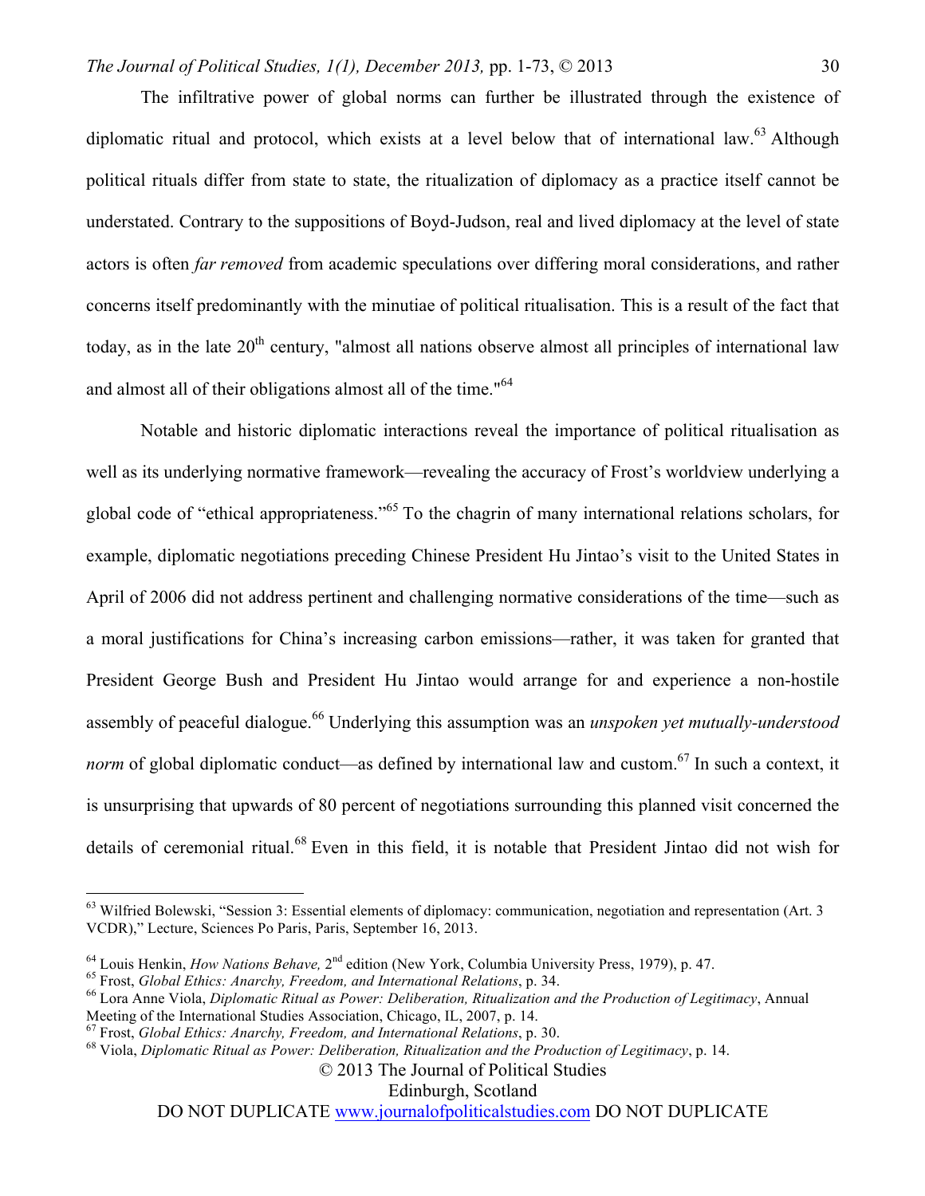The infiltrative power of global norms can further be illustrated through the existence of diplomatic ritual and protocol, which exists at a level below that of international law.[63] Although political rituals differ from state to state, the ritualization of diplomacy as a practice itself cannot be understated. Contrary to the suppositions of Boyd-Judson, real and lived diplomacy at the level of state actors is often *far removed* from academic speculations over differing moral considerations, and rather concerns itself predominantly with the minutiae of political ritualisation. This is a result of the fact that today, as in the late 20th century, "almost all nations observe almost all principles of international law and almost all of their obligations almost all of the time."[64]

Notable and historic diplomatic interactions reveal the importance of political ritualisation as well as its underlying normative framework—revealing the accuracy of Frost's worldview underlying a global code of "ethical appropriateness."[65] To the chagrin of many international relations scholars, for example, diplomatic negotiations preceding Chinese President Hu Jintao's visit to the United States in April of 2006 did not address pertinent and challenging normative considerations of the time—such as a moral justifications for China's increasing carbon emissions—rather, it was taken for granted that President George Bush and President Hu Jintao would arrange for and experience a non-hostile assembly of peaceful dialogue.[66] Underlying this assumption was an *unspoken yet mutually-understood norm* of global diplomatic conduct—as defined by international law and custom.[67] In such a context, it is unsurprising that upwards of 80 percent of negotiations surrounding this planned visit concerned the details of ceremonial ritual.[68] Even in this field, it is notable that President Jintao did not wish for

---

[63] Wilfried Bolewski, "Session 3: Essential elements of diplomacy: communication, negotiation and representation (Art. 3 VCDR)," Lecture, Sciences Po Paris, Paris, September 16, 2013.

[64] Louis Henkin, *How Nations Behave,* 2nd edition (New York, Columbia University Press, 1979), p. 47.

[65] Frost, *Global Ethics: Anarchy, Freedom, and International Relations*, p. 34.

[66] Lora Anne Viola, *Diplomatic Ritual as Power: Deliberation, Ritualization and the Production of Legitimacy*, Annual Meeting of the International Studies Association, Chicago, IL, 2007, p. 14.

[67] Frost, *Global Ethics: Anarchy, Freedom, and International Relations*, p. 30.

[68] Viola, *Diplomatic Ritual as Power: Deliberation, Ritualization and the Production of Legitimacy*, p. 14.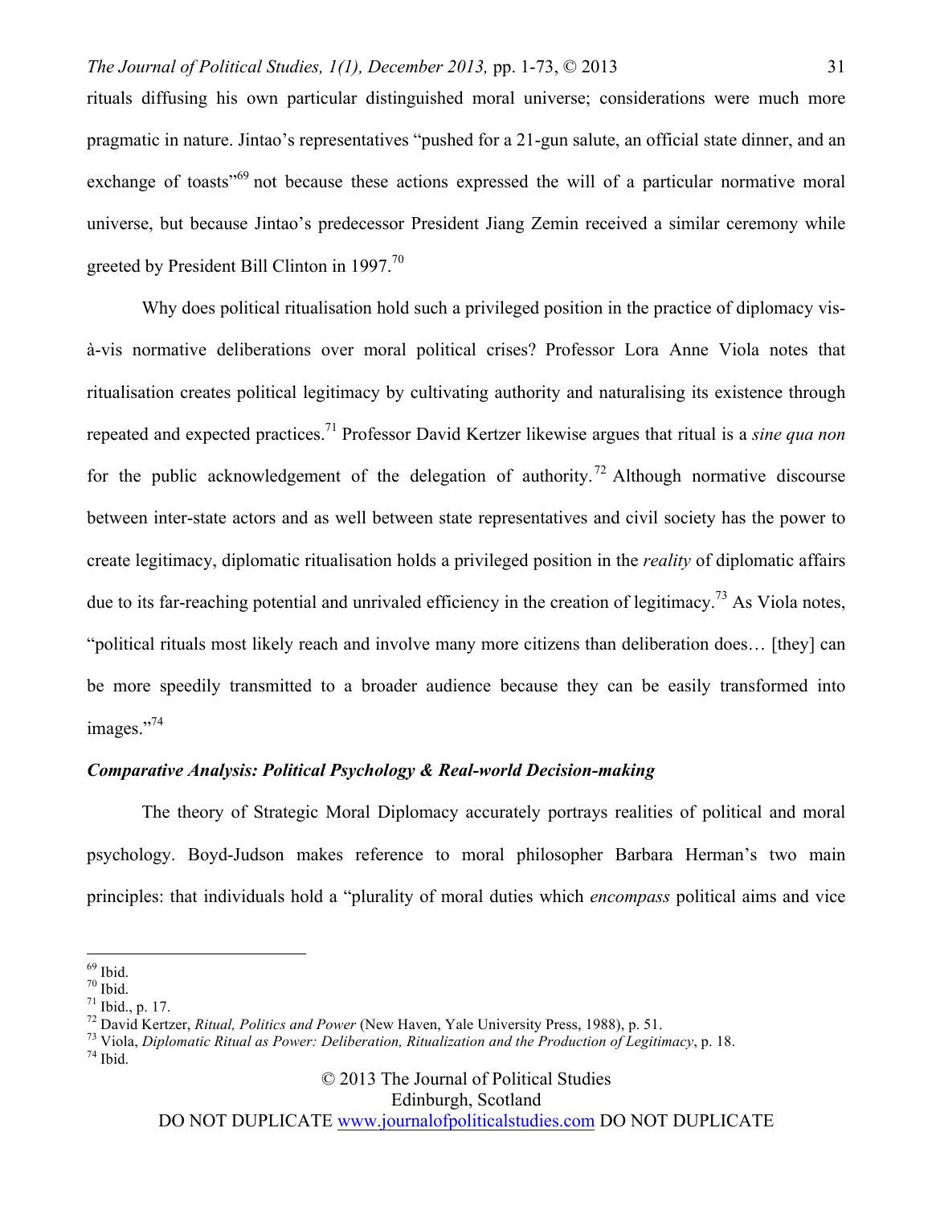rituals diffusing his own particular distinguished moral universe; considerations were much more pragmatic in nature. Jintao's representatives "pushed for a 21-gun salute, an official state dinner, and an exchange of toasts"[69] not because these actions expressed the will of a particular normative moral universe, but because Jintao's predecessor President Jiang Zemin received a similar ceremony while greeted by President Bill Clinton in 1997.[70]

Why does political ritualisation hold such a privileged position in the practice of diplomacy vis-à-vis normative deliberations over moral political crises? Professor Lora Anne Viola notes that ritualisation creates political legitimacy by cultivating authority and naturalising its existence through repeated and expected practices.[71] Professor David Kertzer likewise argues that ritual is a *sine qua non* for the public acknowledgement of the delegation of authority.[72] Although normative discourse between inter-state actors and as well between state representatives and civil society has the power to create legitimacy, diplomatic ritualisation holds a privileged position in the *reality* of diplomatic affairs due to its far-reaching potential and unrivaled efficiency in the creation of legitimacy.[73] As Viola notes, "political rituals most likely reach and involve many more citizens than deliberation does… [they] can be more speedily transmitted to a broader audience because they can be easily transformed into images."[74]

### *Comparative Analysis: Political Psychology & Real-world Decision-making*

The theory of Strategic Moral Diplomacy accurately portrays realities of political and moral psychology. Boyd-Judson makes reference to moral philosopher Barbara Herman's two main principles: that individuals hold a "plurality of moral duties which *encompass* political aims and vice

---

[69] Ibid.
[70] Ibid.
[71] Ibid., p. 17.
[72] David Kertzer, *Ritual, Politics and Power* (New Haven, Yale University Press, 1988), p. 51.
[73] Viola, *Diplomatic Ritual as Power: Deliberation, Ritualization and the Production of Legitimacy*, p. 18.
[74] Ibid.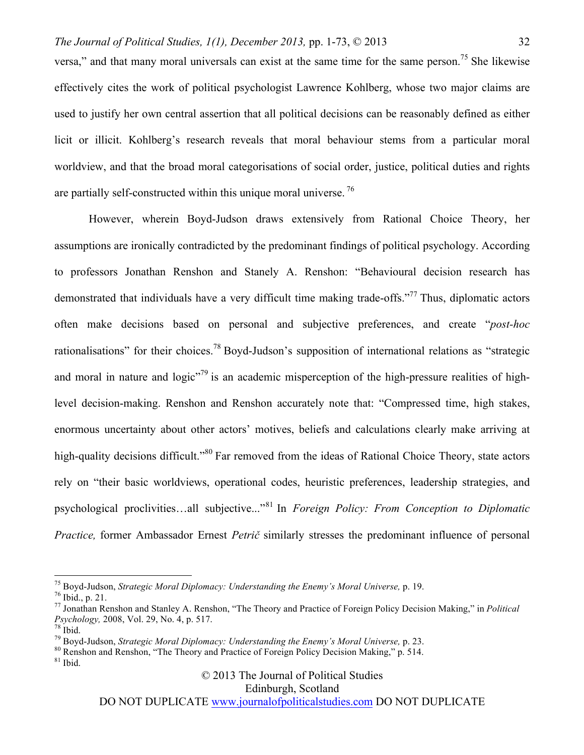versa," and that many moral universals can exist at the same time for the same person.[75] She likewise effectively cites the work of political psychologist Lawrence Kohlberg, whose two major claims are used to justify her own central assertion that all political decisions can be reasonably defined as either licit or illicit. Kohlberg's research reveals that moral behaviour stems from a particular moral worldview, and that the broad moral categorisations of social order, justice, political duties and rights are partially self-constructed within this unique moral universe.[76]

However, wherein Boyd-Judson draws extensively from Rational Choice Theory, her assumptions are ironically contradicted by the predominant findings of political psychology. According to professors Jonathan Renshon and Stanely A. Renshon: "Behavioural decision research has demonstrated that individuals have a very difficult time making trade-offs."[77] Thus, diplomatic actors often make decisions based on personal and subjective preferences, and create "*post-hoc* rationalisations" for their choices.[78] Boyd-Judson's supposition of international relations as "strategic and moral in nature and logic"[79] is an academic misperception of the high-pressure realities of high-level decision-making. Renshon and Renshon accurately note that: "Compressed time, high stakes, enormous uncertainty about other actors' motives, beliefs and calculations clearly make arriving at high-quality decisions difficult."[80] Far removed from the ideas of Rational Choice Theory, state actors rely on "their basic worldviews, operational codes, heuristic preferences, leadership strategies, and psychological proclivities…all subjective..."[81] In *Foreign Policy: From Conception to Diplomatic Practice,* former Ambassador Ernest *Petrič* similarly stresses the predominant influence of personal

---

[75] Boyd-Judson, *Strategic Moral Diplomacy: Understanding the Enemy's Moral Universe,* p. 19.
[76] Ibid., p. 21.
[77] Jonathan Renshon and Stanley A. Renshon, "The Theory and Practice of Foreign Policy Decision Making," in *Political Psychology,* 2008, Vol. 29, No. 4, p. 517.
[78] Ibid.
[79] Boyd-Judson, *Strategic Moral Diplomacy: Understanding the Enemy's Moral Universe,* p. 23.
[80] Renshon and Renshon, "The Theory and Practice of Foreign Policy Decision Making," p. 514.
[81] Ibid.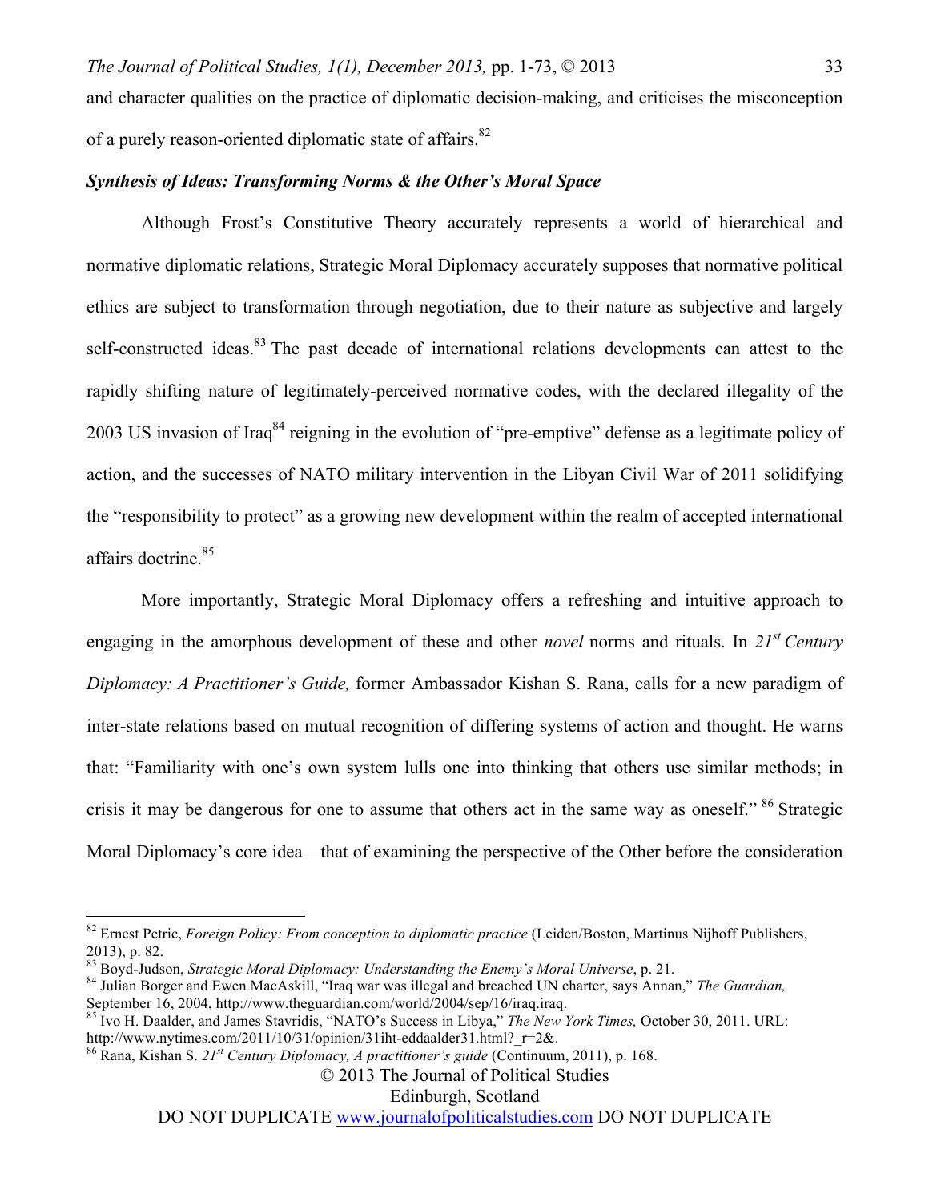and character qualities on the practice of diplomatic decision-making, and criticises the misconception of a purely reason-oriented diplomatic state of affairs.[82]

### ***Synthesis of Ideas: Transforming Norms & the Other's Moral Space***

Although Frost's Constitutive Theory accurately represents a world of hierarchical and normative diplomatic relations, Strategic Moral Diplomacy accurately supposes that normative political ethics are subject to transformation through negotiation, due to their nature as subjective and largely self-constructed ideas.[83] The past decade of international relations developments can attest to the rapidly shifting nature of legitimately-perceived normative codes, with the declared illegality of the 2003 US invasion of Iraq[84] reigning in the evolution of "pre-emptive" defense as a legitimate policy of action, and the successes of NATO military intervention in the Libyan Civil War of 2011 solidifying the "responsibility to protect" as a growing new development within the realm of accepted international affairs doctrine.[85]

More importantly, Strategic Moral Diplomacy offers a refreshing and intuitive approach to engaging in the amorphous development of these and other *novel* norms and rituals. In *21st Century Diplomacy: A Practitioner's Guide,* former Ambassador Kishan S. Rana, calls for a new paradigm of inter-state relations based on mutual recognition of differing systems of action and thought. He warns that: "Familiarity with one's own system lulls one into thinking that others use similar methods; in crisis it may be dangerous for one to assume that others act in the same way as oneself." [86] Strategic Moral Diplomacy's core idea—that of examining the perspective of the Other before the consideration

---

[82] Ernest Petric, *Foreign Policy: From conception to diplomatic practice* (Leiden/Boston, Martinus Nijhoff Publishers, 2013), p. 82.

[83] Boyd-Judson, *Strategic Moral Diplomacy: Understanding the Enemy's Moral Universe*, p. 21.

[84] Julian Borger and Ewen MacAskill, "Iraq war was illegal and breached UN charter, says Annan," *The Guardian,* September 16, 2004, http://www.theguardian.com/world/2004/sep/16/iraq.iraq.

[85] Ivo H. Daalder, and James Stavridis, "NATO's Success in Libya," *The New York Times,* October 30, 2011. URL: http://www.nytimes.com/2011/10/31/opinion/31iht-eddaalder31.html?_r=2&.

[86] Rana, Kishan S. *21st Century Diplomacy, A practitioner's guide* (Continuum, 2011), p. 168.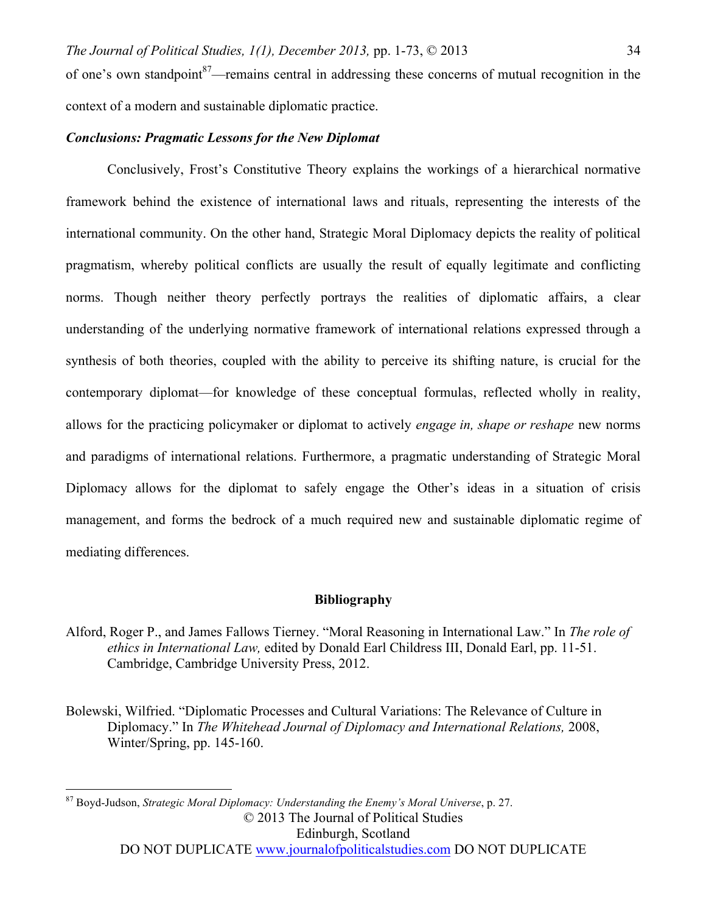of one's own standpoint[87]—remains central in addressing these concerns of mutual recognition in the context of a modern and sustainable diplomatic practice.

### *Conclusions: Pragmatic Lessons for the New Diplomat*

Conclusively, Frost's Constitutive Theory explains the workings of a hierarchical normative framework behind the existence of international laws and rituals, representing the interests of the international community. On the other hand, Strategic Moral Diplomacy depicts the reality of political pragmatism, whereby political conflicts are usually the result of equally legitimate and conflicting norms. Though neither theory perfectly portrays the realities of diplomatic affairs, a clear understanding of the underlying normative framework of international relations expressed through a synthesis of both theories, coupled with the ability to perceive its shifting nature, is crucial for the contemporary diplomat—for knowledge of these conceptual formulas, reflected wholly in reality, allows for the practicing policymaker or diplomat to actively *engage in, shape or reshape* new norms and paradigms of international relations. Furthermore, a pragmatic understanding of Strategic Moral Diplomacy allows for the diplomat to safely engage the Other's ideas in a situation of crisis management, and forms the bedrock of a much required new and sustainable diplomatic regime of mediating differences.

## Bibliography

Alford, Roger P., and James Fallows Tierney. "Moral Reasoning in International Law." In *The role of ethics in International Law,* edited by Donald Earl Childress III, Donald Earl, pp. 11-51. Cambridge, Cambridge University Press, 2012.

Bolewski, Wilfried. "Diplomatic Processes and Cultural Variations: The Relevance of Culture in Diplomacy." In *The Whitehead Journal of Diplomacy and International Relations,* 2008, Winter/Spring, pp. 145-160.

---

[87] Boyd-Judson, *Strategic Moral Diplomacy: Understanding the Enemy's Moral Universe*, p. 27.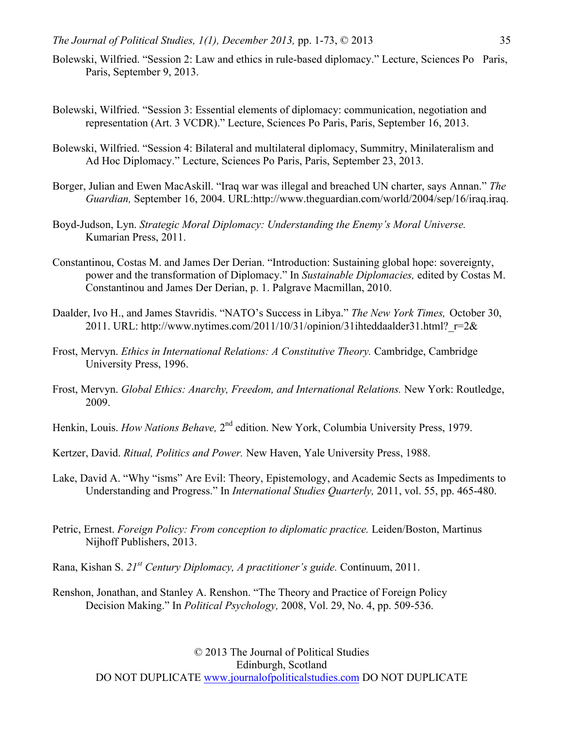Bolewski, Wilfried. "Session 2: Law and ethics in rule-based diplomacy." Lecture, Sciences Po Paris, Paris, September 9, 2013.

Bolewski, Wilfried. "Session 3: Essential elements of diplomacy: communication, negotiation and representation (Art. 3 VCDR)." Lecture, Sciences Po Paris, Paris, September 16, 2013.

Bolewski, Wilfried. "Session 4: Bilateral and multilateral diplomacy, Summitry, Minilateralism and Ad Hoc Diplomacy." Lecture, Sciences Po Paris, Paris, September 23, 2013.

Borger, Julian and Ewen MacAskill. "Iraq war was illegal and breached UN charter, says Annan." *The Guardian,* September 16, 2004. URL:http://www.theguardian.com/world/2004/sep/16/iraq.iraq.

Boyd-Judson, Lyn. *Strategic Moral Diplomacy: Understanding the Enemy's Moral Universe.* Kumarian Press, 2011.

Constantinou, Costas M. and James Der Derian. "Introduction: Sustaining global hope: sovereignty, power and the transformation of Diplomacy." In *Sustainable Diplomacies,* edited by Costas M. Constantinou and James Der Derian, p. 1. Palgrave Macmillan, 2010.

Daalder, Ivo H., and James Stavridis. "NATO's Success in Libya." *The New York Times,* October 30, 2011. URL: http://www.nytimes.com/2011/10/31/opinion/31ihteddaalder31.html?_r=2&

Frost, Mervyn. *Ethics in International Relations: A Constitutive Theory.* Cambridge, Cambridge University Press, 1996.

Frost, Mervyn. *Global Ethics: Anarchy, Freedom, and International Relations.* New York: Routledge, 2009.

Henkin, Louis. *How Nations Behave,* 2nd edition. New York, Columbia University Press, 1979.

Kertzer, David. *Ritual, Politics and Power.* New Haven, Yale University Press, 1988.

Lake, David A. "Why "isms" Are Evil: Theory, Epistemology, and Academic Sects as Impediments to Understanding and Progress." In *International Studies Quarterly,* 2011, vol. 55, pp. 465-480.

Petric, Ernest. *Foreign Policy: From conception to diplomatic practice.* Leiden/Boston, Martinus Nijhoff Publishers, 2013.

Rana, Kishan S. *21st Century Diplomacy, A practitioner's guide.* Continuum, 2011.

Renshon, Jonathan, and Stanley A. Renshon. "The Theory and Practice of Foreign Policy Decision Making." In *Political Psychology,* 2008, Vol. 29, No. 4, pp. 509-536.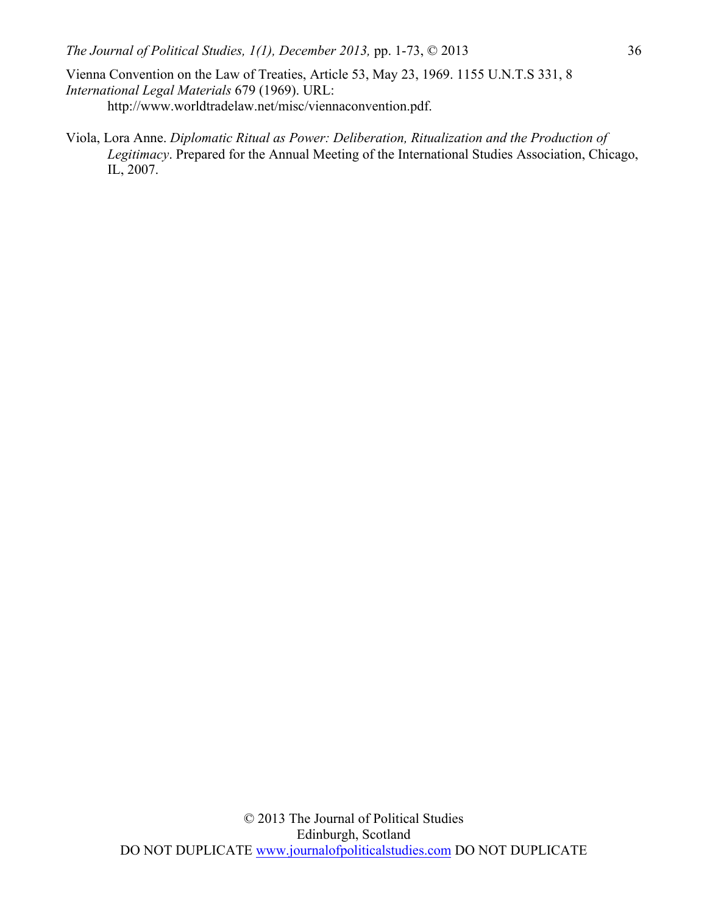Vienna Convention on the Law of Treaties, Article 53, May 23, 1969. 1155 U.N.T.S 331, 8 *International Legal Materials* 679 (1969). URL: http://www.worldtradelaw.net/misc/viennaconvention.pdf.

Viola, Lora Anne. *Diplomatic Ritual as Power: Deliberation, Ritualization and the Production of Legitimacy*. Prepared for the Annual Meeting of the International Studies Association, Chicago, IL, 2007.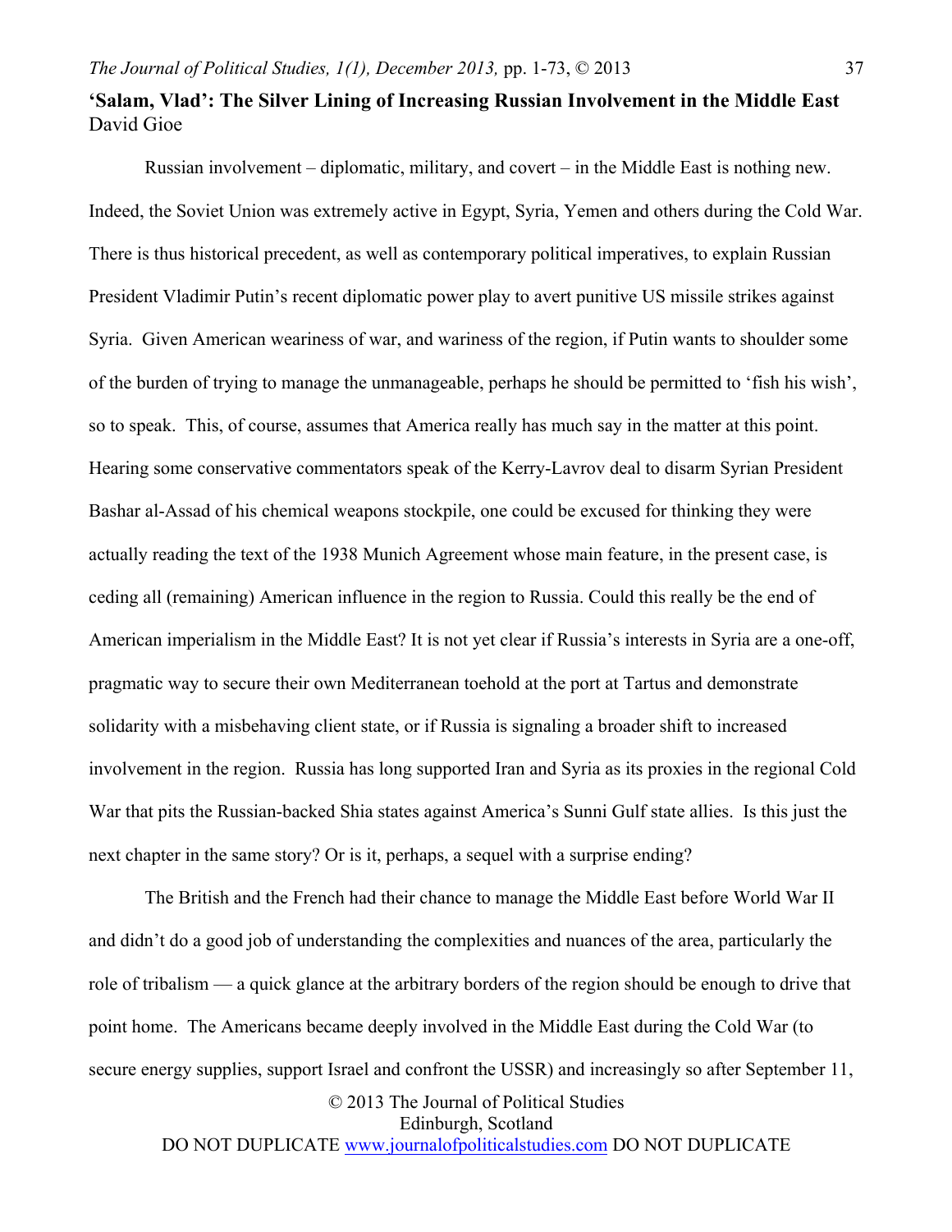**'Salam, Vlad': The Silver Lining of Increasing Russian Involvement in the Middle East**
David Gioe

Russian involvement – diplomatic, military, and covert – in the Middle East is nothing new. Indeed, the Soviet Union was extremely active in Egypt, Syria, Yemen and others during the Cold War. There is thus historical precedent, as well as contemporary political imperatives, to explain Russian President Vladimir Putin's recent diplomatic power play to avert punitive US missile strikes against Syria. Given American weariness of war, and wariness of the region, if Putin wants to shoulder some of the burden of trying to manage the unmanageable, perhaps he should be permitted to 'fish his wish', so to speak. This, of course, assumes that America really has much say in the matter at this point. Hearing some conservative commentators speak of the Kerry-Lavrov deal to disarm Syrian President Bashar al-Assad of his chemical weapons stockpile, one could be excused for thinking they were actually reading the text of the 1938 Munich Agreement whose main feature, in the present case, is ceding all (remaining) American influence in the region to Russia. Could this really be the end of American imperialism in the Middle East? It is not yet clear if Russia's interests in Syria are a one-off, pragmatic way to secure their own Mediterranean toehold at the port at Tartus and demonstrate solidarity with a misbehaving client state, or if Russia is signaling a broader shift to increased involvement in the region. Russia has long supported Iran and Syria as its proxies in the regional Cold War that pits the Russian-backed Shia states against America's Sunni Gulf state allies. Is this just the next chapter in the same story? Or is it, perhaps, a sequel with a surprise ending?

The British and the French had their chance to manage the Middle East before World War II and didn't do a good job of understanding the complexities and nuances of the area, particularly the role of tribalism — a quick glance at the arbitrary borders of the region should be enough to drive that point home. The Americans became deeply involved in the Middle East during the Cold War (to secure energy supplies, support Israel and confront the USSR) and increasingly so after September 11,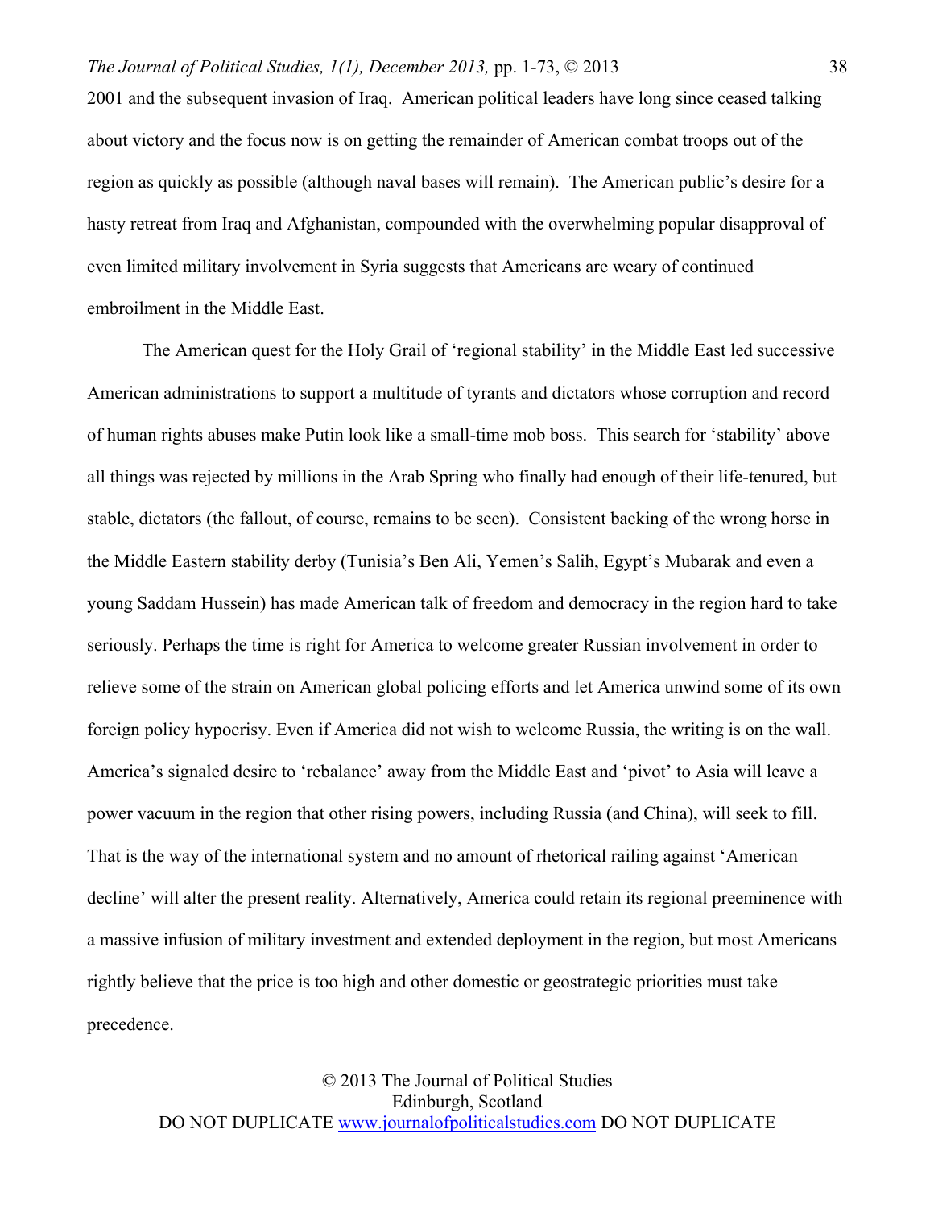2001 and the subsequent invasion of Iraq. American political leaders have long since ceased talking about victory and the focus now is on getting the remainder of American combat troops out of the region as quickly as possible (although naval bases will remain). The American public's desire for a hasty retreat from Iraq and Afghanistan, compounded with the overwhelming popular disapproval of even limited military involvement in Syria suggests that Americans are weary of continued embroilment in the Middle East.

The American quest for the Holy Grail of 'regional stability' in the Middle East led successive American administrations to support a multitude of tyrants and dictators whose corruption and record of human rights abuses make Putin look like a small-time mob boss. This search for 'stability' above all things was rejected by millions in the Arab Spring who finally had enough of their life-tenured, but stable, dictators (the fallout, of course, remains to be seen). Consistent backing of the wrong horse in the Middle Eastern stability derby (Tunisia's Ben Ali, Yemen's Salih, Egypt's Mubarak and even a young Saddam Hussein) has made American talk of freedom and democracy in the region hard to take seriously. Perhaps the time is right for America to welcome greater Russian involvement in order to relieve some of the strain on American global policing efforts and let America unwind some of its own foreign policy hypocrisy. Even if America did not wish to welcome Russia, the writing is on the wall. America's signaled desire to 'rebalance' away from the Middle East and 'pivot' to Asia will leave a power vacuum in the region that other rising powers, including Russia (and China), will seek to fill. That is the way of the international system and no amount of rhetorical railing against 'American decline' will alter the present reality. Alternatively, America could retain its regional preeminence with a massive infusion of military investment and extended deployment in the region, but most Americans rightly believe that the price is too high and other domestic or geostrategic priorities must take precedence.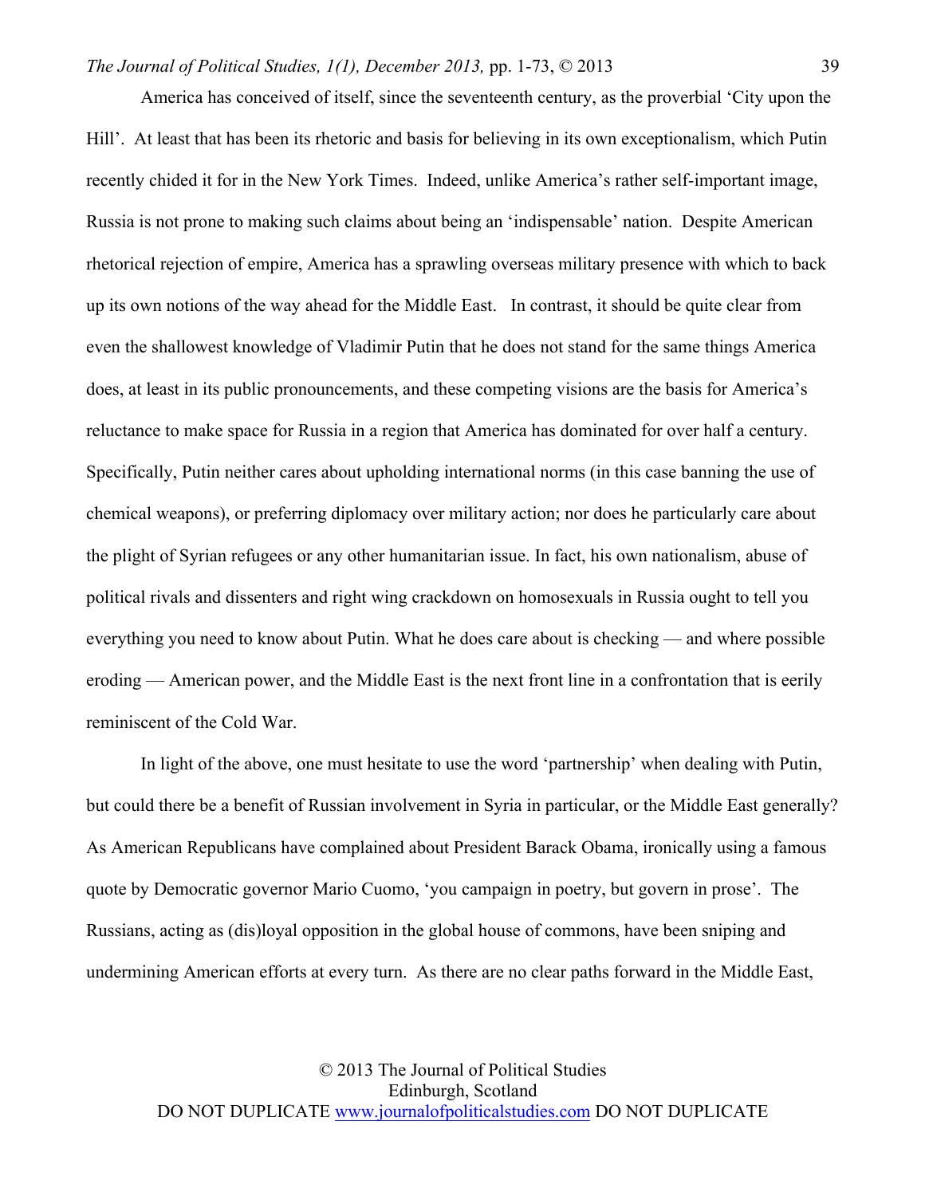America has conceived of itself, since the seventeenth century, as the proverbial 'City upon the Hill'. At least that has been its rhetoric and basis for believing in its own exceptionalism, which Putin recently chided it for in the New York Times. Indeed, unlike America's rather self-important image, Russia is not prone to making such claims about being an 'indispensable' nation. Despite American rhetorical rejection of empire, America has a sprawling overseas military presence with which to back up its own notions of the way ahead for the Middle East. In contrast, it should be quite clear from even the shallowest knowledge of Vladimir Putin that he does not stand for the same things America does, at least in its public pronouncements, and these competing visions are the basis for America's reluctance to make space for Russia in a region that America has dominated for over half a century. Specifically, Putin neither cares about upholding international norms (in this case banning the use of chemical weapons), or preferring diplomacy over military action; nor does he particularly care about the plight of Syrian refugees or any other humanitarian issue. In fact, his own nationalism, abuse of political rivals and dissenters and right wing crackdown on homosexuals in Russia ought to tell you everything you need to know about Putin. What he does care about is checking — and where possible eroding — American power, and the Middle East is the next front line in a confrontation that is eerily reminiscent of the Cold War.

In light of the above, one must hesitate to use the word 'partnership' when dealing with Putin, but could there be a benefit of Russian involvement in Syria in particular, or the Middle East generally? As American Republicans have complained about President Barack Obama, ironically using a famous quote by Democratic governor Mario Cuomo, 'you campaign in poetry, but govern in prose'. The Russians, acting as (dis)loyal opposition in the global house of commons, have been sniping and undermining American efforts at every turn. As there are no clear paths forward in the Middle East,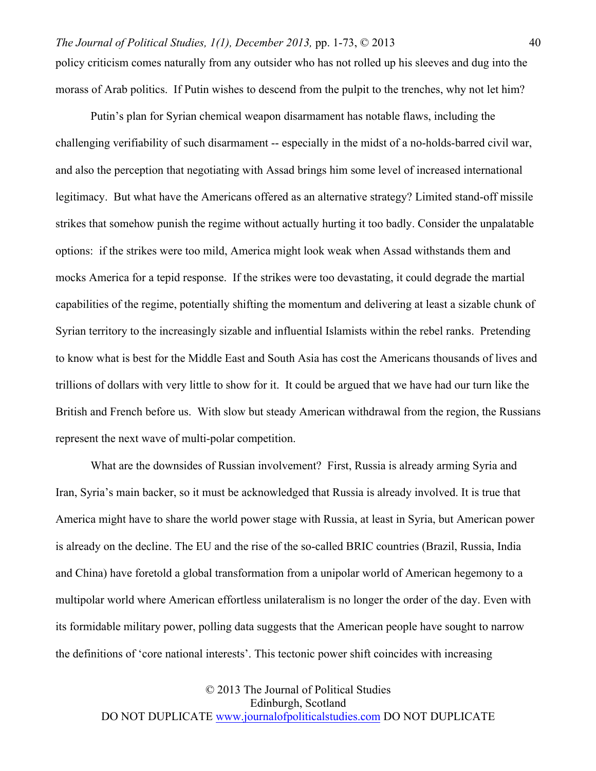policy criticism comes naturally from any outsider who has not rolled up his sleeves and dug into the morass of Arab politics. If Putin wishes to descend from the pulpit to the trenches, why not let him?

Putin's plan for Syrian chemical weapon disarmament has notable flaws, including the challenging verifiability of such disarmament -- especially in the midst of a no-holds-barred civil war, and also the perception that negotiating with Assad brings him some level of increased international legitimacy. But what have the Americans offered as an alternative strategy? Limited stand-off missile strikes that somehow punish the regime without actually hurting it too badly. Consider the unpalatable options: if the strikes were too mild, America might look weak when Assad withstands them and mocks America for a tepid response. If the strikes were too devastating, it could degrade the martial capabilities of the regime, potentially shifting the momentum and delivering at least a sizable chunk of Syrian territory to the increasingly sizable and influential Islamists within the rebel ranks. Pretending to know what is best for the Middle East and South Asia has cost the Americans thousands of lives and trillions of dollars with very little to show for it. It could be argued that we have had our turn like the British and French before us. With slow but steady American withdrawal from the region, the Russians represent the next wave of multi-polar competition.

What are the downsides of Russian involvement? First, Russia is already arming Syria and Iran, Syria's main backer, so it must be acknowledged that Russia is already involved. It is true that America might have to share the world power stage with Russia, at least in Syria, but American power is already on the decline. The EU and the rise of the so-called BRIC countries (Brazil, Russia, India and China) have foretold a global transformation from a unipolar world of American hegemony to a multipolar world where American effortless unilateralism is no longer the order of the day. Even with its formidable military power, polling data suggests that the American people have sought to narrow the definitions of 'core national interests'. This tectonic power shift coincides with increasing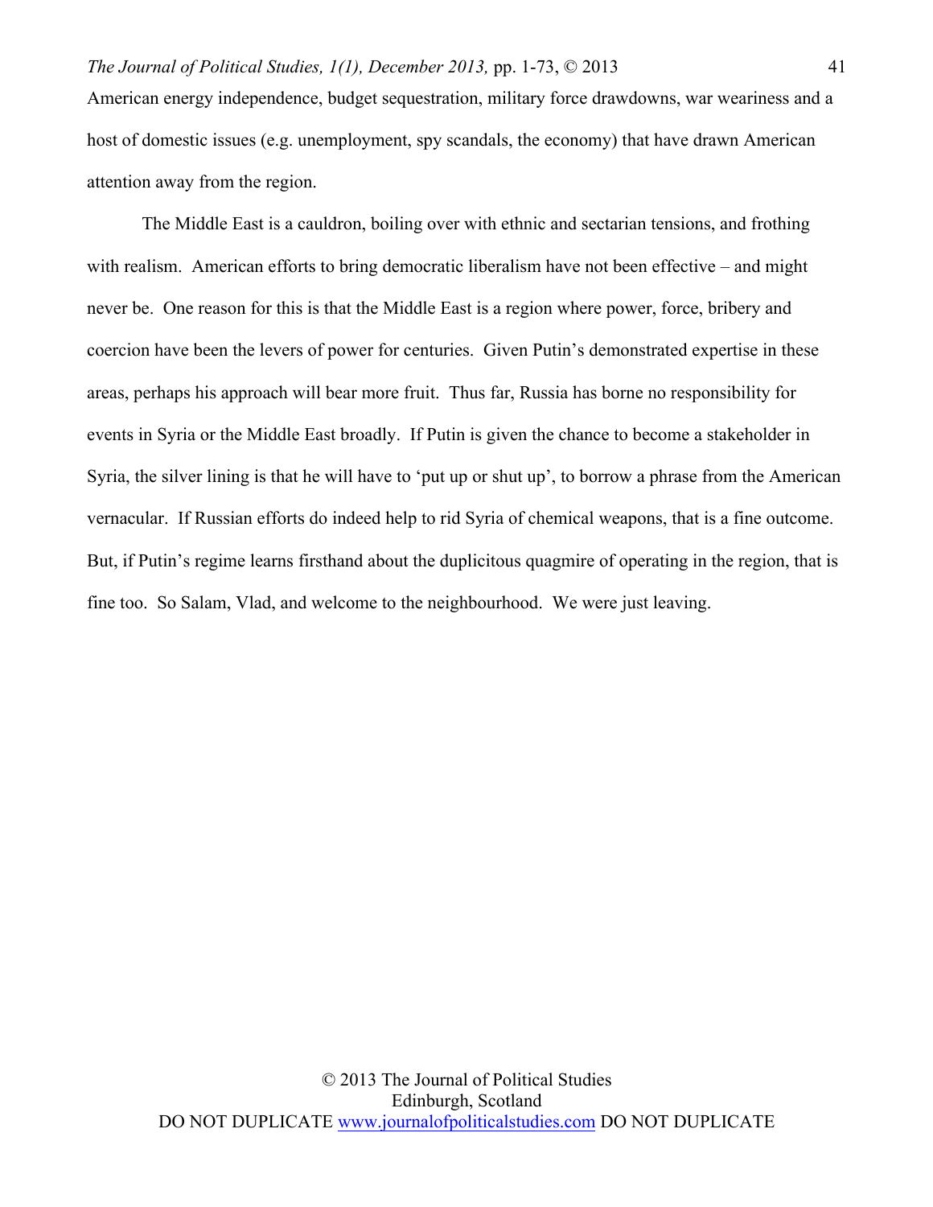American energy independence, budget sequestration, military force drawdowns, war weariness and a host of domestic issues (e.g. unemployment, spy scandals, the economy) that have drawn American attention away from the region.

The Middle East is a cauldron, boiling over with ethnic and sectarian tensions, and frothing with realism. American efforts to bring democratic liberalism have not been effective – and might never be. One reason for this is that the Middle East is a region where power, force, bribery and coercion have been the levers of power for centuries. Given Putin's demonstrated expertise in these areas, perhaps his approach will bear more fruit. Thus far, Russia has borne no responsibility for events in Syria or the Middle East broadly. If Putin is given the chance to become a stakeholder in Syria, the silver lining is that he will have to 'put up or shut up', to borrow a phrase from the American vernacular. If Russian efforts do indeed help to rid Syria of chemical weapons, that is a fine outcome. But, if Putin's regime learns firsthand about the duplicitous quagmire of operating in the region, that is fine too. So Salam, Vlad, and welcome to the neighbourhood. We were just leaving.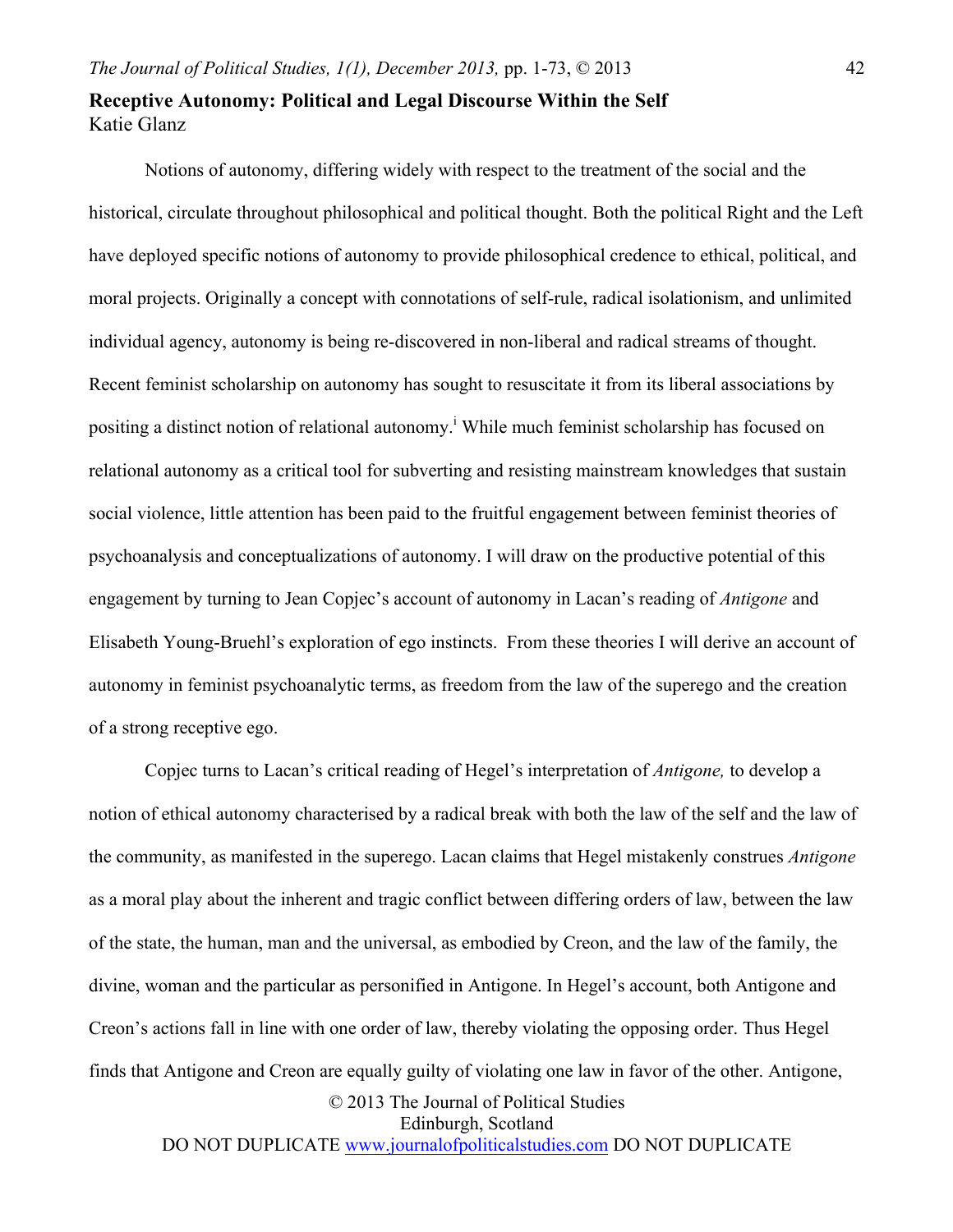**Receptive Autonomy: Political and Legal Discourse Within the Self**
Katie Glanz

Notions of autonomy, differing widely with respect to the treatment of the social and the historical, circulate throughout philosophical and political thought. Both the political Right and the Left have deployed specific notions of autonomy to provide philosophical credence to ethical, political, and moral projects. Originally a concept with connotations of self-rule, radical isolationism, and unlimited individual agency, autonomy is being re-discovered in non-liberal and radical streams of thought. Recent feminist scholarship on autonomy has sought to resuscitate it from its liberal associations by positing a distinct notion of relational autonomy.[i] While much feminist scholarship has focused on relational autonomy as a critical tool for subverting and resisting mainstream knowledges that sustain social violence, little attention has been paid to the fruitful engagement between feminist theories of psychoanalysis and conceptualizations of autonomy. I will draw on the productive potential of this engagement by turning to Jean Copjec's account of autonomy in Lacan's reading of *Antigone* and Elisabeth Young-Bruehl's exploration of ego instincts. From these theories I will derive an account of autonomy in feminist psychoanalytic terms, as freedom from the law of the superego and the creation of a strong receptive ego.

Copjec turns to Lacan's critical reading of Hegel's interpretation of *Antigone,* to develop a notion of ethical autonomy characterised by a radical break with both the law of the self and the law of the community, as manifested in the superego. Lacan claims that Hegel mistakenly construes *Antigone* as a moral play about the inherent and tragic conflict between differing orders of law, between the law of the state, the human, man and the universal, as embodied by Creon, and the law of the family, the divine, woman and the particular as personified in Antigone. In Hegel's account, both Antigone and Creon's actions fall in line with one order of law, thereby violating the opposing order. Thus Hegel finds that Antigone and Creon are equally guilty of violating one law in favor of the other. Antigone,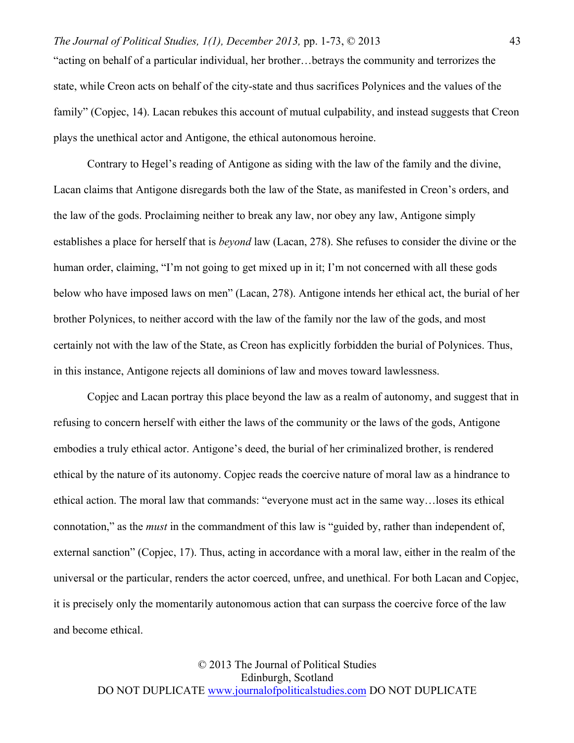"acting on behalf of a particular individual, her brother…betrays the community and terrorizes the state, while Creon acts on behalf of the city-state and thus sacrifices Polynices and the values of the family" (Copjec, 14). Lacan rebukes this account of mutual culpability, and instead suggests that Creon plays the unethical actor and Antigone, the ethical autonomous heroine.

Contrary to Hegel's reading of Antigone as siding with the law of the family and the divine, Lacan claims that Antigone disregards both the law of the State, as manifested in Creon's orders, and the law of the gods. Proclaiming neither to break any law, nor obey any law, Antigone simply establishes a place for herself that is *beyond* law (Lacan, 278). She refuses to consider the divine or the human order, claiming, "I'm not going to get mixed up in it; I'm not concerned with all these gods below who have imposed laws on men" (Lacan, 278). Antigone intends her ethical act, the burial of her brother Polynices, to neither accord with the law of the family nor the law of the gods, and most certainly not with the law of the State, as Creon has explicitly forbidden the burial of Polynices. Thus, in this instance, Antigone rejects all dominions of law and moves toward lawlessness.

Copjec and Lacan portray this place beyond the law as a realm of autonomy, and suggest that in refusing to concern herself with either the laws of the community or the laws of the gods, Antigone embodies a truly ethical actor. Antigone's deed, the burial of her criminalized brother, is rendered ethical by the nature of its autonomy. Copjec reads the coercive nature of moral law as a hindrance to ethical action. The moral law that commands: "everyone must act in the same way…loses its ethical connotation," as the *must* in the commandment of this law is "guided by, rather than independent of, external sanction" (Copjec, 17). Thus, acting in accordance with a moral law, either in the realm of the universal or the particular, renders the actor coerced, unfree, and unethical. For both Lacan and Copjec, it is precisely only the momentarily autonomous action that can surpass the coercive force of the law and become ethical.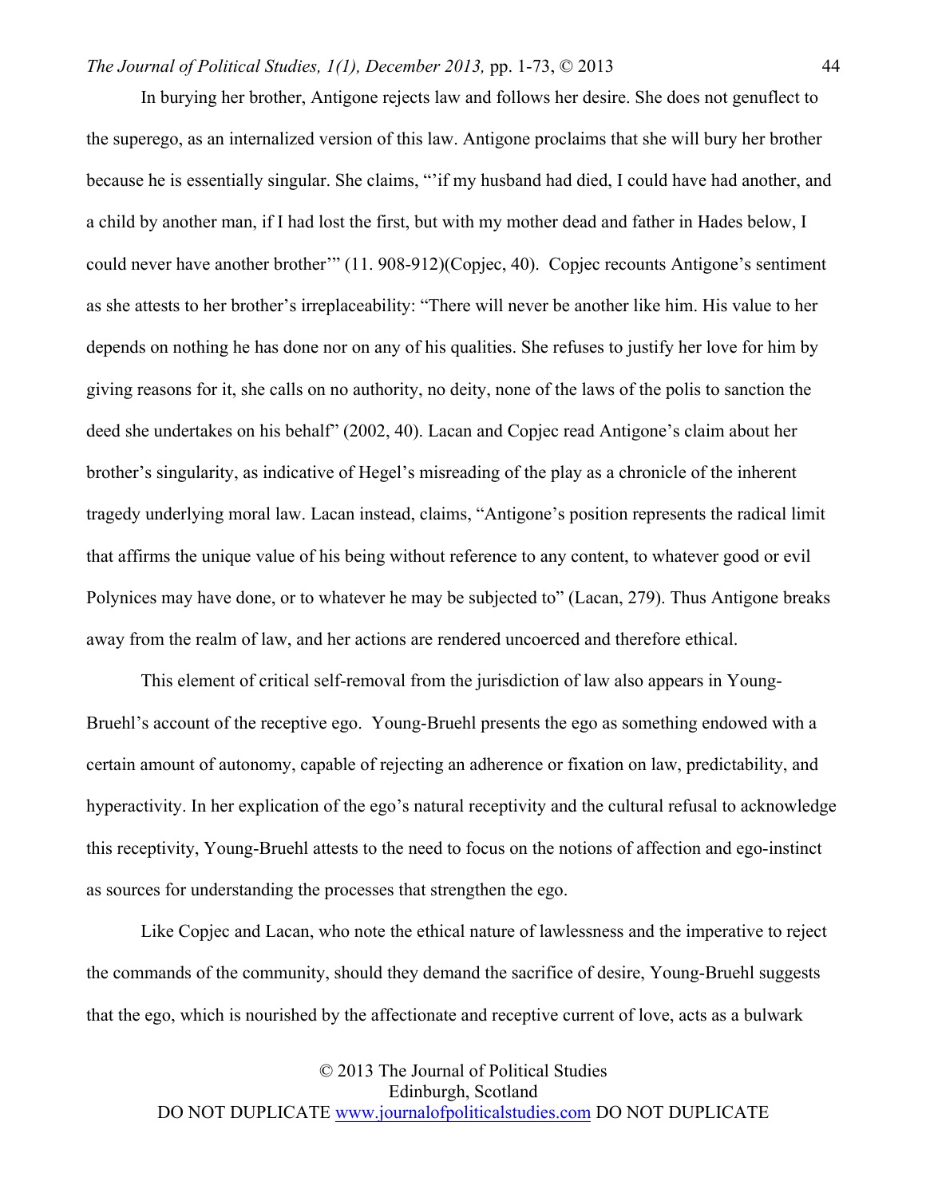In burying her brother, Antigone rejects law and follows her desire. She does not genuflect to the superego, as an internalized version of this law. Antigone proclaims that she will bury her brother because he is essentially singular. She claims, "'if my husband had died, I could have had another, and a child by another man, if I had lost the first, but with my mother dead and father in Hades below, I could never have another brother'" (11. 908-912)(Copjec, 40). Copjec recounts Antigone's sentiment as she attests to her brother's irreplaceability: "There will never be another like him. His value to her depends on nothing he has done nor on any of his qualities. She refuses to justify her love for him by giving reasons for it, she calls on no authority, no deity, none of the laws of the polis to sanction the deed she undertakes on his behalf" (2002, 40). Lacan and Copjec read Antigone's claim about her brother's singularity, as indicative of Hegel's misreading of the play as a chronicle of the inherent tragedy underlying moral law. Lacan instead, claims, "Antigone's position represents the radical limit that affirms the unique value of his being without reference to any content, to whatever good or evil Polynices may have done, or to whatever he may be subjected to" (Lacan, 279). Thus Antigone breaks away from the realm of law, and her actions are rendered uncoerced and therefore ethical.

This element of critical self-removal from the jurisdiction of law also appears in Young-Bruehl's account of the receptive ego. Young-Bruehl presents the ego as something endowed with a certain amount of autonomy, capable of rejecting an adherence or fixation on law, predictability, and hyperactivity. In her explication of the ego's natural receptivity and the cultural refusal to acknowledge this receptivity, Young-Bruehl attests to the need to focus on the notions of affection and ego-instinct as sources for understanding the processes that strengthen the ego.

Like Copjec and Lacan, who note the ethical nature of lawlessness and the imperative to reject the commands of the community, should they demand the sacrifice of desire, Young-Bruehl suggests that the ego, which is nourished by the affectionate and receptive current of love, acts as a bulwark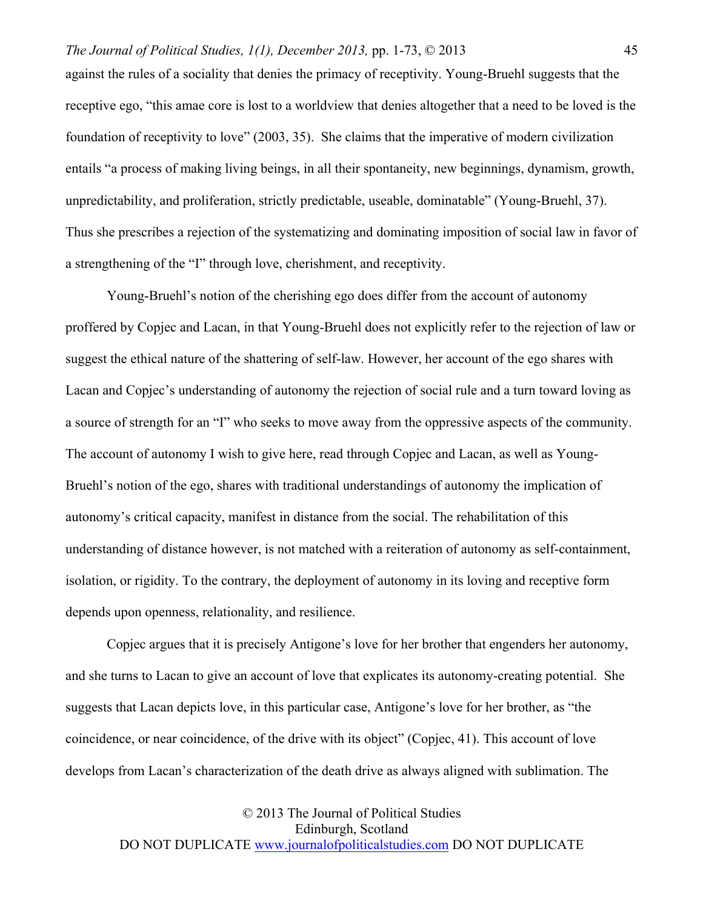against the rules of a sociality that denies the primacy of receptivity. Young-Bruehl suggests that the receptive ego, "this amae core is lost to a worldview that denies altogether that a need to be loved is the foundation of receptivity to love" (2003, 35). She claims that the imperative of modern civilization entails "a process of making living beings, in all their spontaneity, new beginnings, dynamism, growth, unpredictability, and proliferation, strictly predictable, useable, dominatable" (Young-Bruehl, 37). Thus she prescribes a rejection of the systematizing and dominating imposition of social law in favor of a strengthening of the "I" through love, cherishment, and receptivity.

Young-Bruehl's notion of the cherishing ego does differ from the account of autonomy proffered by Copjec and Lacan, in that Young-Bruehl does not explicitly refer to the rejection of law or suggest the ethical nature of the shattering of self-law. However, her account of the ego shares with Lacan and Copjec's understanding of autonomy the rejection of social rule and a turn toward loving as a source of strength for an "I" who seeks to move away from the oppressive aspects of the community. The account of autonomy I wish to give here, read through Copjec and Lacan, as well as Young-Bruehl's notion of the ego, shares with traditional understandings of autonomy the implication of autonomy's critical capacity, manifest in distance from the social. The rehabilitation of this understanding of distance however, is not matched with a reiteration of autonomy as self-containment, isolation, or rigidity. To the contrary, the deployment of autonomy in its loving and receptive form depends upon openness, relationality, and resilience.

Copjec argues that it is precisely Antigone's love for her brother that engenders her autonomy, and she turns to Lacan to give an account of love that explicates its autonomy-creating potential. She suggests that Lacan depicts love, in this particular case, Antigone's love for her brother, as "the coincidence, or near coincidence, of the drive with its object" (Copjec, 41). This account of love develops from Lacan's characterization of the death drive as always aligned with sublimation. The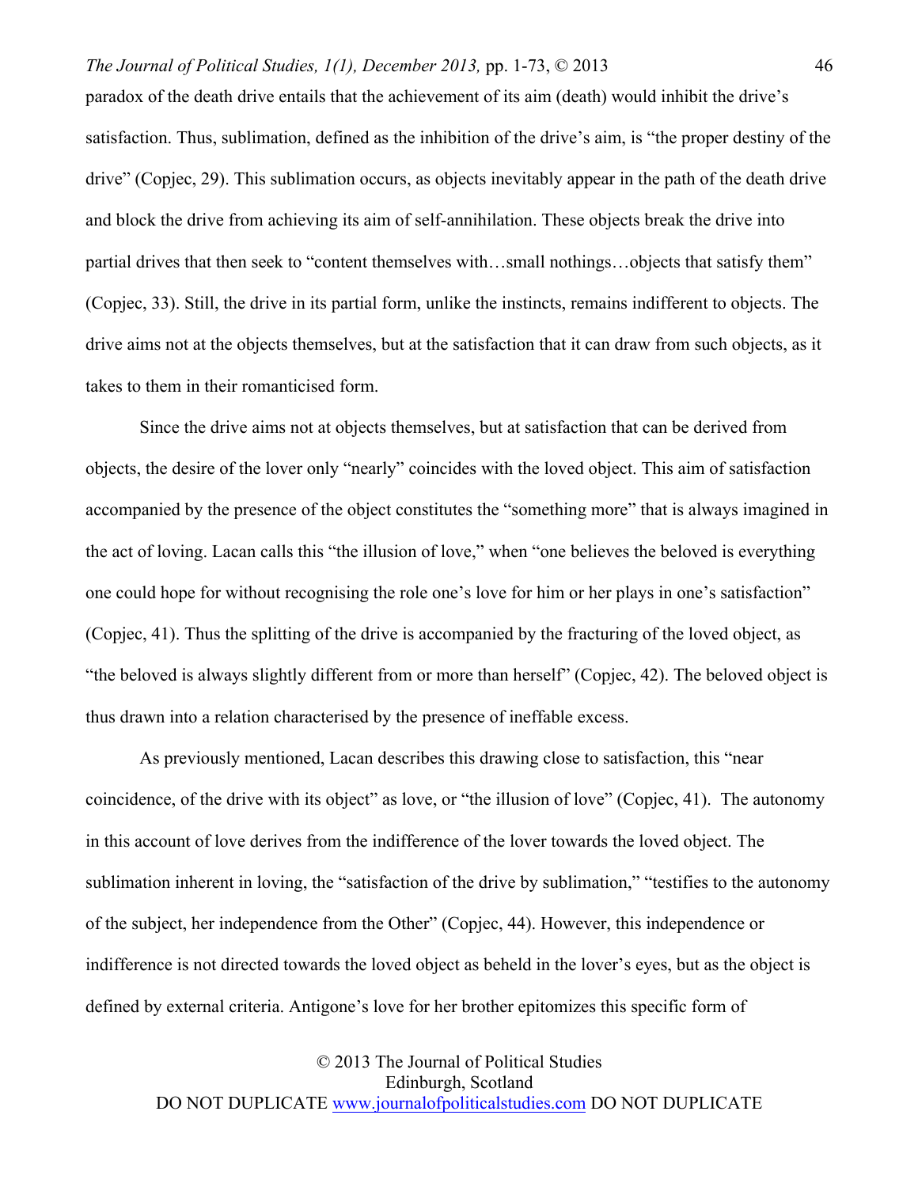paradox of the death drive entails that the achievement of its aim (death) would inhibit the drive's satisfaction. Thus, sublimation, defined as the inhibition of the drive's aim, is "the proper destiny of the drive" (Copjec, 29). This sublimation occurs, as objects inevitably appear in the path of the death drive and block the drive from achieving its aim of self-annihilation. These objects break the drive into partial drives that then seek to "content themselves with…small nothings…objects that satisfy them" (Copjec, 33). Still, the drive in its partial form, unlike the instincts, remains indifferent to objects. The drive aims not at the objects themselves, but at the satisfaction that it can draw from such objects, as it takes to them in their romanticised form.

Since the drive aims not at objects themselves, but at satisfaction that can be derived from objects, the desire of the lover only "nearly" coincides with the loved object. This aim of satisfaction accompanied by the presence of the object constitutes the "something more" that is always imagined in the act of loving. Lacan calls this "the illusion of love," when "one believes the beloved is everything one could hope for without recognising the role one's love for him or her plays in one's satisfaction" (Copjec, 41). Thus the splitting of the drive is accompanied by the fracturing of the loved object, as "the beloved is always slightly different from or more than herself" (Copjec, 42). The beloved object is thus drawn into a relation characterised by the presence of ineffable excess.

As previously mentioned, Lacan describes this drawing close to satisfaction, this "near coincidence, of the drive with its object" as love, or "the illusion of love" (Copjec, 41). The autonomy in this account of love derives from the indifference of the lover towards the loved object. The sublimation inherent in loving, the "satisfaction of the drive by sublimation," "testifies to the autonomy of the subject, her independence from the Other" (Copjec, 44). However, this independence or indifference is not directed towards the loved object as beheld in the lover's eyes, but as the object is defined by external criteria. Antigone's love for her brother epitomizes this specific form of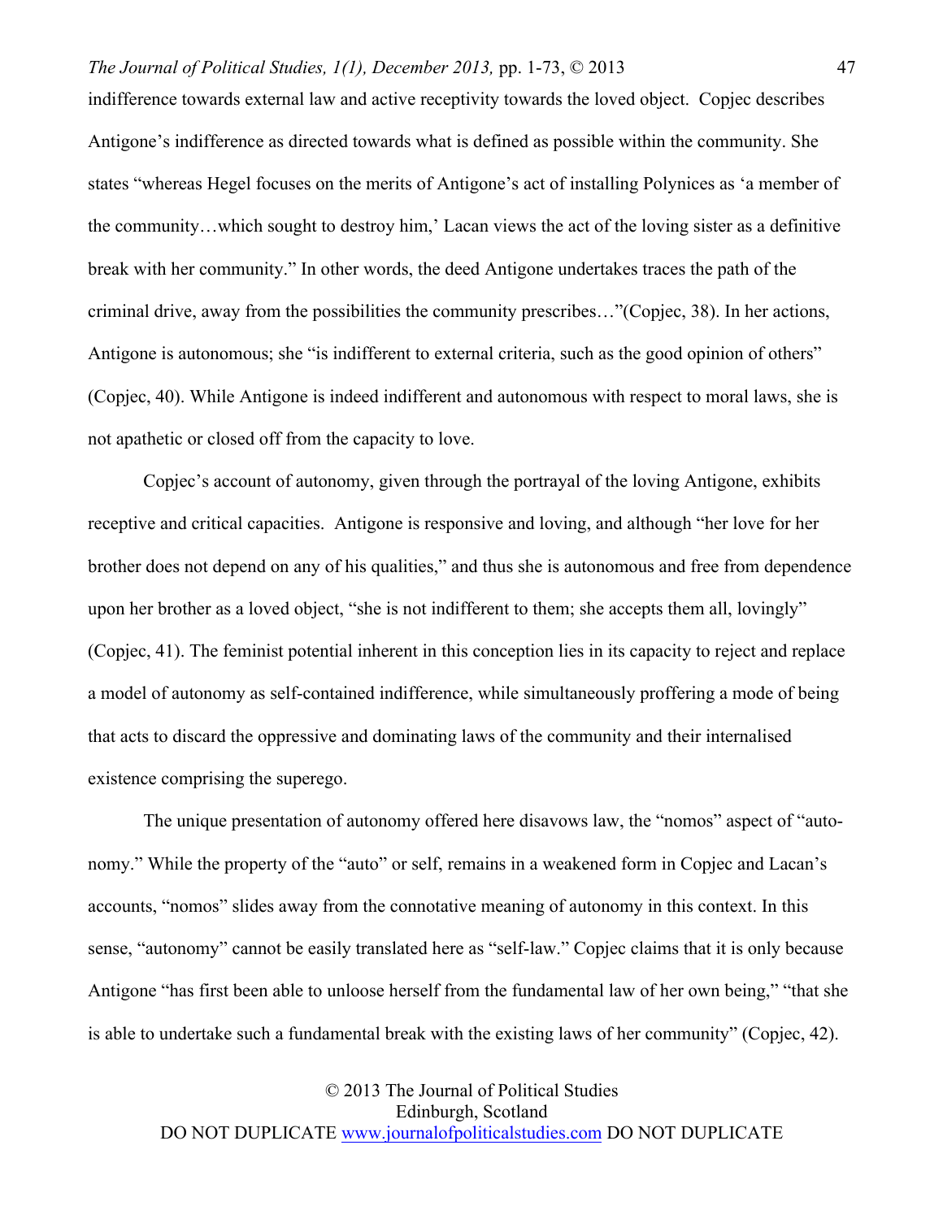indifference towards external law and active receptivity towards the loved object. Copjec describes Antigone's indifference as directed towards what is defined as possible within the community. She states "whereas Hegel focuses on the merits of Antigone's act of installing Polynices as 'a member of the community…which sought to destroy him,' Lacan views the act of the loving sister as a definitive break with her community." In other words, the deed Antigone undertakes traces the path of the criminal drive, away from the possibilities the community prescribes…"(Copjec, 38). In her actions, Antigone is autonomous; she "is indifferent to external criteria, such as the good opinion of others" (Copjec, 40). While Antigone is indeed indifferent and autonomous with respect to moral laws, she is not apathetic or closed off from the capacity to love.

Copjec's account of autonomy, given through the portrayal of the loving Antigone, exhibits receptive and critical capacities. Antigone is responsive and loving, and although "her love for her brother does not depend on any of his qualities," and thus she is autonomous and free from dependence upon her brother as a loved object, "she is not indifferent to them; she accepts them all, lovingly" (Copjec, 41). The feminist potential inherent in this conception lies in its capacity to reject and replace a model of autonomy as self-contained indifference, while simultaneously proffering a mode of being that acts to discard the oppressive and dominating laws of the community and their internalised existence comprising the superego.

The unique presentation of autonomy offered here disavows law, the "nomos" aspect of "auto-nomy." While the property of the "auto" or self, remains in a weakened form in Copjec and Lacan's accounts, "nomos" slides away from the connotative meaning of autonomy in this context. In this sense, "autonomy" cannot be easily translated here as "self-law." Copjec claims that it is only because Antigone "has first been able to unloose herself from the fundamental law of her own being," "that she is able to undertake such a fundamental break with the existing laws of her community" (Copjec, 42).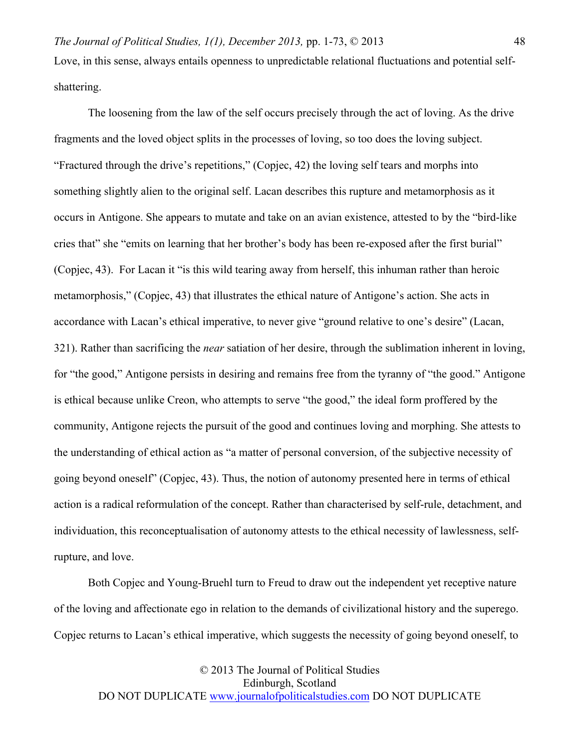Love, in this sense, always entails openness to unpredictable relational fluctuations and potential self-shattering.

The loosening from the law of the self occurs precisely through the act of loving. As the drive fragments and the loved object splits in the processes of loving, so too does the loving subject. "Fractured through the drive's repetitions," (Copjec, 42) the loving self tears and morphs into something slightly alien to the original self. Lacan describes this rupture and metamorphosis as it occurs in Antigone. She appears to mutate and take on an avian existence, attested to by the "bird-like cries that" she "emits on learning that her brother's body has been re-exposed after the first burial" (Copjec, 43). For Lacan it "is this wild tearing away from herself, this inhuman rather than heroic metamorphosis," (Copjec, 43) that illustrates the ethical nature of Antigone's action. She acts in accordance with Lacan's ethical imperative, to never give "ground relative to one's desire" (Lacan, 321). Rather than sacrificing the *near* satiation of her desire, through the sublimation inherent in loving, for "the good," Antigone persists in desiring and remains free from the tyranny of "the good." Antigone is ethical because unlike Creon, who attempts to serve "the good," the ideal form proffered by the community, Antigone rejects the pursuit of the good and continues loving and morphing. She attests to the understanding of ethical action as "a matter of personal conversion, of the subjective necessity of going beyond oneself" (Copjec, 43). Thus, the notion of autonomy presented here in terms of ethical action is a radical reformulation of the concept. Rather than characterised by self-rule, detachment, and individuation, this reconceptualisation of autonomy attests to the ethical necessity of lawlessness, self-rupture, and love.

Both Copjec and Young-Bruehl turn to Freud to draw out the independent yet receptive nature of the loving and affectionate ego in relation to the demands of civilizational history and the superego. Copjec returns to Lacan's ethical imperative, which suggests the necessity of going beyond oneself, to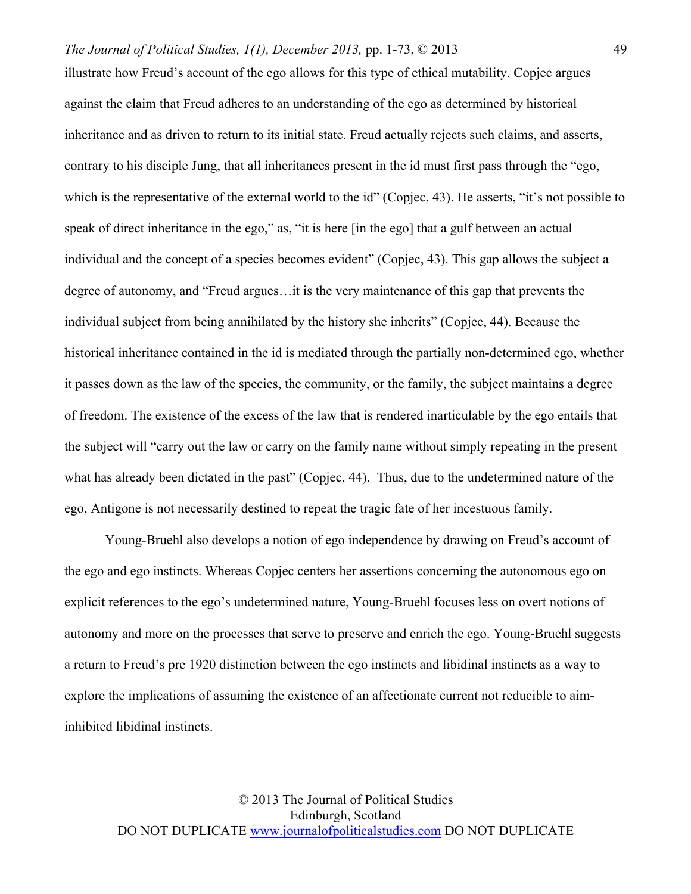illustrate how Freud's account of the ego allows for this type of ethical mutability. Copjec argues against the claim that Freud adheres to an understanding of the ego as determined by historical inheritance and as driven to return to its initial state. Freud actually rejects such claims, and asserts, contrary to his disciple Jung, that all inheritances present in the id must first pass through the "ego, which is the representative of the external world to the id" (Copjec, 43). He asserts, "it's not possible to speak of direct inheritance in the ego," as, "it is here [in the ego] that a gulf between an actual individual and the concept of a species becomes evident" (Copjec, 43). This gap allows the subject a degree of autonomy, and "Freud argues…it is the very maintenance of this gap that prevents the individual subject from being annihilated by the history she inherits" (Copjec, 44). Because the historical inheritance contained in the id is mediated through the partially non-determined ego, whether it passes down as the law of the species, the community, or the family, the subject maintains a degree of freedom. The existence of the excess of the law that is rendered inarticulable by the ego entails that the subject will "carry out the law or carry on the family name without simply repeating in the present what has already been dictated in the past" (Copjec, 44). Thus, due to the undetermined nature of the ego, Antigone is not necessarily destined to repeat the tragic fate of her incestuous family.

Young-Bruehl also develops a notion of ego independence by drawing on Freud's account of the ego and ego instincts. Whereas Copjec centers her assertions concerning the autonomous ego on explicit references to the ego's undetermined nature, Young-Bruehl focuses less on overt notions of autonomy and more on the processes that serve to preserve and enrich the ego. Young-Bruehl suggests a return to Freud's pre 1920 distinction between the ego instincts and libidinal instincts as a way to explore the implications of assuming the existence of an affectionate current not reducible to aim-inhibited libidinal instincts.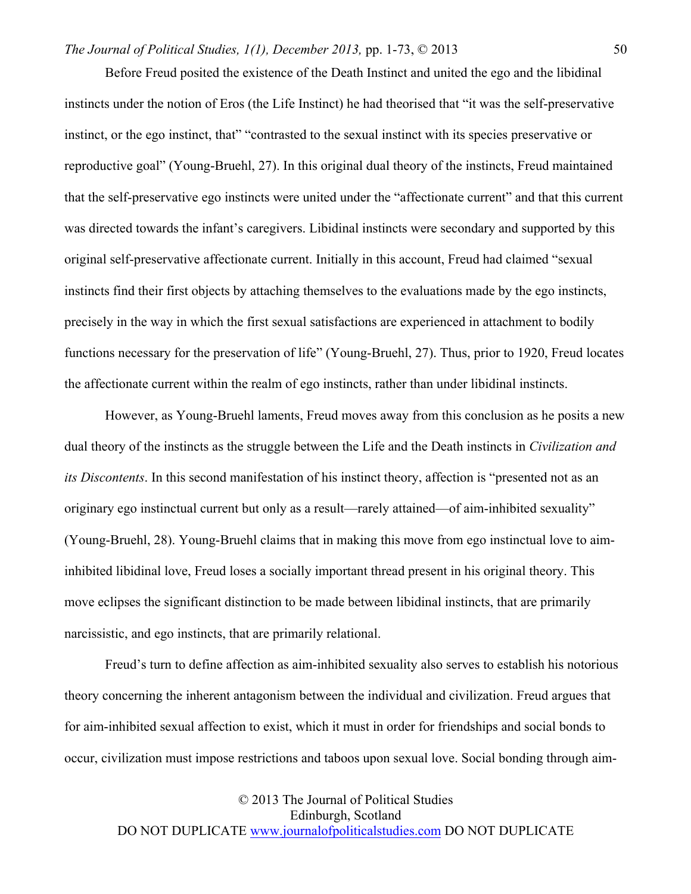Before Freud posited the existence of the Death Instinct and united the ego and the libidinal instincts under the notion of Eros (the Life Instinct) he had theorised that "it was the self-preservative instinct, or the ego instinct, that" "contrasted to the sexual instinct with its species preservative or reproductive goal" (Young-Bruehl, 27). In this original dual theory of the instincts, Freud maintained that the self-preservative ego instincts were united under the "affectionate current" and that this current was directed towards the infant's caregivers. Libidinal instincts were secondary and supported by this original self-preservative affectionate current. Initially in this account, Freud had claimed "sexual instincts find their first objects by attaching themselves to the evaluations made by the ego instincts, precisely in the way in which the first sexual satisfactions are experienced in attachment to bodily functions necessary for the preservation of life" (Young-Bruehl, 27). Thus, prior to 1920, Freud locates the affectionate current within the realm of ego instincts, rather than under libidinal instincts.

However, as Young-Bruehl laments, Freud moves away from this conclusion as he posits a new dual theory of the instincts as the struggle between the Life and the Death instincts in *Civilization and its Discontents*. In this second manifestation of his instinct theory, affection is "presented not as an originary ego instinctual current but only as a result—rarely attained—of aim-inhibited sexuality" (Young-Bruehl, 28). Young-Bruehl claims that in making this move from ego instinctual love to aim-inhibited libidinal love, Freud loses a socially important thread present in his original theory. This move eclipses the significant distinction to be made between libidinal instincts, that are primarily narcissistic, and ego instincts, that are primarily relational.

Freud's turn to define affection as aim-inhibited sexuality also serves to establish his notorious theory concerning the inherent antagonism between the individual and civilization. Freud argues that for aim-inhibited sexual affection to exist, which it must in order for friendships and social bonds to occur, civilization must impose restrictions and taboos upon sexual love. Social bonding through aim-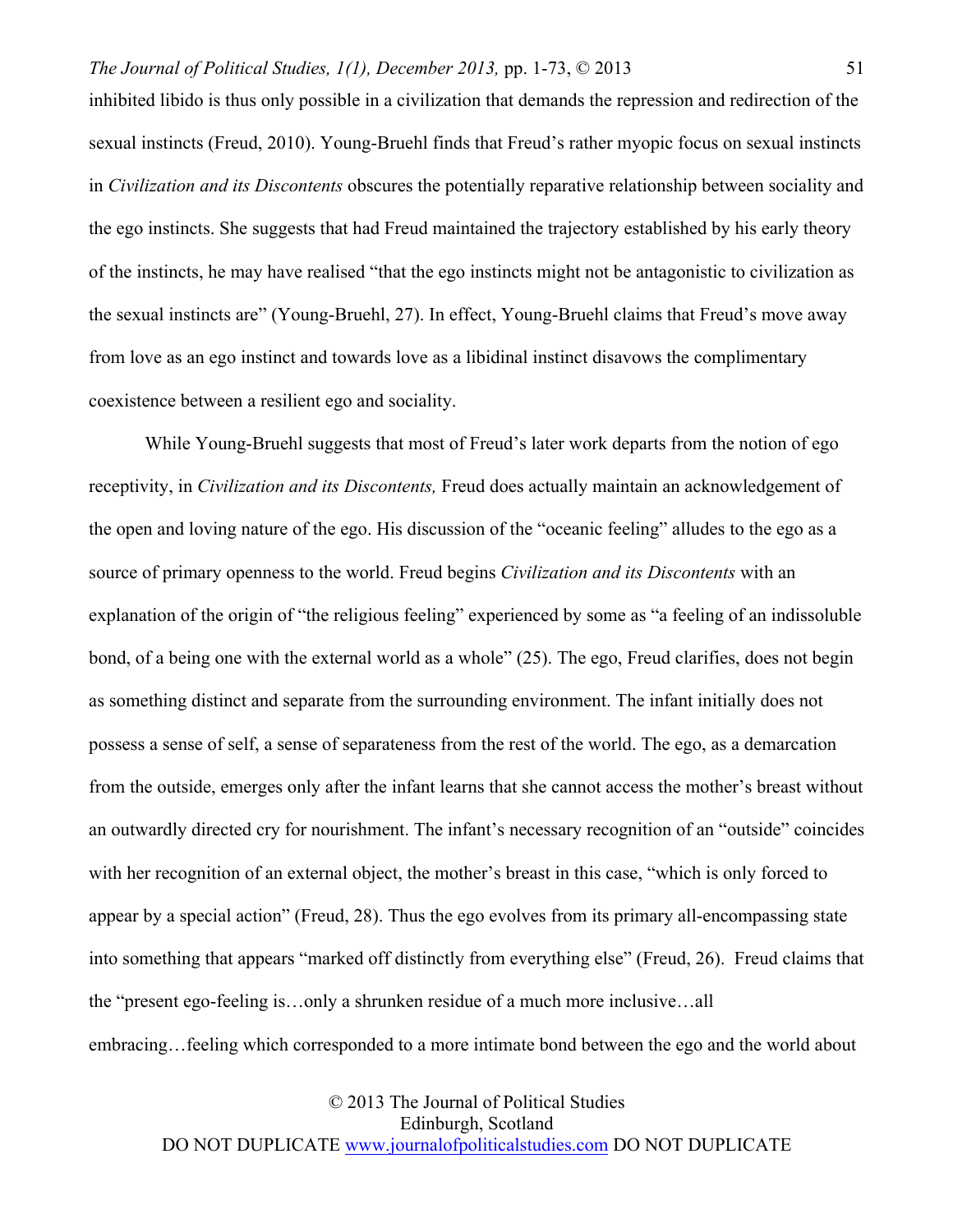inhibited libido is thus only possible in a civilization that demands the repression and redirection of the sexual instincts (Freud, 2010). Young-Bruehl finds that Freud's rather myopic focus on sexual instincts in *Civilization and its Discontents* obscures the potentially reparative relationship between sociality and the ego instincts. She suggests that had Freud maintained the trajectory established by his early theory of the instincts, he may have realised "that the ego instincts might not be antagonistic to civilization as the sexual instincts are" (Young-Bruehl, 27). In effect, Young-Bruehl claims that Freud's move away from love as an ego instinct and towards love as a libidinal instinct disavows the complimentary coexistence between a resilient ego and sociality.

While Young-Bruehl suggests that most of Freud's later work departs from the notion of ego receptivity, in *Civilization and its Discontents,* Freud does actually maintain an acknowledgement of the open and loving nature of the ego. His discussion of the "oceanic feeling" alludes to the ego as a source of primary openness to the world. Freud begins *Civilization and its Discontents* with an explanation of the origin of "the religious feeling" experienced by some as "a feeling of an indissoluble bond, of a being one with the external world as a whole" (25). The ego, Freud clarifies, does not begin as something distinct and separate from the surrounding environment. The infant initially does not possess a sense of self, a sense of separateness from the rest of the world. The ego, as a demarcation from the outside, emerges only after the infant learns that she cannot access the mother's breast without an outwardly directed cry for nourishment. The infant's necessary recognition of an "outside" coincides with her recognition of an external object, the mother's breast in this case, "which is only forced to appear by a special action" (Freud, 28). Thus the ego evolves from its primary all-encompassing state into something that appears "marked off distinctly from everything else" (Freud, 26). Freud claims that the "present ego-feeling is…only a shrunken residue of a much more inclusive…all embracing…feeling which corresponded to a more intimate bond between the ego and the world about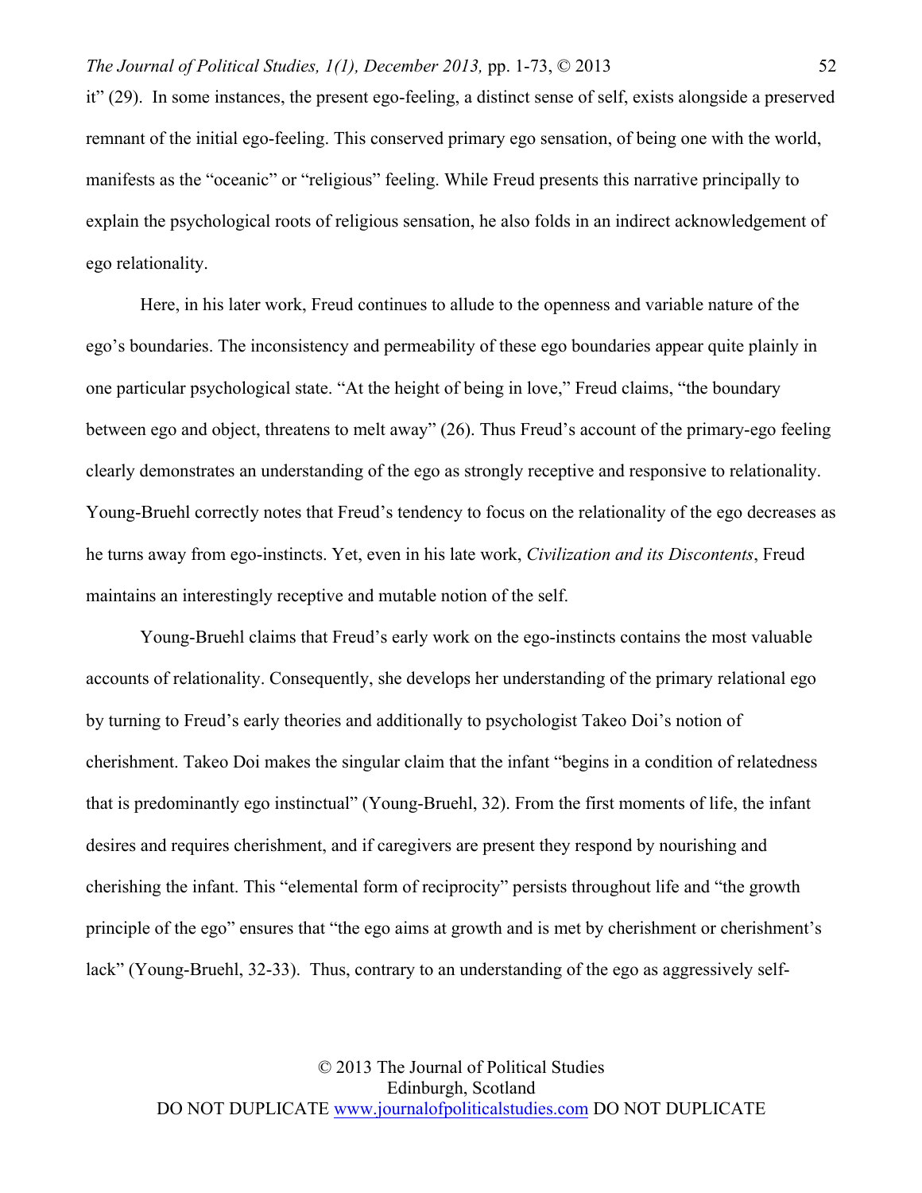it" (29). In some instances, the present ego-feeling, a distinct sense of self, exists alongside a preserved remnant of the initial ego-feeling. This conserved primary ego sensation, of being one with the world, manifests as the "oceanic" or "religious" feeling. While Freud presents this narrative principally to explain the psychological roots of religious sensation, he also folds in an indirect acknowledgement of ego relationality.

Here, in his later work, Freud continues to allude to the openness and variable nature of the ego's boundaries. The inconsistency and permeability of these ego boundaries appear quite plainly in one particular psychological state. "At the height of being in love," Freud claims, "the boundary between ego and object, threatens to melt away" (26). Thus Freud's account of the primary-ego feeling clearly demonstrates an understanding of the ego as strongly receptive and responsive to relationality. Young-Bruehl correctly notes that Freud's tendency to focus on the relationality of the ego decreases as he turns away from ego-instincts. Yet, even in his late work, *Civilization and its Discontents*, Freud maintains an interestingly receptive and mutable notion of the self.

Young-Bruehl claims that Freud's early work on the ego-instincts contains the most valuable accounts of relationality. Consequently, she develops her understanding of the primary relational ego by turning to Freud's early theories and additionally to psychologist Takeo Doi's notion of cherishment. Takeo Doi makes the singular claim that the infant "begins in a condition of relatedness that is predominantly ego instinctual" (Young-Bruehl, 32). From the first moments of life, the infant desires and requires cherishment, and if caregivers are present they respond by nourishing and cherishing the infant. This "elemental form of reciprocity" persists throughout life and "the growth principle of the ego" ensures that "the ego aims at growth and is met by cherishment or cherishment's lack" (Young-Bruehl, 32-33). Thus, contrary to an understanding of the ego as aggressively self-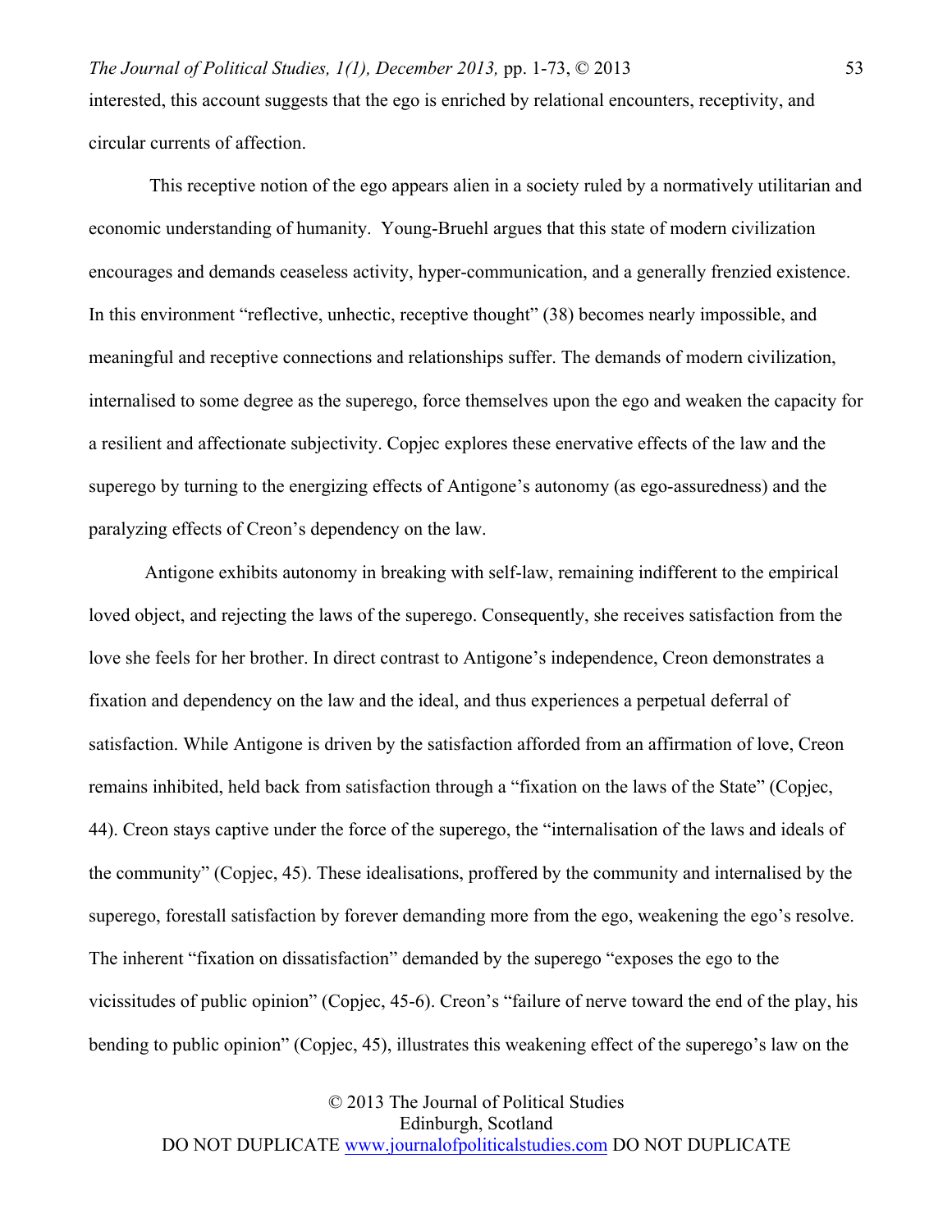interested, this account suggests that the ego is enriched by relational encounters, receptivity, and circular currents of affection.

This receptive notion of the ego appears alien in a society ruled by a normatively utilitarian and economic understanding of humanity. Young-Bruehl argues that this state of modern civilization encourages and demands ceaseless activity, hyper-communication, and a generally frenzied existence. In this environment "reflective, unhectic, receptive thought" (38) becomes nearly impossible, and meaningful and receptive connections and relationships suffer. The demands of modern civilization, internalised to some degree as the superego, force themselves upon the ego and weaken the capacity for a resilient and affectionate subjectivity. Copjec explores these enervative effects of the law and the superego by turning to the energizing effects of Antigone's autonomy (as ego-assuredness) and the paralyzing effects of Creon's dependency on the law.

Antigone exhibits autonomy in breaking with self-law, remaining indifferent to the empirical loved object, and rejecting the laws of the superego. Consequently, she receives satisfaction from the love she feels for her brother. In direct contrast to Antigone's independence, Creon demonstrates a fixation and dependency on the law and the ideal, and thus experiences a perpetual deferral of satisfaction. While Antigone is driven by the satisfaction afforded from an affirmation of love, Creon remains inhibited, held back from satisfaction through a "fixation on the laws of the State" (Copjec, 44). Creon stays captive under the force of the superego, the "internalisation of the laws and ideals of the community" (Copjec, 45). These idealisations, proffered by the community and internalised by the superego, forestall satisfaction by forever demanding more from the ego, weakening the ego's resolve. The inherent "fixation on dissatisfaction" demanded by the superego "exposes the ego to the vicissitudes of public opinion" (Copjec, 45-6). Creon's "failure of nerve toward the end of the play, his bending to public opinion" (Copjec, 45), illustrates this weakening effect of the superego's law on the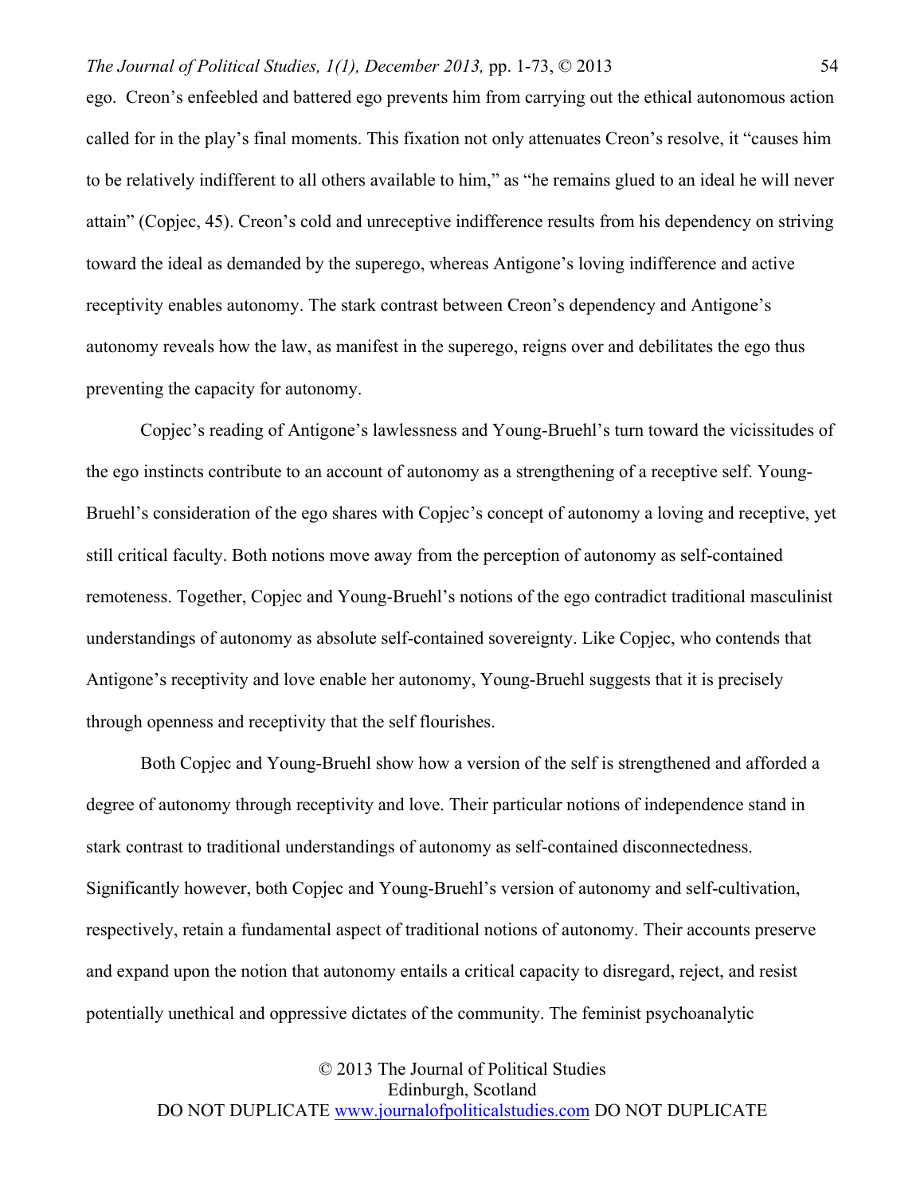ego. Creon's enfeebled and battered ego prevents him from carrying out the ethical autonomous action called for in the play's final moments. This fixation not only attenuates Creon's resolve, it "causes him to be relatively indifferent to all others available to him," as "he remains glued to an ideal he will never attain" (Copjec, 45). Creon's cold and unreceptive indifference results from his dependency on striving toward the ideal as demanded by the superego, whereas Antigone's loving indifference and active receptivity enables autonomy. The stark contrast between Creon's dependency and Antigone's autonomy reveals how the law, as manifest in the superego, reigns over and debilitates the ego thus preventing the capacity for autonomy.

Copjec's reading of Antigone's lawlessness and Young-Bruehl's turn toward the vicissitudes of the ego instincts contribute to an account of autonomy as a strengthening of a receptive self. Young-Bruehl's consideration of the ego shares with Copjec's concept of autonomy a loving and receptive, yet still critical faculty. Both notions move away from the perception of autonomy as self-contained remoteness. Together, Copjec and Young-Bruehl's notions of the ego contradict traditional masculinist understandings of autonomy as absolute self-contained sovereignty. Like Copjec, who contends that Antigone's receptivity and love enable her autonomy, Young-Bruehl suggests that it is precisely through openness and receptivity that the self flourishes.

Both Copjec and Young-Bruehl show how a version of the self is strengthened and afforded a degree of autonomy through receptivity and love. Their particular notions of independence stand in stark contrast to traditional understandings of autonomy as self-contained disconnectedness. Significantly however, both Copjec and Young-Bruehl's version of autonomy and self-cultivation, respectively, retain a fundamental aspect of traditional notions of autonomy. Their accounts preserve and expand upon the notion that autonomy entails a critical capacity to disregard, reject, and resist potentially unethical and oppressive dictates of the community. The feminist psychoanalytic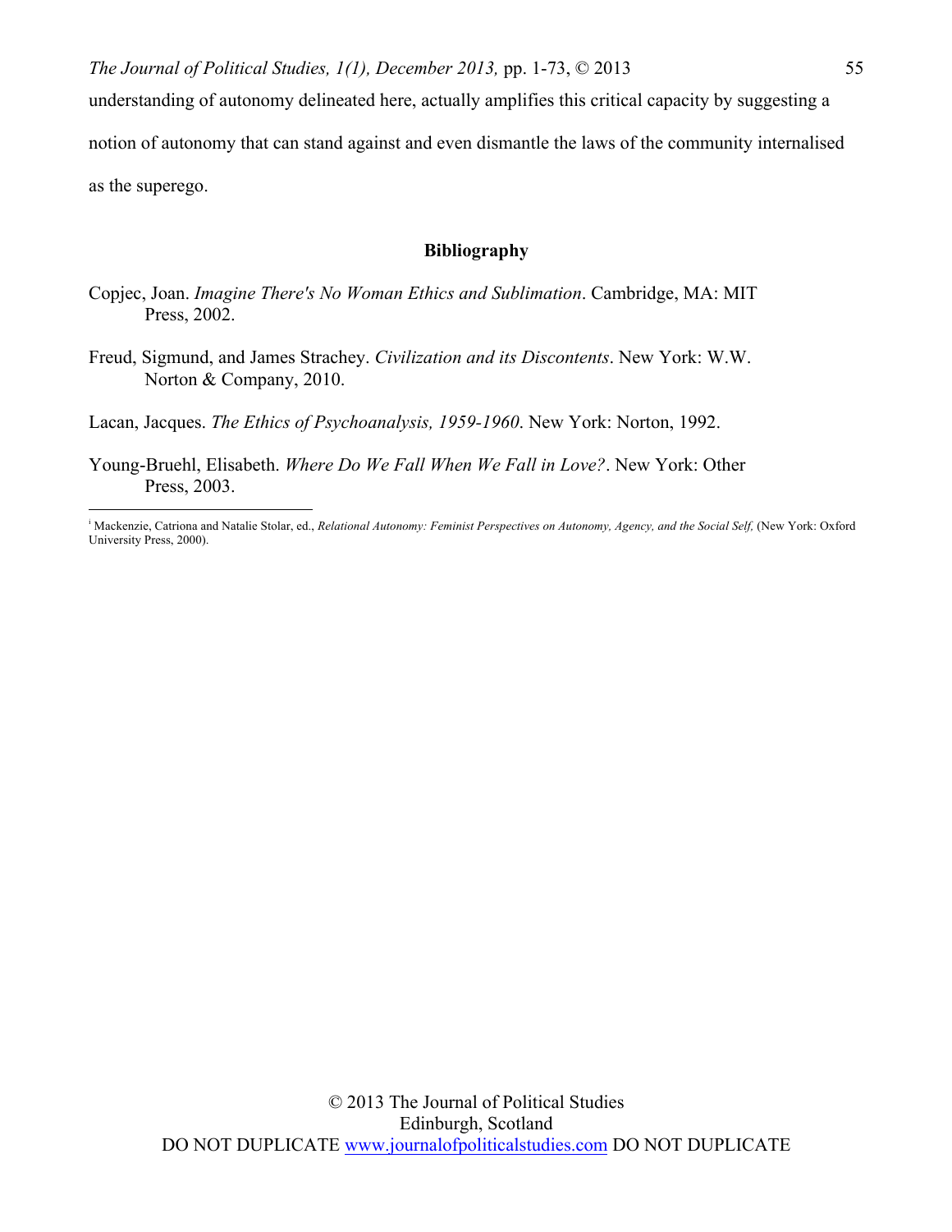understanding of autonomy delineated here, actually amplifies this critical capacity by suggesting a notion of autonomy that can stand against and even dismantle the laws of the community internalised as the superego.

## Bibliography

Copjec, Joan. *Imagine There's No Woman Ethics and Sublimation*. Cambridge, MA: MIT Press, 2002.

Freud, Sigmund, and James Strachey. *Civilization and its Discontents*. New York: W.W. Norton & Company, 2010.

Lacan, Jacques. *The Ethics of Psychoanalysis, 1959-1960*. New York: Norton, 1992.

Young-Bruehl, Elisabeth. *Where Do We Fall When We Fall in Love?*. New York: Other Press, 2003.

---

[i] Mackenzie, Catriona and Natalie Stolar, ed., *Relational Autonomy: Feminist Perspectives on Autonomy, Agency, and the Social Self,* (New York: Oxford University Press, 2000).